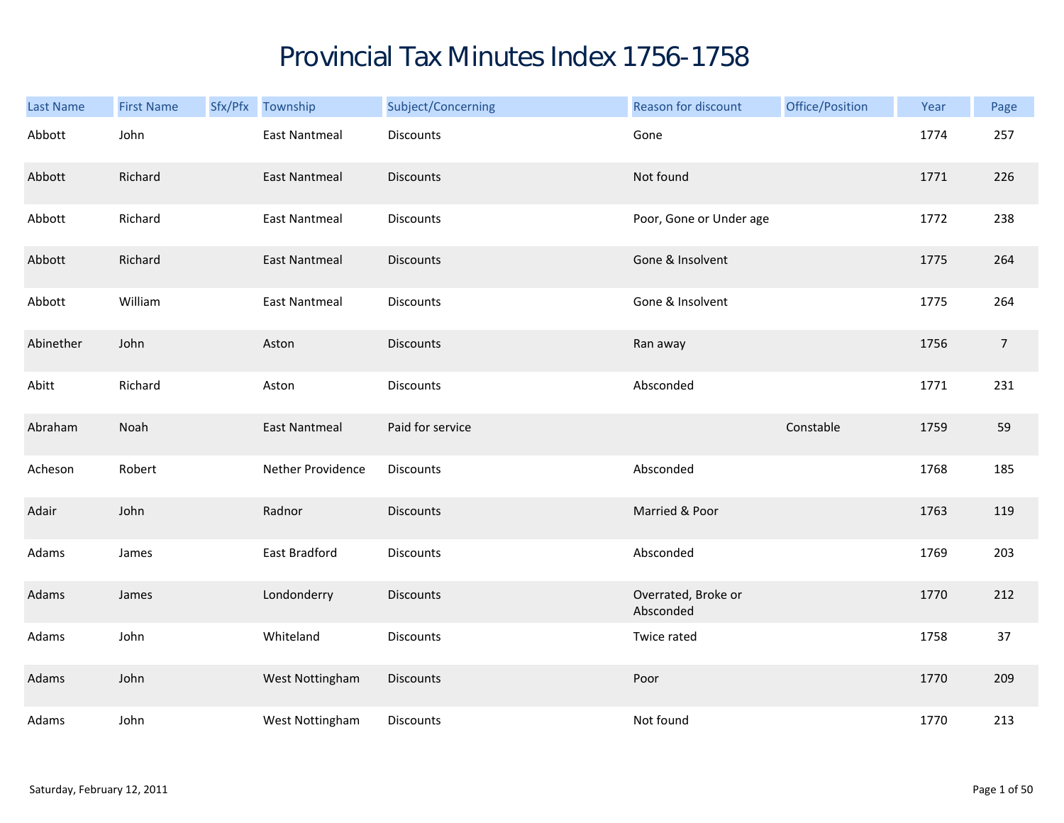# Provincial Tax Minutes Index 1756-1758

| Last Name | First Name | Sfx/Pfx | Township | Subject/Concerning | Reason for discount | Office/Position | Year | Page |
|---|---|---|---|---|---|---|---|---|
| Abbott | John | | East Nantmeal | Discounts | Gone | | 1774 | 257 |
| Abbott | Richard | | East Nantmeal | Discounts | Not found | | 1771 | 226 |
| Abbott | Richard | | East Nantmeal | Discounts | Poor, Gone or Under age | | 1772 | 238 |
| Abbott | Richard | | East Nantmeal | Discounts | Gone & Insolvent | | 1775 | 264 |
| Abbott | William | | East Nantmeal | Discounts | Gone & Insolvent | | 1775 | 264 |
| Abinether | John | | Aston | Discounts | Ran away | | 1756 | 7 |
| Abitt | Richard | | Aston | Discounts | Absconded | | 1771 | 231 |
| Abraham | Noah | | East Nantmeal | Paid for service | | Constable | 1759 | 59 |
| Acheson | Robert | | Nether Providence | Discounts | Absconded | | 1768 | 185 |
| Adair | John | | Radnor | Discounts | Married & Poor | | 1763 | 119 |
| Adams | James | | East Bradford | Discounts | Absconded | | 1769 | 203 |
| Adams | James | | Londonderry | Discounts | Overrated, Broke or Absconded | | 1770 | 212 |
| Adams | John | | Whiteland | Discounts | Twice rated | | 1758 | 37 |
| Adams | John | | West Nottingham | Discounts | Poor | | 1770 | 209 |
| Adams | John | | West Nottingham | Discounts | Not found | | 1770 | 213 |

Saturday, February 12, 2011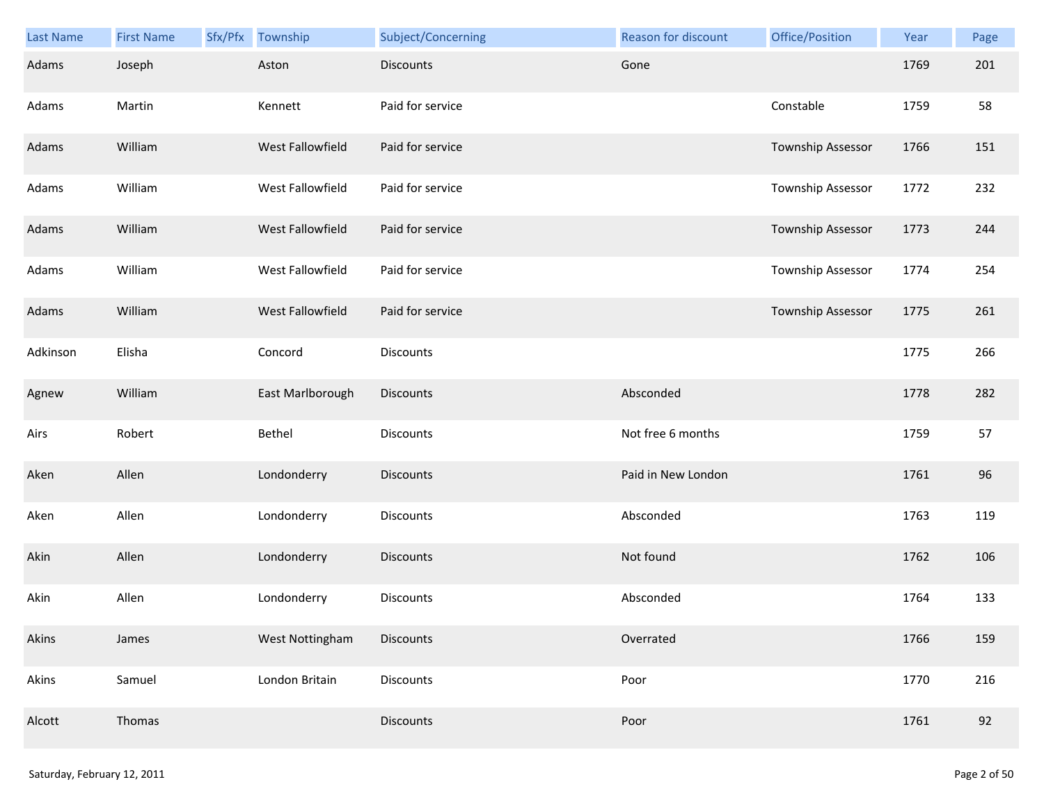| Last Name | First Name | Sfx/Pfx | Township | Subject/Concerning | Reason for discount | Office/Position | Year | Page |
|---|---|---|---|---|---|---|---|---|
| Adams | Joseph | | Aston | Discounts | Gone | | 1769 | 201 |
| Adams | Martin | | Kennett | Paid for service | | Constable | 1759 | 58 |
| Adams | William | | West Fallowfield | Paid for service | | Township Assessor | 1766 | 151 |
| Adams | William | | West Fallowfield | Paid for service | | Township Assessor | 1772 | 232 |
| Adams | William | | West Fallowfield | Paid for service | | Township Assessor | 1773 | 244 |
| Adams | William | | West Fallowfield | Paid for service | | Township Assessor | 1774 | 254 |
| Adams | William | | West Fallowfield | Paid for service | | Township Assessor | 1775 | 261 |
| Adkinson | Elisha | | Concord | Discounts | | | 1775 | 266 |
| Agnew | William | | East Marlborough | Discounts | Absconded | | 1778 | 282 |
| Airs | Robert | | Bethel | Discounts | Not free 6 months | | 1759 | 57 |
| Aken | Allen | | Londonderry | Discounts | Paid in New London | | 1761 | 96 |
| Aken | Allen | | Londonderry | Discounts | Absconded | | 1763 | 119 |
| Akin | Allen | | Londonderry | Discounts | Not found | | 1762 | 106 |
| Akin | Allen | | Londonderry | Discounts | Absconded | | 1764 | 133 |
| Akins | James | | West Nottingham | Discounts | Overrated | | 1766 | 159 |
| Akins | Samuel | | London Britain | Discounts | Poor | | 1770 | 216 |
| Alcott | Thomas | | | Discounts | Poor | | 1761 | 92 |

Saturday, February 12, 2011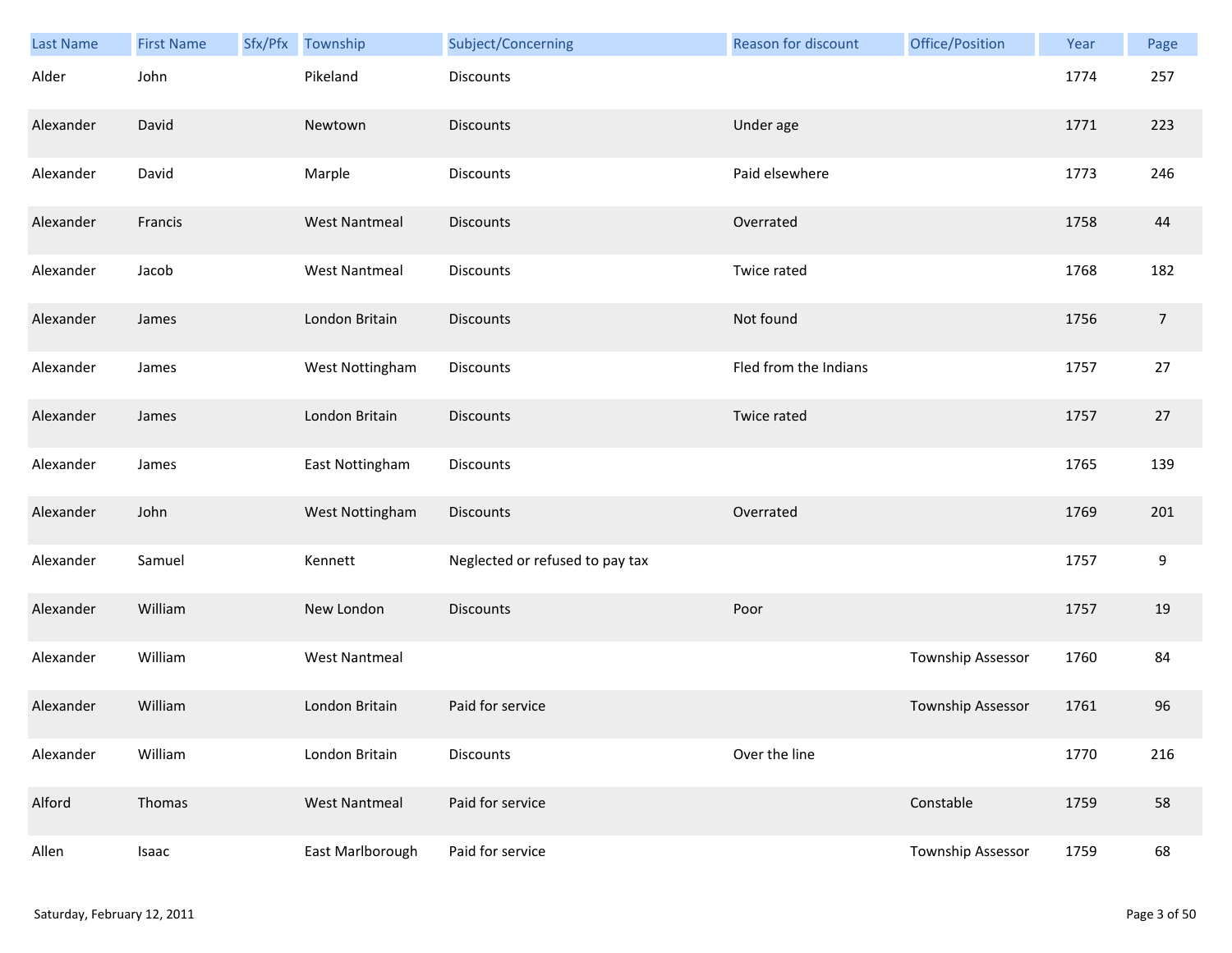| Last Name | First Name | Sfx/Pfx | Township | Subject/Concerning | Reason for discount | Office/Position | Year | Page |
|---|---|---|---|---|---|---|---|---|
| Alder | John | | Pikeland | Discounts | | | 1774 | 257 |
| Alexander | David | | Newtown | Discounts | Under age | | 1771 | 223 |
| Alexander | David | | Marple | Discounts | Paid elsewhere | | 1773 | 246 |
| Alexander | Francis | | West Nantmeal | Discounts | Overrated | | 1758 | 44 |
| Alexander | Jacob | | West Nantmeal | Discounts | Twice rated | | 1768 | 182 |
| Alexander | James | | London Britain | Discounts | Not found | | 1756 | 7 |
| Alexander | James | | West Nottingham | Discounts | Fled from the Indians | | 1757 | 27 |
| Alexander | James | | London Britain | Discounts | Twice rated | | 1757 | 27 |
| Alexander | James | | East Nottingham | Discounts | | | 1765 | 139 |
| Alexander | John | | West Nottingham | Discounts | Overrated | | 1769 | 201 |
| Alexander | Samuel | | Kennett | Neglected or refused to pay tax | | | 1757 | 9 |
| Alexander | William | | New London | Discounts | Poor | | 1757 | 19 |
| Alexander | William | | West Nantmeal | | | Township Assessor | 1760 | 84 |
| Alexander | William | | London Britain | Paid for service | | Township Assessor | 1761 | 96 |
| Alexander | William | | London Britain | Discounts | Over the line | | 1770 | 216 |
| Alford | Thomas | | West Nantmeal | Paid for service | | Constable | 1759 | 58 |
| Allen | Isaac | | East Marlborough | Paid for service | | Township Assessor | 1759 | 68 |

Saturday, February 12, 2011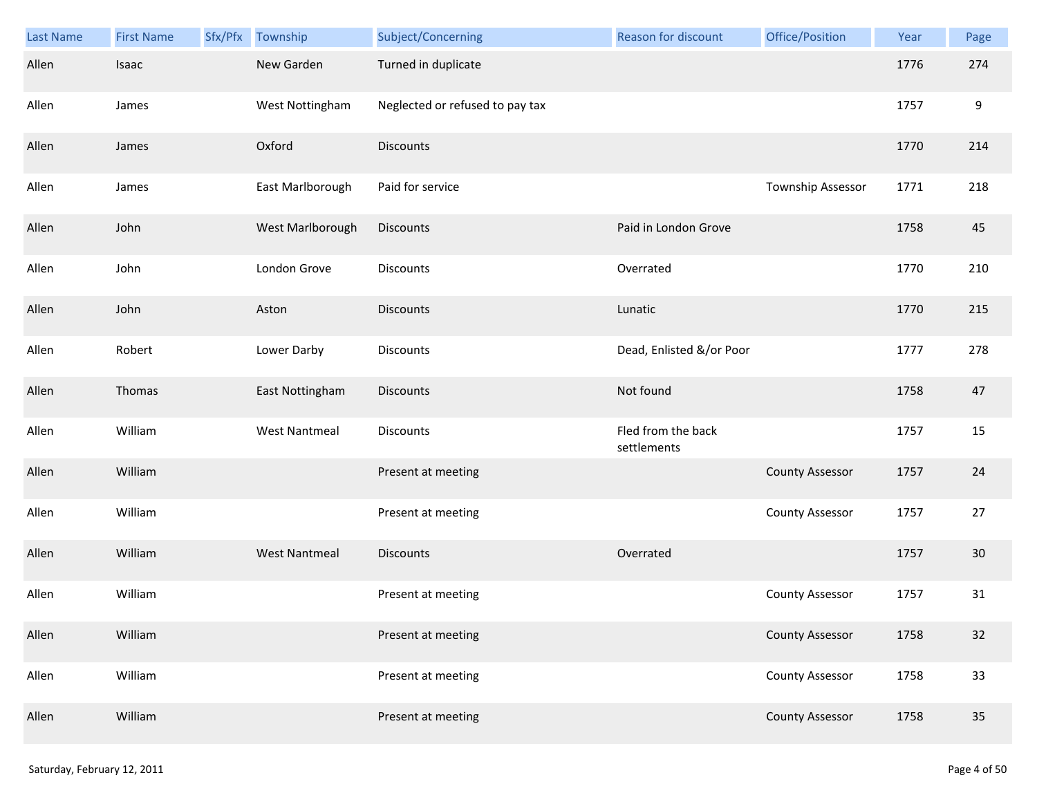| Last Name | First Name | Sfx/Pfx | Township | Subject/Concerning | Reason for discount | Office/Position | Year | Page |
|---|---|---|---|---|---|---|---|---|
| Allen | Isaac | | New Garden | Turned in duplicate | | | 1776 | 274 |
| Allen | James | | West Nottingham | Neglected or refused to pay tax | | | 1757 | 9 |
| Allen | James | | Oxford | Discounts | | | 1770 | 214 |
| Allen | James | | East Marlborough | Paid for service | | Township Assessor | 1771 | 218 |
| Allen | John | | West Marlborough | Discounts | Paid in London Grove | | 1758 | 45 |
| Allen | John | | London Grove | Discounts | Overrated | | 1770 | 210 |
| Allen | John | | Aston | Discounts | Lunatic | | 1770 | 215 |
| Allen | Robert | | Lower Darby | Discounts | Dead, Enlisted &/or Poor | | 1777 | 278 |
| Allen | Thomas | | East Nottingham | Discounts | Not found | | 1758 | 47 |
| Allen | William | | West Nantmeal | Discounts | Fled from the back settlements | | 1757 | 15 |
| Allen | William | | | Present at meeting | | County Assessor | 1757 | 24 |
| Allen | William | | | Present at meeting | | County Assessor | 1757 | 27 |
| Allen | William | | West Nantmeal | Discounts | Overrated | | 1757 | 30 |
| Allen | William | | | Present at meeting | | County Assessor | 1757 | 31 |
| Allen | William | | | Present at meeting | | County Assessor | 1758 | 32 |
| Allen | William | | | Present at meeting | | County Assessor | 1758 | 33 |
| Allen | William | | | Present at meeting | | County Assessor | 1758 | 35 |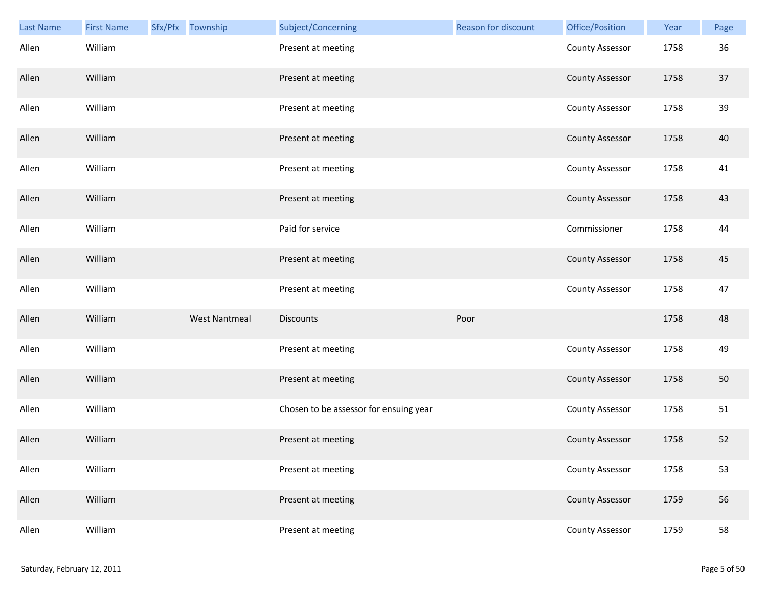| Last Name | First Name | Sfx/Pfx | Township | Subject/Concerning | Reason for discount | Office/Position | Year | Page |
|---|---|---|---|---|---|---|---|---|
| Allen | William | | | Present at meeting | | County Assessor | 1758 | 36 |
| Allen | William | | | Present at meeting | | County Assessor | 1758 | 37 |
| Allen | William | | | Present at meeting | | County Assessor | 1758 | 39 |
| Allen | William | | | Present at meeting | | County Assessor | 1758 | 40 |
| Allen | William | | | Present at meeting | | County Assessor | 1758 | 41 |
| Allen | William | | | Present at meeting | | County Assessor | 1758 | 43 |
| Allen | William | | | Paid for service | | Commissioner | 1758 | 44 |
| Allen | William | | | Present at meeting | | County Assessor | 1758 | 45 |
| Allen | William | | | Present at meeting | | County Assessor | 1758 | 47 |
| Allen | William | | West Nantmeal | Discounts | Poor | | 1758 | 48 |
| Allen | William | | | Present at meeting | | County Assessor | 1758 | 49 |
| Allen | William | | | Present at meeting | | County Assessor | 1758 | 50 |
| Allen | William | | | Chosen to be assessor for ensuing year | | County Assessor | 1758 | 51 |
| Allen | William | | | Present at meeting | | County Assessor | 1758 | 52 |
| Allen | William | | | Present at meeting | | County Assessor | 1758 | 53 |
| Allen | William | | | Present at meeting | | County Assessor | 1759 | 56 |
| Allen | William | | | Present at meeting | | County Assessor | 1759 | 58 |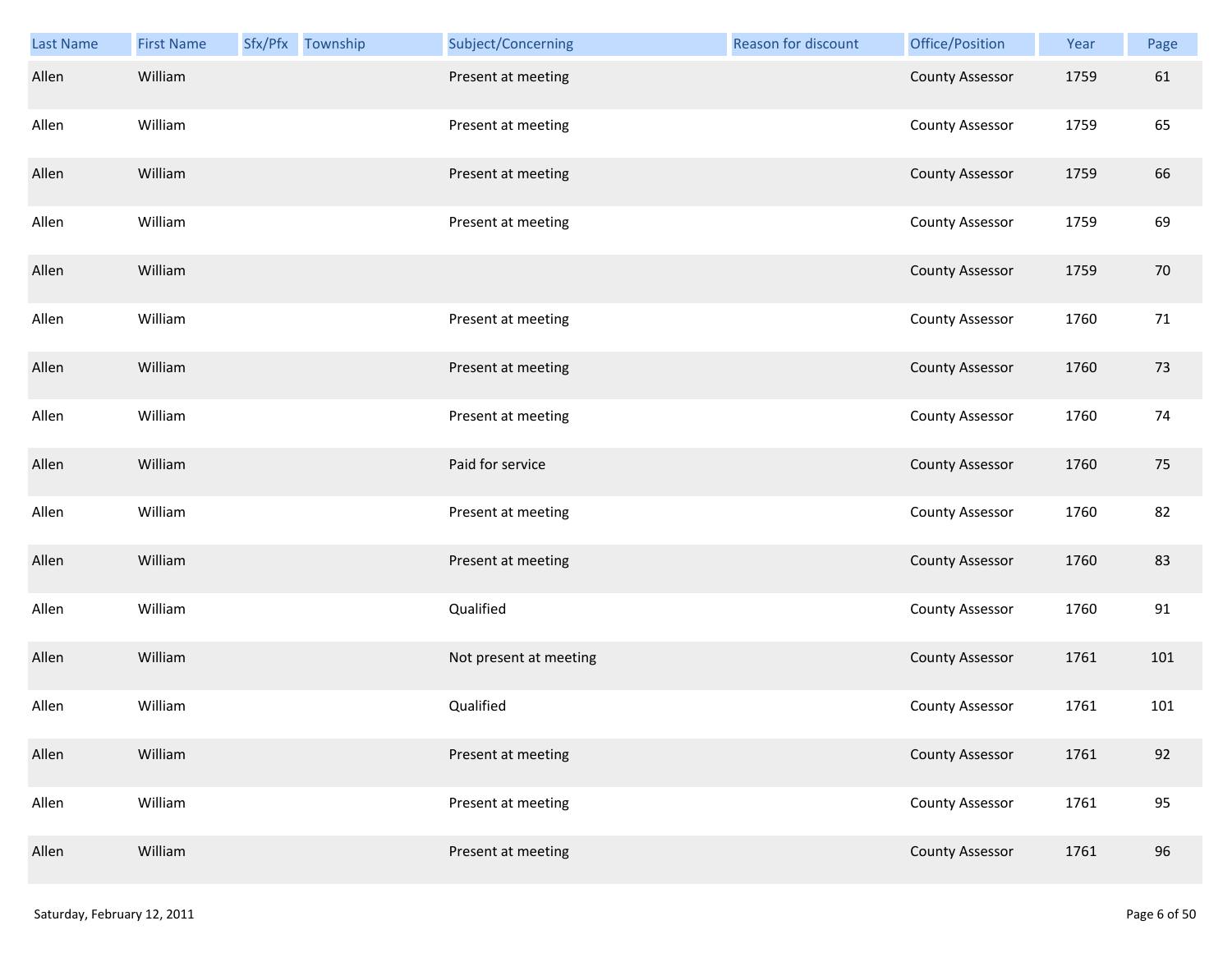| Last Name | First Name | Sfx/Pfx | Township | Subject/Concerning | Reason for discount | Office/Position | Year | Page |
|---|---|---|---|---|---|---|---|---|
| Allen | William | | | Present at meeting | | County Assessor | 1759 | 61 |
| Allen | William | | | Present at meeting | | County Assessor | 1759 | 65 |
| Allen | William | | | Present at meeting | | County Assessor | 1759 | 66 |
| Allen | William | | | Present at meeting | | County Assessor | 1759 | 69 |
| Allen | William | | | | | County Assessor | 1759 | 70 |
| Allen | William | | | Present at meeting | | County Assessor | 1760 | 71 |
| Allen | William | | | Present at meeting | | County Assessor | 1760 | 73 |
| Allen | William | | | Present at meeting | | County Assessor | 1760 | 74 |
| Allen | William | | | Paid for service | | County Assessor | 1760 | 75 |
| Allen | William | | | Present at meeting | | County Assessor | 1760 | 82 |
| Allen | William | | | Present at meeting | | County Assessor | 1760 | 83 |
| Allen | William | | | Qualified | | County Assessor | 1760 | 91 |
| Allen | William | | | Not present at meeting | | County Assessor | 1761 | 101 |
| Allen | William | | | Qualified | | County Assessor | 1761 | 101 |
| Allen | William | | | Present at meeting | | County Assessor | 1761 | 92 |
| Allen | William | | | Present at meeting | | County Assessor | 1761 | 95 |
| Allen | William | | | Present at meeting | | County Assessor | 1761 | 96 |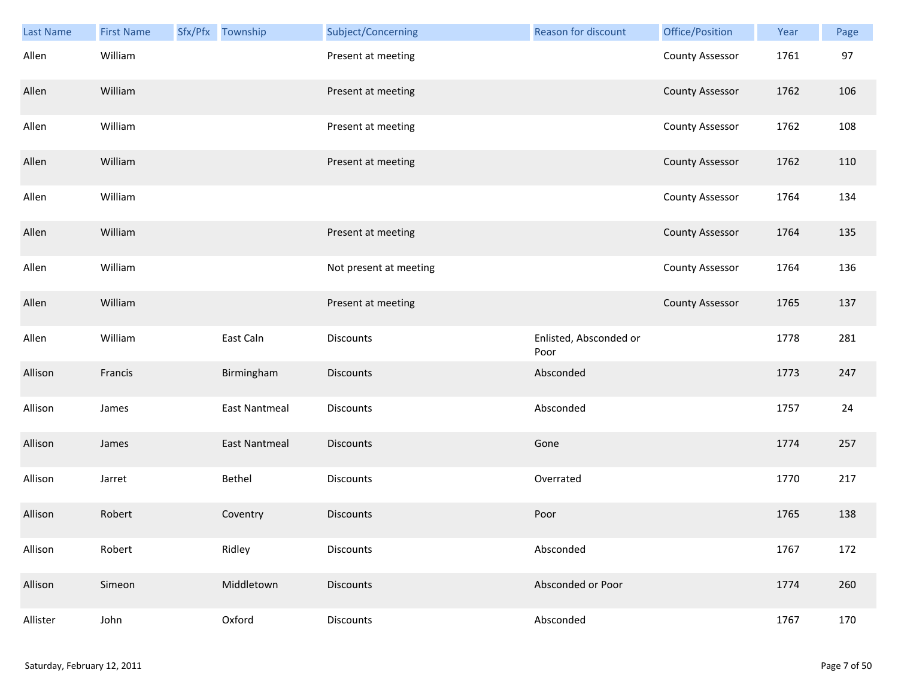| Last Name | First Name | Sfx/Pfx | Township | Subject/Concerning | Reason for discount | Office/Position | Year | Page |
|---|---|---|---|---|---|---|---|---|
| Allen | William | | | Present at meeting | | County Assessor | 1761 | 97 |
| Allen | William | | | Present at meeting | | County Assessor | 1762 | 106 |
| Allen | William | | | Present at meeting | | County Assessor | 1762 | 108 |
| Allen | William | | | Present at meeting | | County Assessor | 1762 | 110 |
| Allen | William | | | | | County Assessor | 1764 | 134 |
| Allen | William | | | Present at meeting | | County Assessor | 1764 | 135 |
| Allen | William | | | Not present at meeting | | County Assessor | 1764 | 136 |
| Allen | William | | | Present at meeting | | County Assessor | 1765 | 137 |
| Allen | William | | East Caln | Discounts | Enlisted, Absconded or Poor | | 1778 | 281 |
| Allison | Francis | | Birmingham | Discounts | Absconded | | 1773 | 247 |
| Allison | James | | East Nantmeal | Discounts | Absconded | | 1757 | 24 |
| Allison | James | | East Nantmeal | Discounts | Gone | | 1774 | 257 |
| Allison | Jarret | | Bethel | Discounts | Overrated | | 1770 | 217 |
| Allison | Robert | | Coventry | Discounts | Poor | | 1765 | 138 |
| Allison | Robert | | Ridley | Discounts | Absconded | | 1767 | 172 |
| Allison | Simeon | | Middletown | Discounts | Absconded or Poor | | 1774 | 260 |
| Allister | John | | Oxford | Discounts | Absconded | | 1767 | 170 |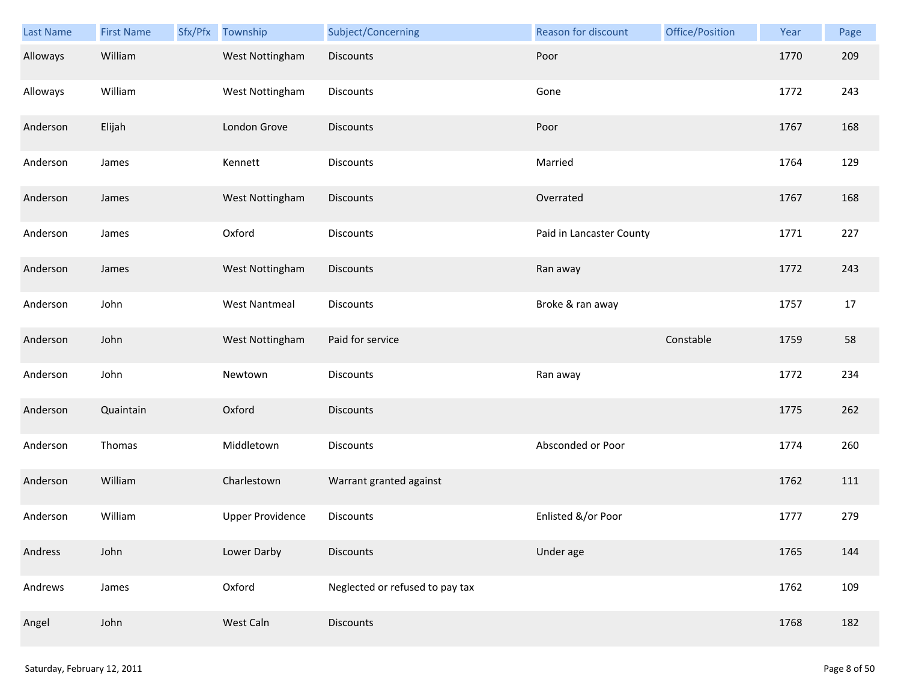| Last Name | First Name | Sfx/Pfx | Township | Subject/Concerning | Reason for discount | Office/Position | Year | Page |
|---|---|---|---|---|---|---|---|---|
| Alloways | William | | West Nottingham | Discounts | Poor | | 1770 | 209 |
| Alloways | William | | West Nottingham | Discounts | Gone | | 1772 | 243 |
| Anderson | Elijah | | London Grove | Discounts | Poor | | 1767 | 168 |
| Anderson | James | | Kennett | Discounts | Married | | 1764 | 129 |
| Anderson | James | | West Nottingham | Discounts | Overrated | | 1767 | 168 |
| Anderson | James | | Oxford | Discounts | Paid in Lancaster County | | 1771 | 227 |
| Anderson | James | | West Nottingham | Discounts | Ran away | | 1772 | 243 |
| Anderson | John | | West Nantmeal | Discounts | Broke & ran away | | 1757 | 17 |
| Anderson | John | | West Nottingham | Paid for service | | Constable | 1759 | 58 |
| Anderson | John | | Newtown | Discounts | Ran away | | 1772 | 234 |
| Anderson | Quaintain | | Oxford | Discounts | | | 1775 | 262 |
| Anderson | Thomas | | Middletown | Discounts | Absconded or Poor | | 1774 | 260 |
| Anderson | William | | Charlestown | Warrant granted against | | | 1762 | 111 |
| Anderson | William | | Upper Providence | Discounts | Enlisted &/or Poor | | 1777 | 279 |
| Andress | John | | Lower Darby | Discounts | Under age | | 1765 | 144 |
| Andrews | James | | Oxford | Neglected or refused to pay tax | | | 1762 | 109 |
| Angel | John | | West Caln | Discounts | | | 1768 | 182 |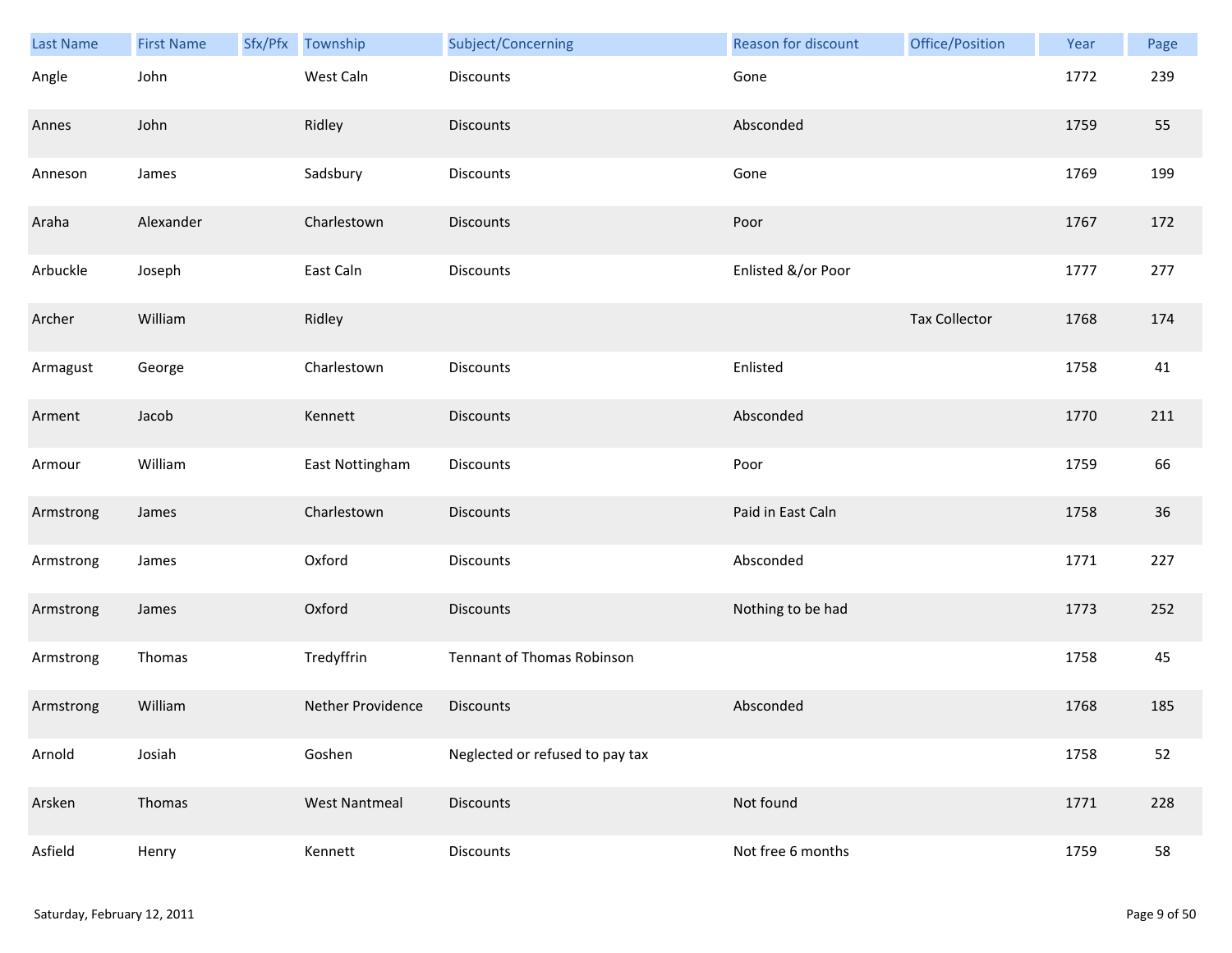| Last Name | First Name | Sfx/Pfx | Township | Subject/Concerning | Reason for discount | Office/Position | Year | Page |
|---|---|---|---|---|---|---|---|---|
| Angle | John | | West Caln | Discounts | Gone | | 1772 | 239 |
| Annes | John | | Ridley | Discounts | Absconded | | 1759 | 55 |
| Anneson | James | | Sadsbury | Discounts | Gone | | 1769 | 199 |
| Araha | Alexander | | Charlestown | Discounts | Poor | | 1767 | 172 |
| Arbuckle | Joseph | | East Caln | Discounts | Enlisted &/or Poor | | 1777 | 277 |
| Archer | William | | Ridley | | | Tax Collector | 1768 | 174 |
| Armagust | George | | Charlestown | Discounts | Enlisted | | 1758 | 41 |
| Arment | Jacob | | Kennett | Discounts | Absconded | | 1770 | 211 |
| Armour | William | | East Nottingham | Discounts | Poor | | 1759 | 66 |
| Armstrong | James | | Charlestown | Discounts | Paid in East Caln | | 1758 | 36 |
| Armstrong | James | | Oxford | Discounts | Absconded | | 1771 | 227 |
| Armstrong | James | | Oxford | Discounts | Nothing to be had | | 1773 | 252 |
| Armstrong | Thomas | | Tredyffrin | Tennant of Thomas Robinson | | | 1758 | 45 |
| Armstrong | William | | Nether Providence | Discounts | Absconded | | 1768 | 185 |
| Arnold | Josiah | | Goshen | Neglected or refused to pay tax | | | 1758 | 52 |
| Arsken | Thomas | | West Nantmeal | Discounts | Not found | | 1771 | 228 |
| Asfield | Henry | | Kennett | Discounts | Not free 6 months | | 1759 | 58 |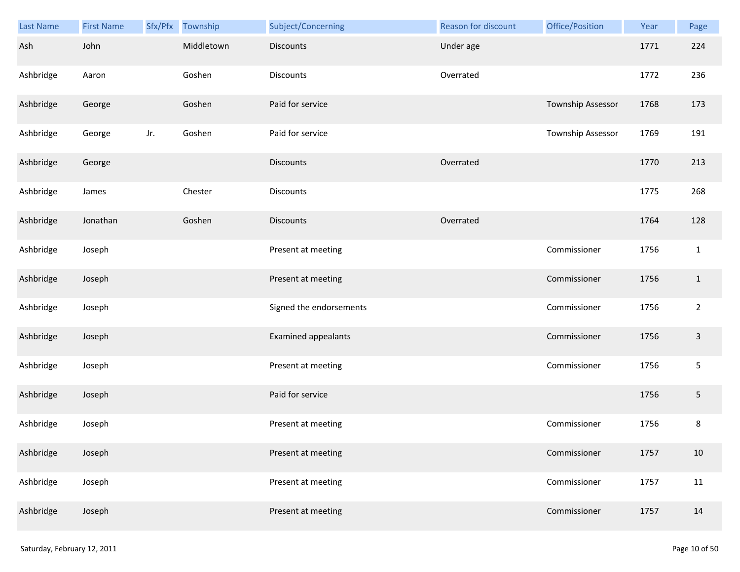| Last Name | First Name | Sfx/Pfx | Township | Subject/Concerning | Reason for discount | Office/Position | Year | Page |
|---|---|---|---|---|---|---|---|---|
| Ash | John | | Middletown | Discounts | Under age | | 1771 | 224 |
| Ashbridge | Aaron | | Goshen | Discounts | Overrated | | 1772 | 236 |
| Ashbridge | George | | Goshen | Paid for service | | Township Assessor | 1768 | 173 |
| Ashbridge | George | Jr. | Goshen | Paid for service | | Township Assessor | 1769 | 191 |
| Ashbridge | George | | | Discounts | Overrated | | 1770 | 213 |
| Ashbridge | James | | Chester | Discounts | | | 1775 | 268 |
| Ashbridge | Jonathan | | Goshen | Discounts | Overrated | | 1764 | 128 |
| Ashbridge | Joseph | | | Present at meeting | | Commissioner | 1756 | 1 |
| Ashbridge | Joseph | | | Present at meeting | | Commissioner | 1756 | 1 |
| Ashbridge | Joseph | | | Signed the endorsements | | Commissioner | 1756 | 2 |
| Ashbridge | Joseph | | | Examined appealants | | Commissioner | 1756 | 3 |
| Ashbridge | Joseph | | | Present at meeting | | Commissioner | 1756 | 5 |
| Ashbridge | Joseph | | | Paid for service | | | 1756 | 5 |
| Ashbridge | Joseph | | | Present at meeting | | Commissioner | 1756 | 8 |
| Ashbridge | Joseph | | | Present at meeting | | Commissioner | 1757 | 10 |
| Ashbridge | Joseph | | | Present at meeting | | Commissioner | 1757 | 11 |
| Ashbridge | Joseph | | | Present at meeting | | Commissioner | 1757 | 14 |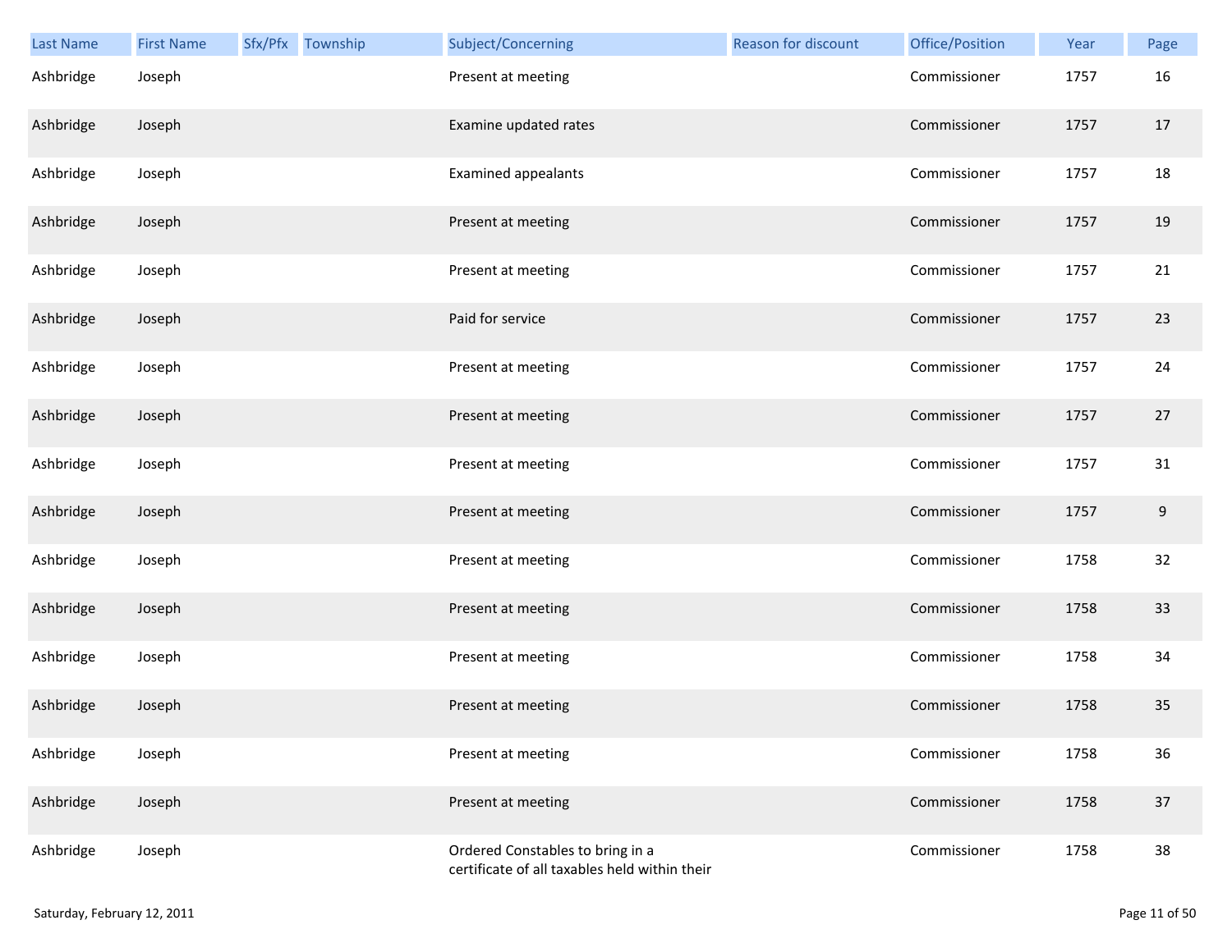| Last Name | First Name | Sfx/Pfx | Township | Subject/Concerning | Reason for discount | Office/Position | Year | Page |
|---|---|---|---|---|---|---|---|---|
| Ashbridge | Joseph | | | Present at meeting | | Commissioner | 1757 | 16 |
| Ashbridge | Joseph | | | Examine updated rates | | Commissioner | 1757 | 17 |
| Ashbridge | Joseph | | | Examined appealants | | Commissioner | 1757 | 18 |
| Ashbridge | Joseph | | | Present at meeting | | Commissioner | 1757 | 19 |
| Ashbridge | Joseph | | | Present at meeting | | Commissioner | 1757 | 21 |
| Ashbridge | Joseph | | | Paid for service | | Commissioner | 1757 | 23 |
| Ashbridge | Joseph | | | Present at meeting | | Commissioner | 1757 | 24 |
| Ashbridge | Joseph | | | Present at meeting | | Commissioner | 1757 | 27 |
| Ashbridge | Joseph | | | Present at meeting | | Commissioner | 1757 | 31 |
| Ashbridge | Joseph | | | Present at meeting | | Commissioner | 1757 | 9 |
| Ashbridge | Joseph | | | Present at meeting | | Commissioner | 1758 | 32 |
| Ashbridge | Joseph | | | Present at meeting | | Commissioner | 1758 | 33 |
| Ashbridge | Joseph | | | Present at meeting | | Commissioner | 1758 | 34 |
| Ashbridge | Joseph | | | Present at meeting | | Commissioner | 1758 | 35 |
| Ashbridge | Joseph | | | Present at meeting | | Commissioner | 1758 | 36 |
| Ashbridge | Joseph | | | Present at meeting | | Commissioner | 1758 | 37 |
| Ashbridge | Joseph | | | Ordered Constables to bring in a certificate of all taxables held within their | | Commissioner | 1758 | 38 |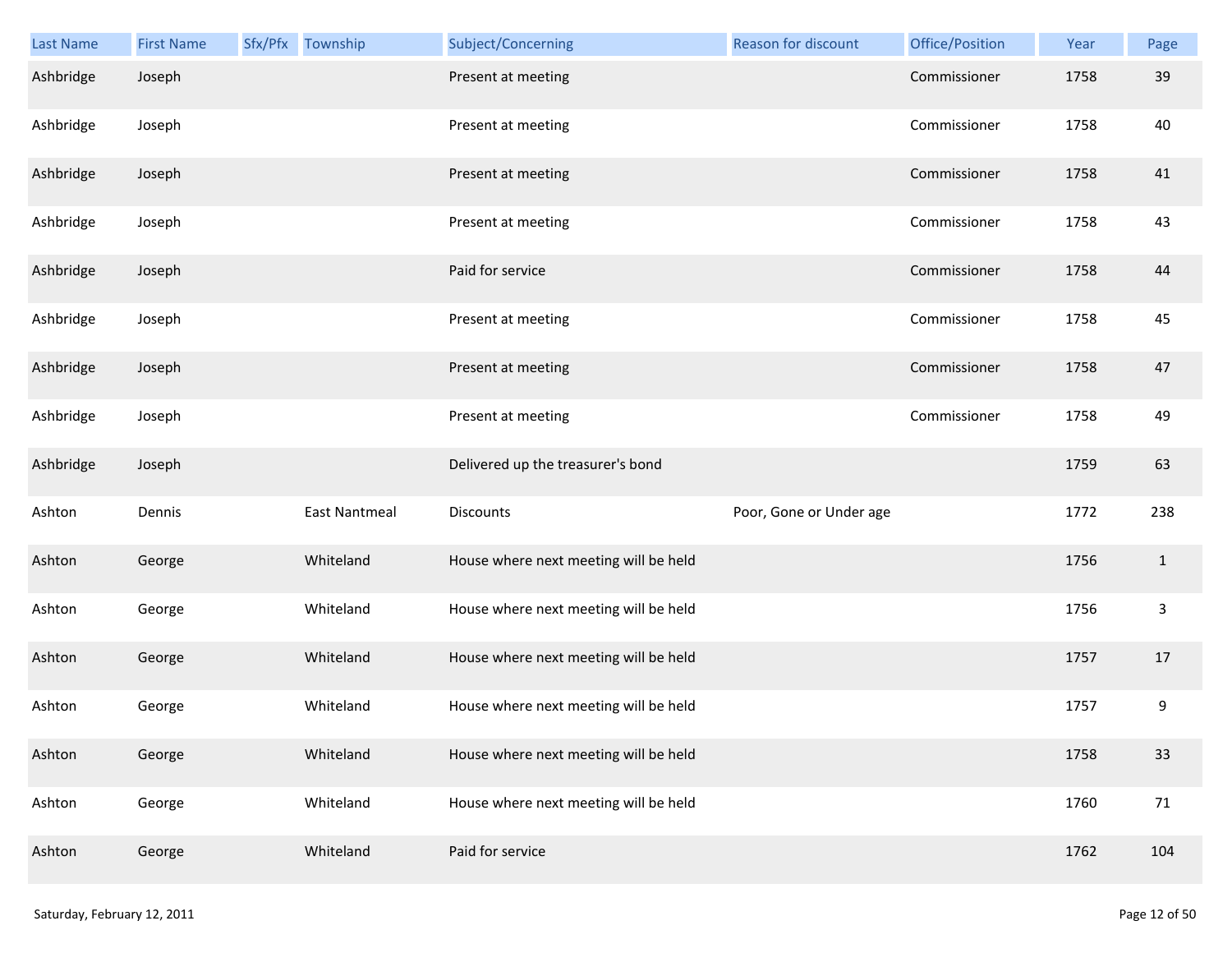| Last Name | First Name | Sfx/Pfx | Township | Subject/Concerning | Reason for discount | Office/Position | Year | Page |
|---|---|---|---|---|---|---|---|---|
| Ashbridge | Joseph | | | Present at meeting | | Commissioner | 1758 | 39 |
| Ashbridge | Joseph | | | Present at meeting | | Commissioner | 1758 | 40 |
| Ashbridge | Joseph | | | Present at meeting | | Commissioner | 1758 | 41 |
| Ashbridge | Joseph | | | Present at meeting | | Commissioner | 1758 | 43 |
| Ashbridge | Joseph | | | Paid for service | | Commissioner | 1758 | 44 |
| Ashbridge | Joseph | | | Present at meeting | | Commissioner | 1758 | 45 |
| Ashbridge | Joseph | | | Present at meeting | | Commissioner | 1758 | 47 |
| Ashbridge | Joseph | | | Present at meeting | | Commissioner | 1758 | 49 |
| Ashbridge | Joseph | | | Delivered up the treasurer's bond | | | 1759 | 63 |
| Ashton | Dennis | | East Nantmeal | Discounts | Poor, Gone or Under age | | 1772 | 238 |
| Ashton | George | | Whiteland | House where next meeting will be held | | | 1756 | 1 |
| Ashton | George | | Whiteland | House where next meeting will be held | | | 1756 | 3 |
| Ashton | George | | Whiteland | House where next meeting will be held | | | 1757 | 17 |
| Ashton | George | | Whiteland | House where next meeting will be held | | | 1757 | 9 |
| Ashton | George | | Whiteland | House where next meeting will be held | | | 1758 | 33 |
| Ashton | George | | Whiteland | House where next meeting will be held | | | 1760 | 71 |
| Ashton | George | | Whiteland | Paid for service | | | 1762 | 104 |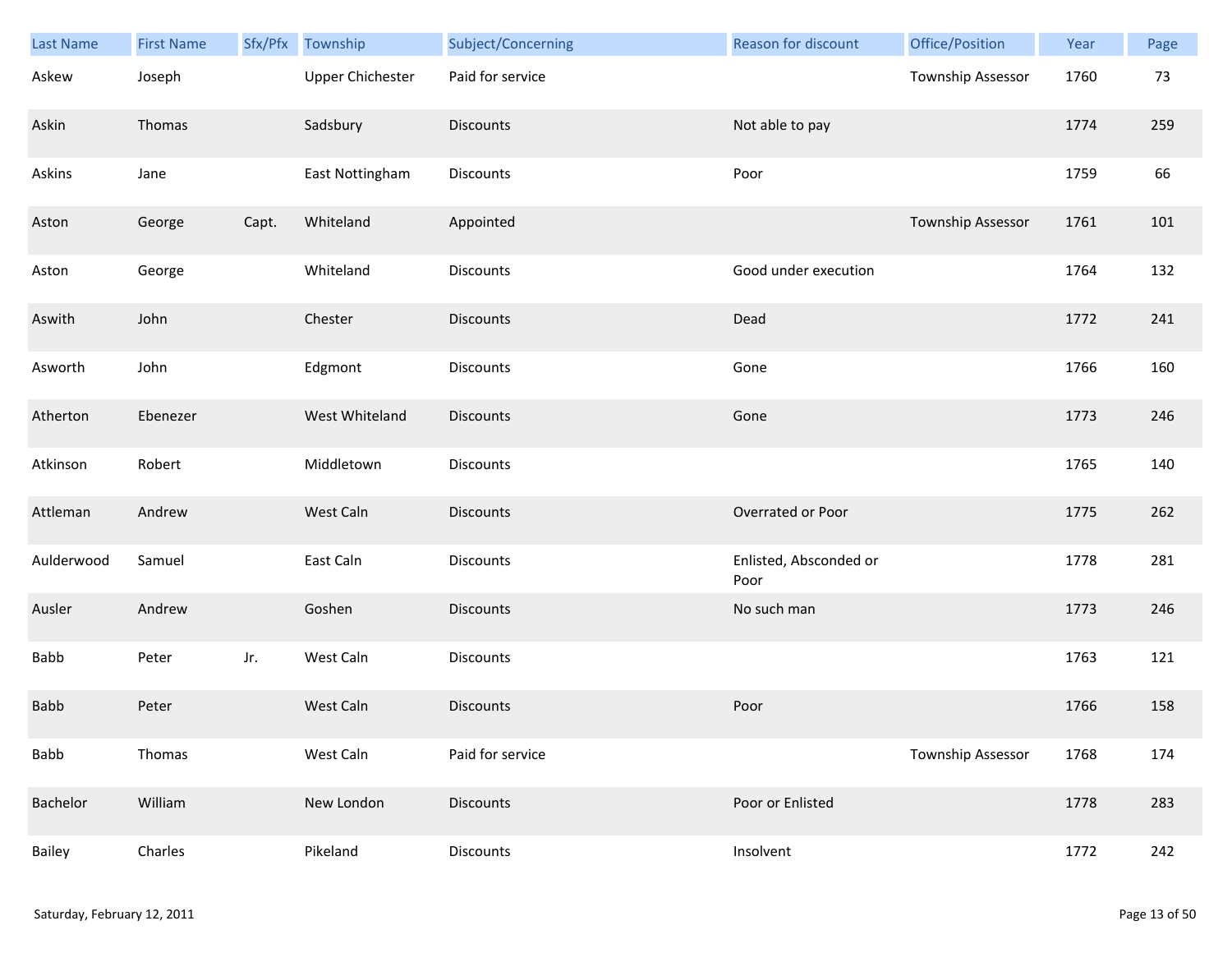| Last Name | First Name | Sfx/Pfx | Township | Subject/Concerning | Reason for discount | Office/Position | Year | Page |
|---|---|---|---|---|---|---|---|---|
| Askew | Joseph | | Upper Chichester | Paid for service | | Township Assessor | 1760 | 73 |
| Askin | Thomas | | Sadsbury | Discounts | Not able to pay | | 1774 | 259 |
| Askins | Jane | | East Nottingham | Discounts | Poor | | 1759 | 66 |
| Aston | George | Capt. | Whiteland | Appointed | | Township Assessor | 1761 | 101 |
| Aston | George | | Whiteland | Discounts | Good under execution | | 1764 | 132 |
| Aswith | John | | Chester | Discounts | Dead | | 1772 | 241 |
| Asworth | John | | Edgmont | Discounts | Gone | | 1766 | 160 |
| Atherton | Ebenezer | | West Whiteland | Discounts | Gone | | 1773 | 246 |
| Atkinson | Robert | | Middletown | Discounts | | | 1765 | 140 |
| Attleman | Andrew | | West Caln | Discounts | Overrated or Poor | | 1775 | 262 |
| Aulderwood | Samuel | | East Caln | Discounts | Enlisted, Absconded or Poor | | 1778 | 281 |
| Ausler | Andrew | | Goshen | Discounts | No such man | | 1773 | 246 |
| Babb | Peter | Jr. | West Caln | Discounts | | | 1763 | 121 |
| Babb | Peter | | West Caln | Discounts | Poor | | 1766 | 158 |
| Babb | Thomas | | West Caln | Paid for service | | Township Assessor | 1768 | 174 |
| Bachelor | William | | New London | Discounts | Poor or Enlisted | | 1778 | 283 |
| Bailey | Charles | | Pikeland | Discounts | Insolvent | | 1772 | 242 |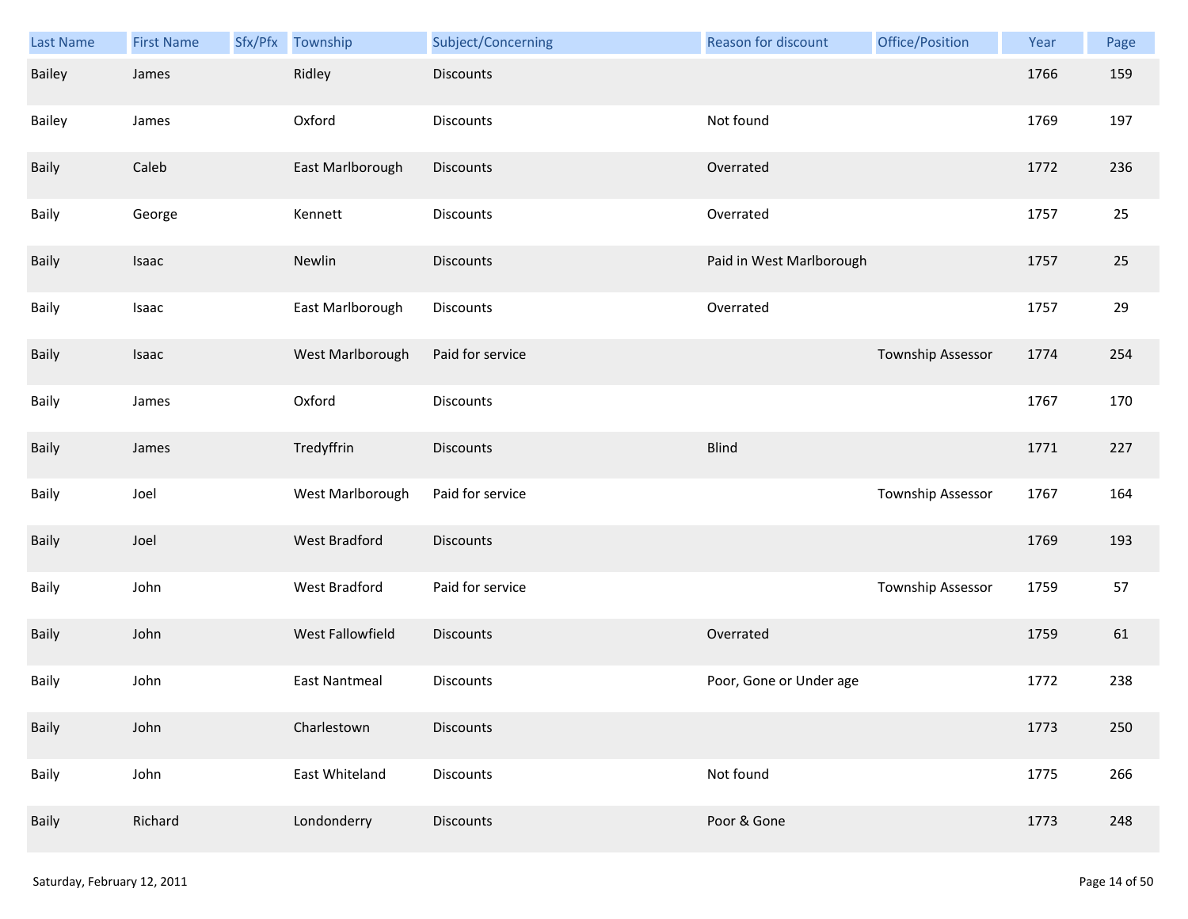| Last Name | First Name | Sfx/Pfx | Township | Subject/Concerning | Reason for discount | Office/Position | Year | Page |
|---|---|---|---|---|---|---|---|---|
| Bailey | James | | Ridley | Discounts | | | 1766 | 159 |
| Bailey | James | | Oxford | Discounts | Not found | | 1769 | 197 |
| Baily | Caleb | | East Marlborough | Discounts | Overrated | | 1772 | 236 |
| Baily | George | | Kennett | Discounts | Overrated | | 1757 | 25 |
| Baily | Isaac | | Newlin | Discounts | Paid in West Marlborough | | 1757 | 25 |
| Baily | Isaac | | East Marlborough | Discounts | Overrated | | 1757 | 29 |
| Baily | Isaac | | West Marlborough | Paid for service | | Township Assessor | 1774 | 254 |
| Baily | James | | Oxford | Discounts | | | 1767 | 170 |
| Baily | James | | Tredyffrin | Discounts | Blind | | 1771 | 227 |
| Baily | Joel | | West Marlborough | Paid for service | | Township Assessor | 1767 | 164 |
| Baily | Joel | | West Bradford | Discounts | | | 1769 | 193 |
| Baily | John | | West Bradford | Paid for service | | Township Assessor | 1759 | 57 |
| Baily | John | | West Fallowfield | Discounts | Overrated | | 1759 | 61 |
| Baily | John | | East Nantmeal | Discounts | Poor, Gone or Under age | | 1772 | 238 |
| Baily | John | | Charlestown | Discounts | | | 1773 | 250 |
| Baily | John | | East Whiteland | Discounts | Not found | | 1775 | 266 |
| Baily | Richard | | Londonderry | Discounts | Poor & Gone | | 1773 | 248 |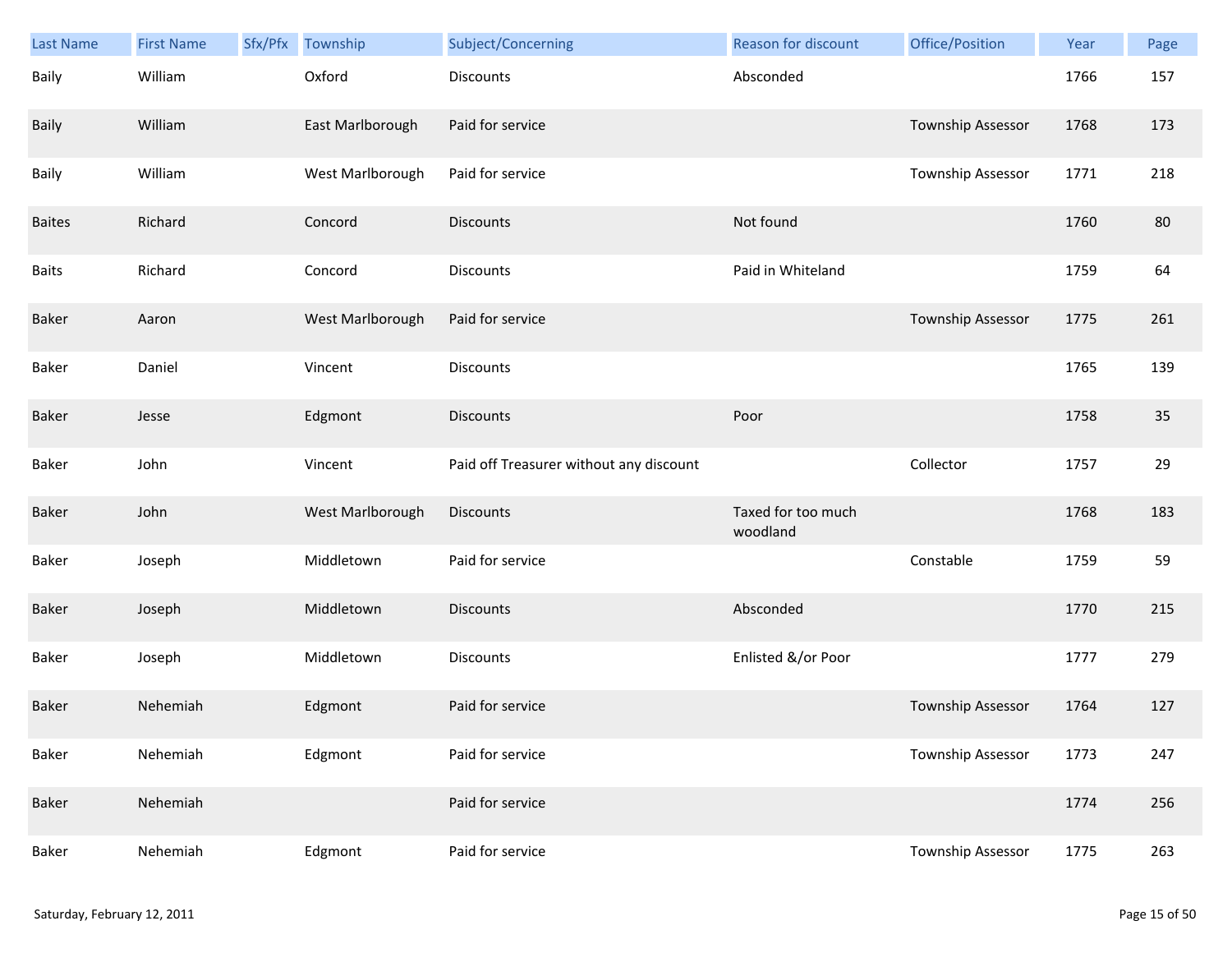| Last Name | First Name | Sfx/Pfx | Township | Subject/Concerning | Reason for discount | Office/Position | Year | Page |
|---|---|---|---|---|---|---|---|---|
| Baily | William | | Oxford | Discounts | Absconded | | 1766 | 157 |
| Baily | William | | East Marlborough | Paid for service | | Township Assessor | 1768 | 173 |
| Baily | William | | West Marlborough | Paid for service | | Township Assessor | 1771 | 218 |
| Baites | Richard | | Concord | Discounts | Not found | | 1760 | 80 |
| Baits | Richard | | Concord | Discounts | Paid in Whiteland | | 1759 | 64 |
| Baker | Aaron | | West Marlborough | Paid for service | | Township Assessor | 1775 | 261 |
| Baker | Daniel | | Vincent | Discounts | | | 1765 | 139 |
| Baker | Jesse | | Edgmont | Discounts | Poor | | 1758 | 35 |
| Baker | John | | Vincent | Paid off Treasurer without any discount | | Collector | 1757 | 29 |
| Baker | John | | West Marlborough | Discounts | Taxed for too much woodland | | 1768 | 183 |
| Baker | Joseph | | Middletown | Paid for service | | Constable | 1759 | 59 |
| Baker | Joseph | | Middletown | Discounts | Absconded | | 1770 | 215 |
| Baker | Joseph | | Middletown | Discounts | Enlisted &/or Poor | | 1777 | 279 |
| Baker | Nehemiah | | Edgmont | Paid for service | | Township Assessor | 1764 | 127 |
| Baker | Nehemiah | | Edgmont | Paid for service | | Township Assessor | 1773 | 247 |
| Baker | Nehemiah | | | Paid for service | | | 1774 | 256 |
| Baker | Nehemiah | | Edgmont | Paid for service | | Township Assessor | 1775 | 263 |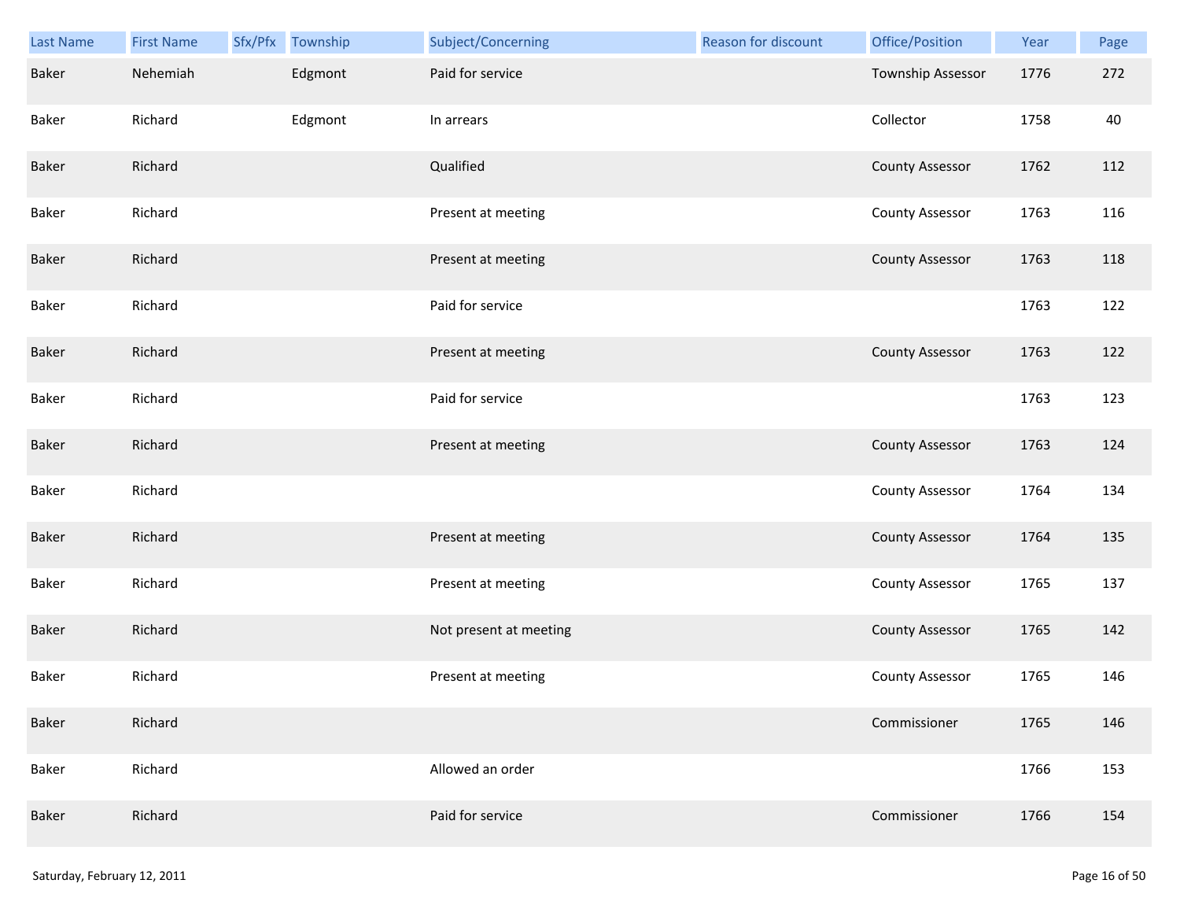| Last Name | First Name | Sfx/Pfx | Township | Subject/Concerning | Reason for discount | Office/Position | Year | Page |
|---|---|---|---|---|---|---|---|---|
| Baker | Nehemiah | | Edgmont | Paid for service | | Township Assessor | 1776 | 272 |
| Baker | Richard | | Edgmont | In arrears | | Collector | 1758 | 40 |
| Baker | Richard | | | Qualified | | County Assessor | 1762 | 112 |
| Baker | Richard | | | Present at meeting | | County Assessor | 1763 | 116 |
| Baker | Richard | | | Present at meeting | | County Assessor | 1763 | 118 |
| Baker | Richard | | | Paid for service | | | 1763 | 122 |
| Baker | Richard | | | Present at meeting | | County Assessor | 1763 | 122 |
| Baker | Richard | | | Paid for service | | | 1763 | 123 |
| Baker | Richard | | | Present at meeting | | County Assessor | 1763 | 124 |
| Baker | Richard | | | | | County Assessor | 1764 | 134 |
| Baker | Richard | | | Present at meeting | | County Assessor | 1764 | 135 |
| Baker | Richard | | | Present at meeting | | County Assessor | 1765 | 137 |
| Baker | Richard | | | Not present at meeting | | County Assessor | 1765 | 142 |
| Baker | Richard | | | Present at meeting | | County Assessor | 1765 | 146 |
| Baker | Richard | | | | | Commissioner | 1765 | 146 |
| Baker | Richard | | | Allowed an order | | | 1766 | 153 |
| Baker | Richard | | | Paid for service | | Commissioner | 1766 | 154 |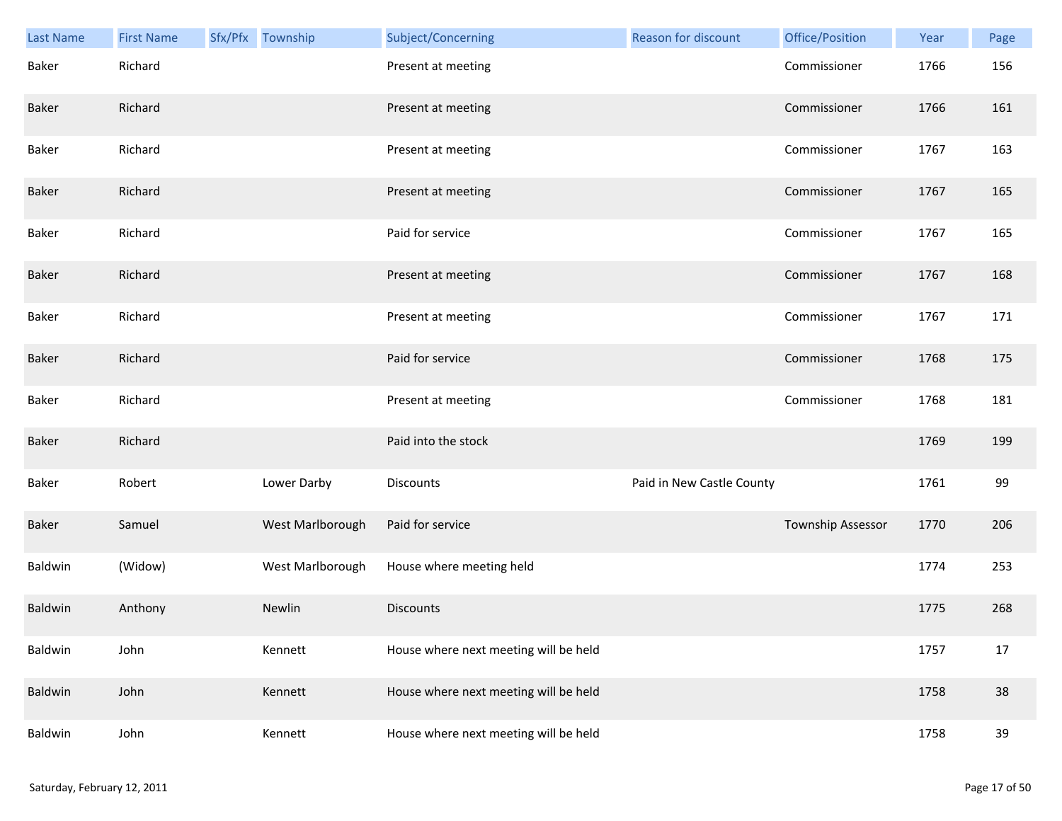| Last Name | First Name | Sfx/Pfx | Township | Subject/Concerning | Reason for discount | Office/Position | Year | Page |
|---|---|---|---|---|---|---|---|---|
| Baker | Richard | | | Present at meeting | | Commissioner | 1766 | 156 |
| Baker | Richard | | | Present at meeting | | Commissioner | 1766 | 161 |
| Baker | Richard | | | Present at meeting | | Commissioner | 1767 | 163 |
| Baker | Richard | | | Present at meeting | | Commissioner | 1767 | 165 |
| Baker | Richard | | | Paid for service | | Commissioner | 1767 | 165 |
| Baker | Richard | | | Present at meeting | | Commissioner | 1767 | 168 |
| Baker | Richard | | | Present at meeting | | Commissioner | 1767 | 171 |
| Baker | Richard | | | Paid for service | | Commissioner | 1768 | 175 |
| Baker | Richard | | | Present at meeting | | Commissioner | 1768 | 181 |
| Baker | Richard | | | Paid into the stock | | | 1769 | 199 |
| Baker | Robert | | Lower Darby | Discounts | Paid in New Castle County | | 1761 | 99 |
| Baker | Samuel | | West Marlborough | Paid for service | | Township Assessor | 1770 | 206 |
| Baldwin | (Widow) | | West Marlborough | House where meeting held | | | 1774 | 253 |
| Baldwin | Anthony | | Newlin | Discounts | | | 1775 | 268 |
| Baldwin | John | | Kennett | House where next meeting will be held | | | 1757 | 17 |
| Baldwin | John | | Kennett | House where next meeting will be held | | | 1758 | 38 |
| Baldwin | John | | Kennett | House where next meeting will be held | | | 1758 | 39 |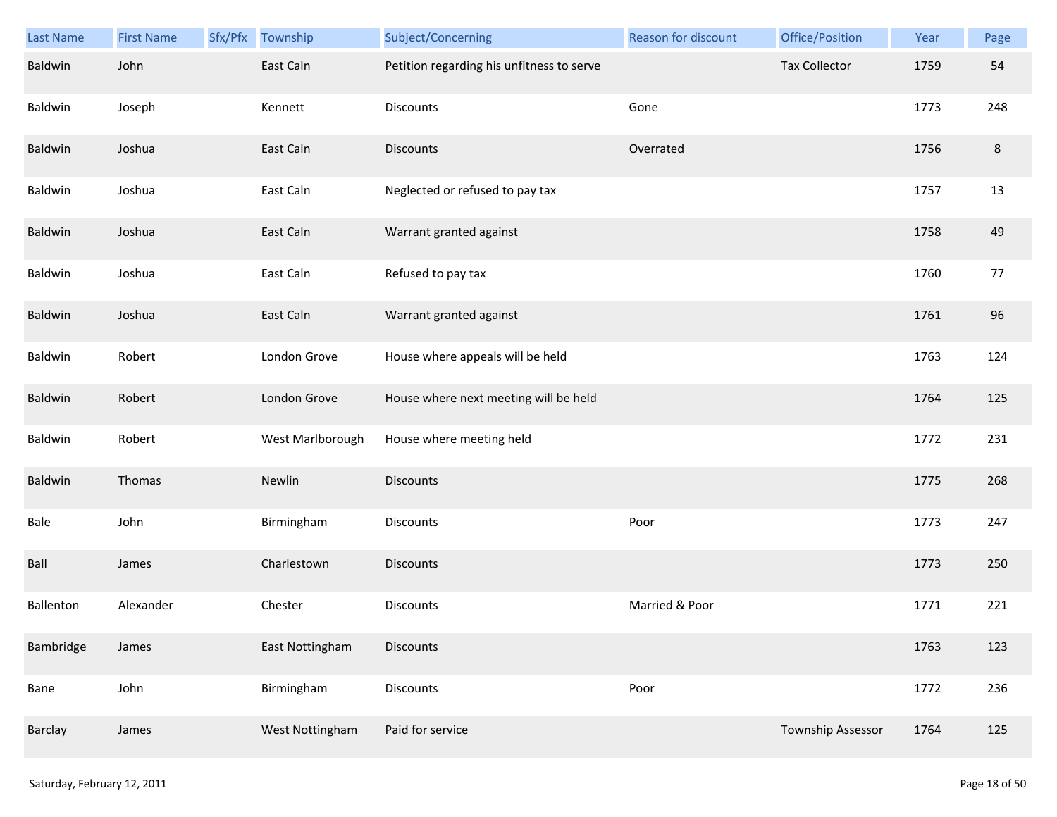| Last Name | First Name | Sfx/Pfx | Township | Subject/Concerning | Reason for discount | Office/Position | Year | Page |
|---|---|---|---|---|---|---|---|---|
| Baldwin | John | | East Caln | Petition regarding his unfitness to serve | | Tax Collector | 1759 | 54 |
| Baldwin | Joseph | | Kennett | Discounts | Gone | | 1773 | 248 |
| Baldwin | Joshua | | East Caln | Discounts | Overrated | | 1756 | 8 |
| Baldwin | Joshua | | East Caln | Neglected or refused to pay tax | | | 1757 | 13 |
| Baldwin | Joshua | | East Caln | Warrant granted against | | | 1758 | 49 |
| Baldwin | Joshua | | East Caln | Refused to pay tax | | | 1760 | 77 |
| Baldwin | Joshua | | East Caln | Warrant granted against | | | 1761 | 96 |
| Baldwin | Robert | | London Grove | House where appeals will be held | | | 1763 | 124 |
| Baldwin | Robert | | London Grove | House where next meeting will be held | | | 1764 | 125 |
| Baldwin | Robert | | West Marlborough | House where meeting held | | | 1772 | 231 |
| Baldwin | Thomas | | Newlin | Discounts | | | 1775 | 268 |
| Bale | John | | Birmingham | Discounts | Poor | | 1773 | 247 |
| Ball | James | | Charlestown | Discounts | | | 1773 | 250 |
| Ballenton | Alexander | | Chester | Discounts | Married & Poor | | 1771 | 221 |
| Bambridge | James | | East Nottingham | Discounts | | | 1763 | 123 |
| Bane | John | | Birmingham | Discounts | Poor | | 1772 | 236 |
| Barclay | James | | West Nottingham | Paid for service | | Township Assessor | 1764 | 125 |

Saturday, February 12, 2011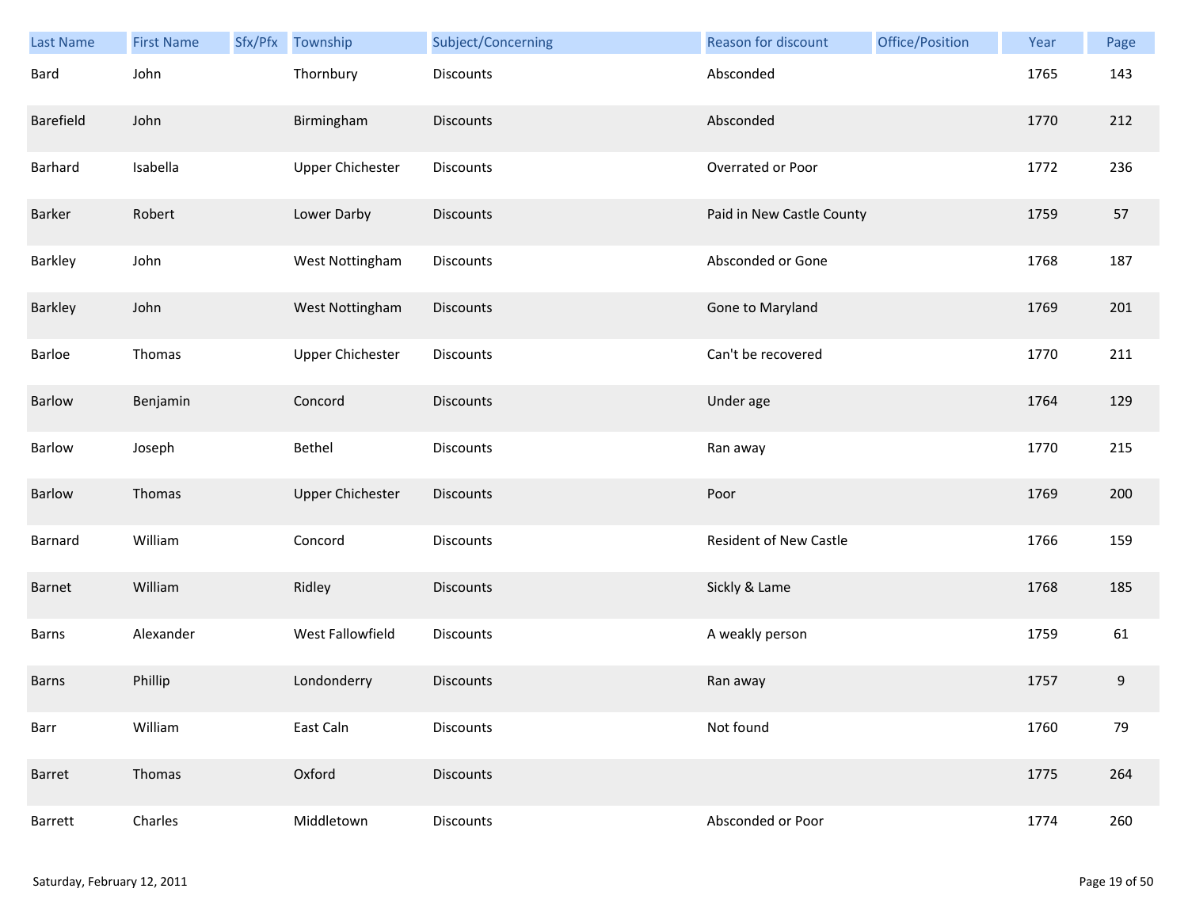| Last Name | First Name | Sfx/Pfx | Township | Subject/Concerning | Reason for discount | Office/Position | Year | Page |
|---|---|---|---|---|---|---|---|---|
| Bard | John | | Thornbury | Discounts | Absconded | | 1765 | 143 |
| Barefield | John | | Birmingham | Discounts | Absconded | | 1770 | 212 |
| Barhard | Isabella | | Upper Chichester | Discounts | Overrated or Poor | | 1772 | 236 |
| Barker | Robert | | Lower Darby | Discounts | Paid in New Castle County | | 1759 | 57 |
| Barkley | John | | West Nottingham | Discounts | Absconded or Gone | | 1768 | 187 |
| Barkley | John | | West Nottingham | Discounts | Gone to Maryland | | 1769 | 201 |
| Barloe | Thomas | | Upper Chichester | Discounts | Can't be recovered | | 1770 | 211 |
| Barlow | Benjamin | | Concord | Discounts | Under age | | 1764 | 129 |
| Barlow | Joseph | | Bethel | Discounts | Ran away | | 1770 | 215 |
| Barlow | Thomas | | Upper Chichester | Discounts | Poor | | 1769 | 200 |
| Barnard | William | | Concord | Discounts | Resident of New Castle | | 1766 | 159 |
| Barnet | William | | Ridley | Discounts | Sickly & Lame | | 1768 | 185 |
| Barns | Alexander | | West Fallowfield | Discounts | A weakly person | | 1759 | 61 |
| Barns | Phillip | | Londonderry | Discounts | Ran away | | 1757 | 9 |
| Barr | William | | East Caln | Discounts | Not found | | 1760 | 79 |
| Barret | Thomas | | Oxford | Discounts | | | 1775 | 264 |
| Barrett | Charles | | Middletown | Discounts | Absconded or Poor | | 1774 | 260 |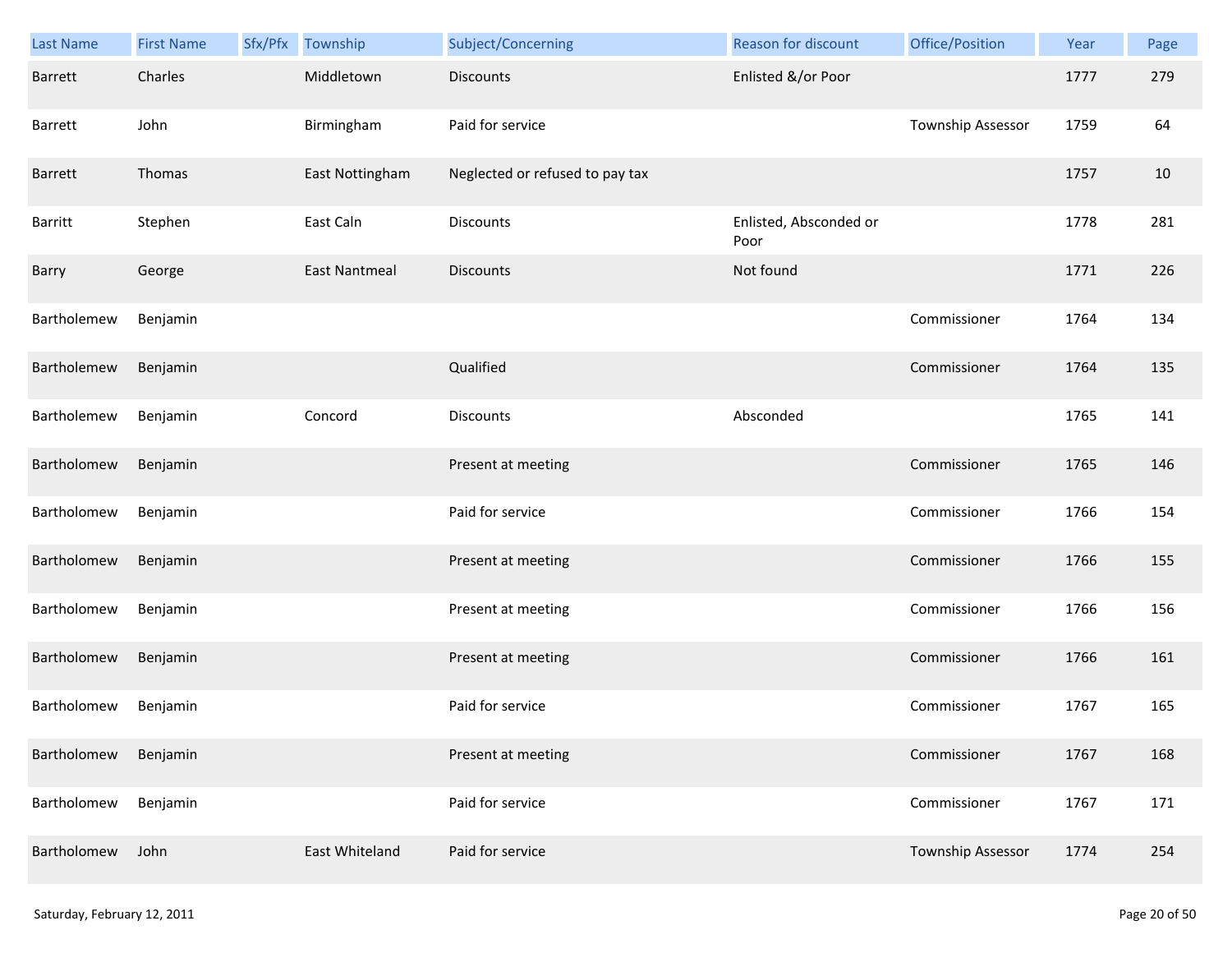| Last Name | First Name | Sfx/Pfx | Township | Subject/Concerning | Reason for discount | Office/Position | Year | Page |
|---|---|---|---|---|---|---|---|---|
| Barrett | Charles | | Middletown | Discounts | Enlisted &/or Poor | | 1777 | 279 |
| Barrett | John | | Birmingham | Paid for service | | Township Assessor | 1759 | 64 |
| Barrett | Thomas | | East Nottingham | Neglected or refused to pay tax | | | 1757 | 10 |
| Barritt | Stephen | | East Caln | Discounts | Enlisted, Absconded or Poor | | 1778 | 281 |
| Barry | George | | East Nantmeal | Discounts | Not found | | 1771 | 226 |
| Bartholemew | Benjamin | | | | | Commissioner | 1764 | 134 |
| Bartholemew | Benjamin | | | Qualified | | Commissioner | 1764 | 135 |
| Bartholemew | Benjamin | | Concord | Discounts | Absconded | | 1765 | 141 |
| Bartholomew | Benjamin | | | Present at meeting | | Commissioner | 1765 | 146 |
| Bartholomew | Benjamin | | | Paid for service | | Commissioner | 1766 | 154 |
| Bartholomew | Benjamin | | | Present at meeting | | Commissioner | 1766 | 155 |
| Bartholomew | Benjamin | | | Present at meeting | | Commissioner | 1766 | 156 |
| Bartholomew | Benjamin | | | Present at meeting | | Commissioner | 1766 | 161 |
| Bartholomew | Benjamin | | | Paid for service | | Commissioner | 1767 | 165 |
| Bartholomew | Benjamin | | | Present at meeting | | Commissioner | 1767 | 168 |
| Bartholomew | Benjamin | | | Paid for service | | Commissioner | 1767 | 171 |
| Bartholomew | John | | East Whiteland | Paid for service | | Township Assessor | 1774 | 254 |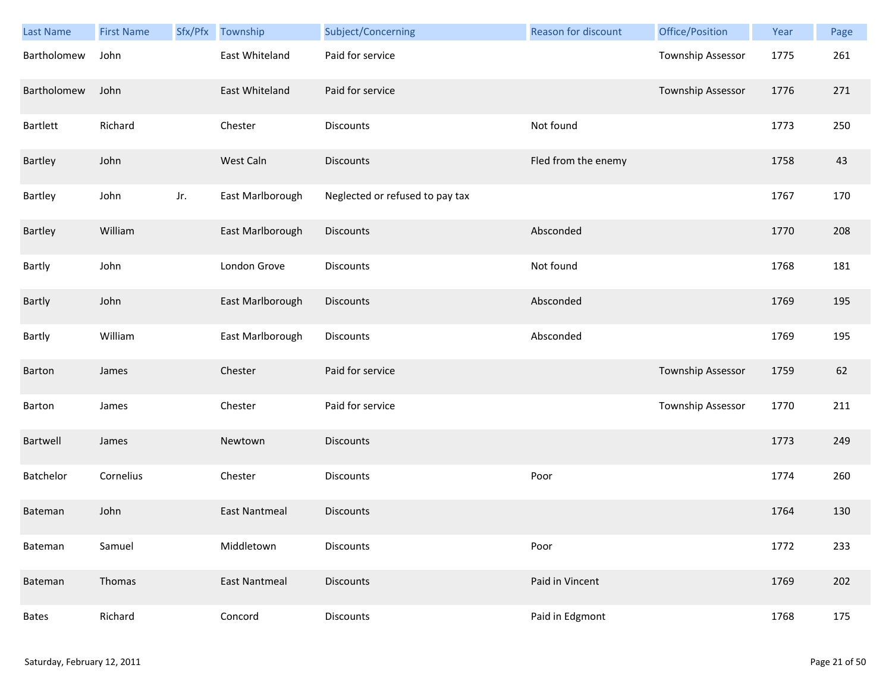| Last Name | First Name | Sfx/Pfx | Township | Subject/Concerning | Reason for discount | Office/Position | Year | Page |
|---|---|---|---|---|---|---|---|---|
| Bartholomew | John | | East Whiteland | Paid for service | | Township Assessor | 1775 | 261 |
| Bartholomew | John | | East Whiteland | Paid for service | | Township Assessor | 1776 | 271 |
| Bartlett | Richard | | Chester | Discounts | Not found | | 1773 | 250 |
| Bartley | John | | West Caln | Discounts | Fled from the enemy | | 1758 | 43 |
| Bartley | John | Jr. | East Marlborough | Neglected or refused to pay tax | | | 1767 | 170 |
| Bartley | William | | East Marlborough | Discounts | Absconded | | 1770 | 208 |
| Bartly | John | | London Grove | Discounts | Not found | | 1768 | 181 |
| Bartly | John | | East Marlborough | Discounts | Absconded | | 1769 | 195 |
| Bartly | William | | East Marlborough | Discounts | Absconded | | 1769 | 195 |
| Barton | James | | Chester | Paid for service | | Township Assessor | 1759 | 62 |
| Barton | James | | Chester | Paid for service | | Township Assessor | 1770 | 211 |
| Bartwell | James | | Newtown | Discounts | | | 1773 | 249 |
| Batchelor | Cornelius | | Chester | Discounts | Poor | | 1774 | 260 |
| Bateman | John | | East Nantmeal | Discounts | | | 1764 | 130 |
| Bateman | Samuel | | Middletown | Discounts | Poor | | 1772 | 233 |
| Bateman | Thomas | | East Nantmeal | Discounts | Paid in Vincent | | 1769 | 202 |
| Bates | Richard | | Concord | Discounts | Paid in Edgmont | | 1768 | 175 |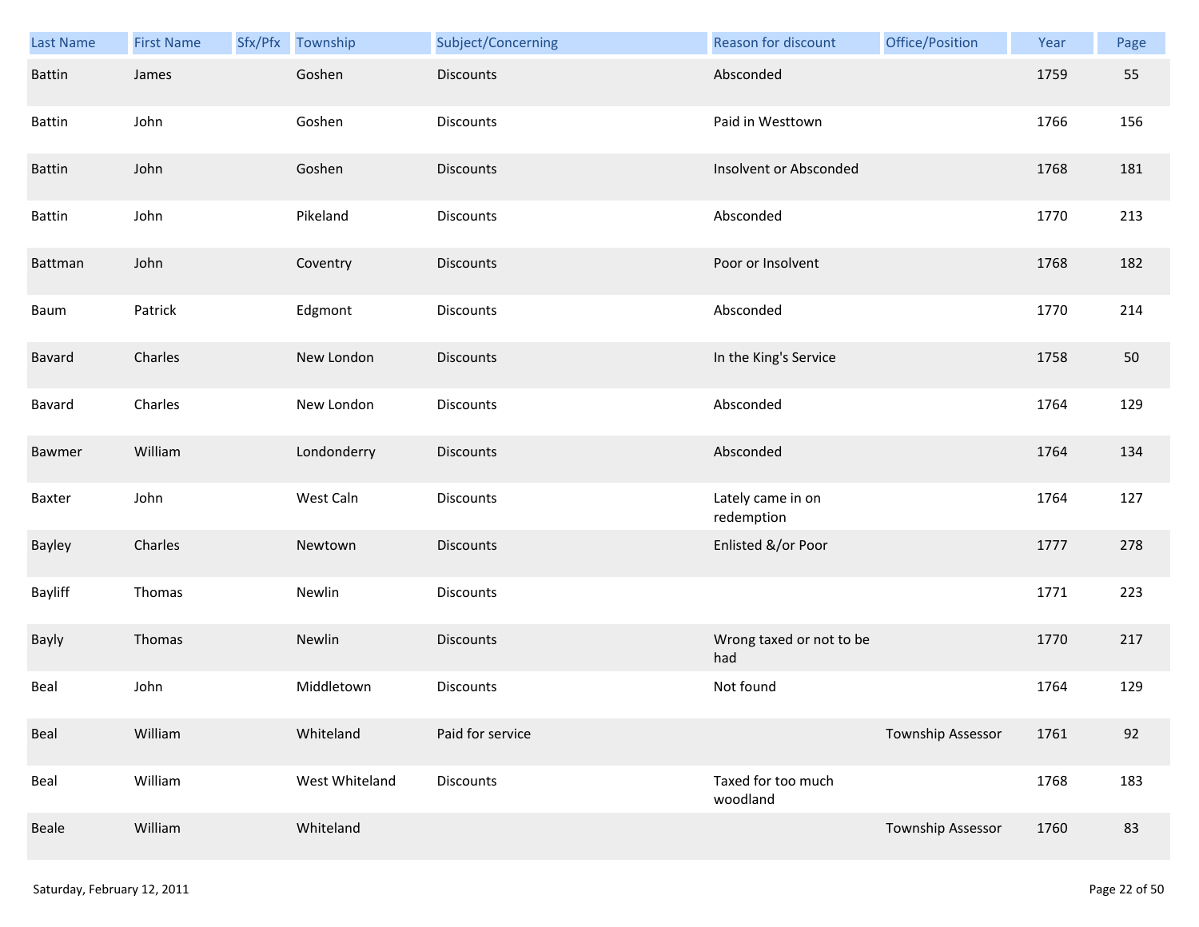| Last Name | First Name | Sfx/Pfx | Township | Subject/Concerning | Reason for discount | Office/Position | Year | Page |
|---|---|---|---|---|---|---|---|---|
| Battin | James | | Goshen | Discounts | Absconded | | 1759 | 55 |
| Battin | John | | Goshen | Discounts | Paid in Westtown | | 1766 | 156 |
| Battin | John | | Goshen | Discounts | Insolvent or Absconded | | 1768 | 181 |
| Battin | John | | Pikeland | Discounts | Absconded | | 1770 | 213 |
| Battman | John | | Coventry | Discounts | Poor or Insolvent | | 1768 | 182 |
| Baum | Patrick | | Edgmont | Discounts | Absconded | | 1770 | 214 |
| Bavard | Charles | | New London | Discounts | In the King's Service | | 1758 | 50 |
| Bavard | Charles | | New London | Discounts | Absconded | | 1764 | 129 |
| Bawmer | William | | Londonderry | Discounts | Absconded | | 1764 | 134 |
| Baxter | John | | West Caln | Discounts | Lately came in on redemption | | 1764 | 127 |
| Bayley | Charles | | Newtown | Discounts | Enlisted &/or Poor | | 1777 | 278 |
| Bayliff | Thomas | | Newlin | Discounts | | | 1771 | 223 |
| Bayly | Thomas | | Newlin | Discounts | Wrong taxed or not to be had | | 1770 | 217 |
| Beal | John | | Middletown | Discounts | Not found | | 1764 | 129 |
| Beal | William | | Whiteland | Paid for service | | Township Assessor | 1761 | 92 |
| Beal | William | | West Whiteland | Discounts | Taxed for too much woodland | | 1768 | 183 |
| Beale | William | | Whiteland | | | Township Assessor | 1760 | 83 |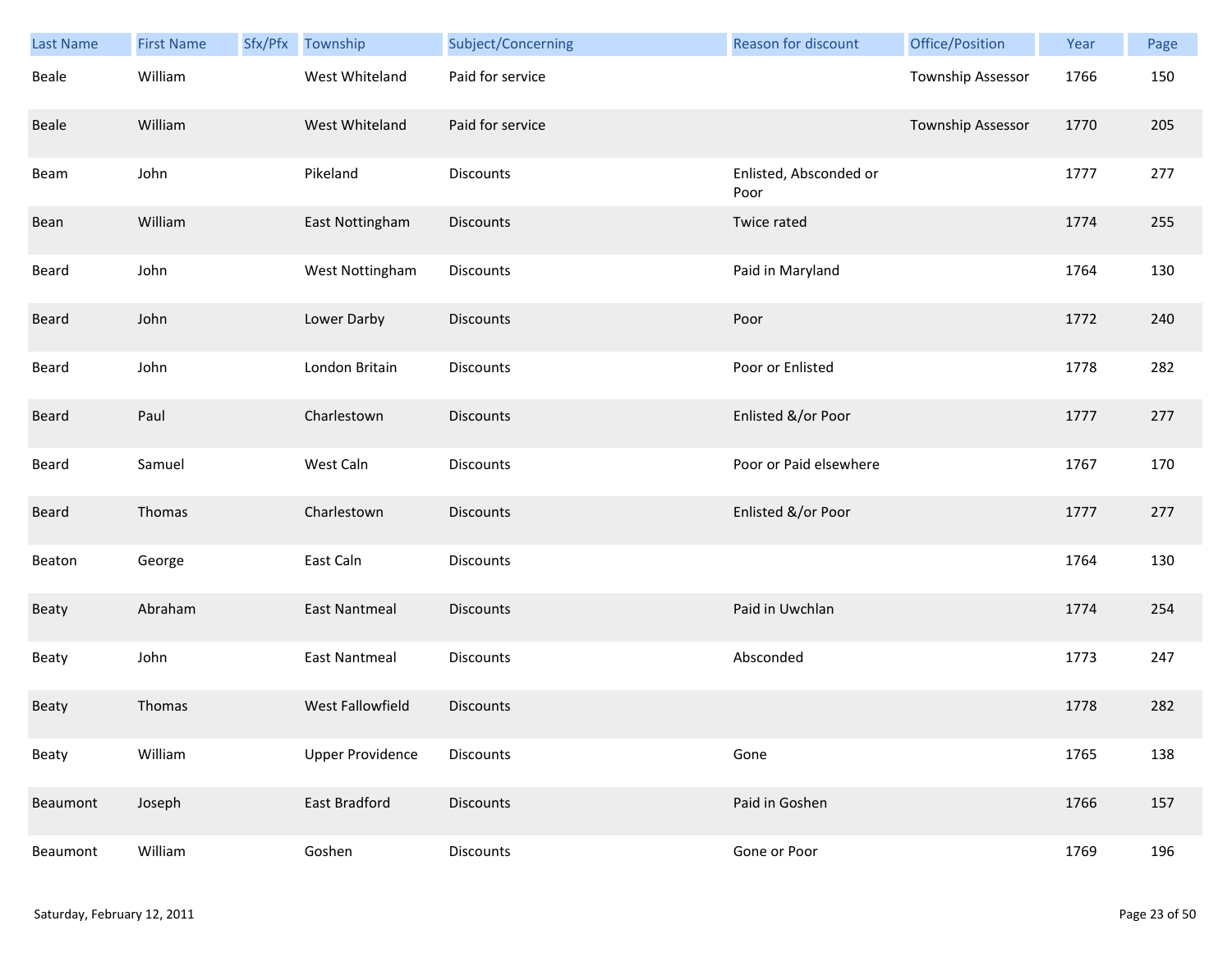| Last Name | First Name | Sfx/Pfx | Township | Subject/Concerning | Reason for discount | Office/Position | Year | Page |
|---|---|---|---|---|---|---|---|---|
| Beale | William | | West Whiteland | Paid for service | | Township Assessor | 1766 | 150 |
| Beale | William | | West Whiteland | Paid for service | | Township Assessor | 1770 | 205 |
| Beam | John | | Pikeland | Discounts | Enlisted, Absconded or Poor | | 1777 | 277 |
| Bean | William | | East Nottingham | Discounts | Twice rated | | 1774 | 255 |
| Beard | John | | West Nottingham | Discounts | Paid in Maryland | | 1764 | 130 |
| Beard | John | | Lower Darby | Discounts | Poor | | 1772 | 240 |
| Beard | John | | London Britain | Discounts | Poor or Enlisted | | 1778 | 282 |
| Beard | Paul | | Charlestown | Discounts | Enlisted &/or Poor | | 1777 | 277 |
| Beard | Samuel | | West Caln | Discounts | Poor or Paid elsewhere | | 1767 | 170 |
| Beard | Thomas | | Charlestown | Discounts | Enlisted &/or Poor | | 1777 | 277 |
| Beaton | George | | East Caln | Discounts | | | 1764 | 130 |
| Beaty | Abraham | | East Nantmeal | Discounts | Paid in Uwchlan | | 1774 | 254 |
| Beaty | John | | East Nantmeal | Discounts | Absconded | | 1773 | 247 |
| Beaty | Thomas | | West Fallowfield | Discounts | | | 1778 | 282 |
| Beaty | William | | Upper Providence | Discounts | Gone | | 1765 | 138 |
| Beaumont | Joseph | | East Bradford | Discounts | Paid in Goshen | | 1766 | 157 |
| Beaumont | William | | Goshen | Discounts | Gone or Poor | | 1769 | 196 |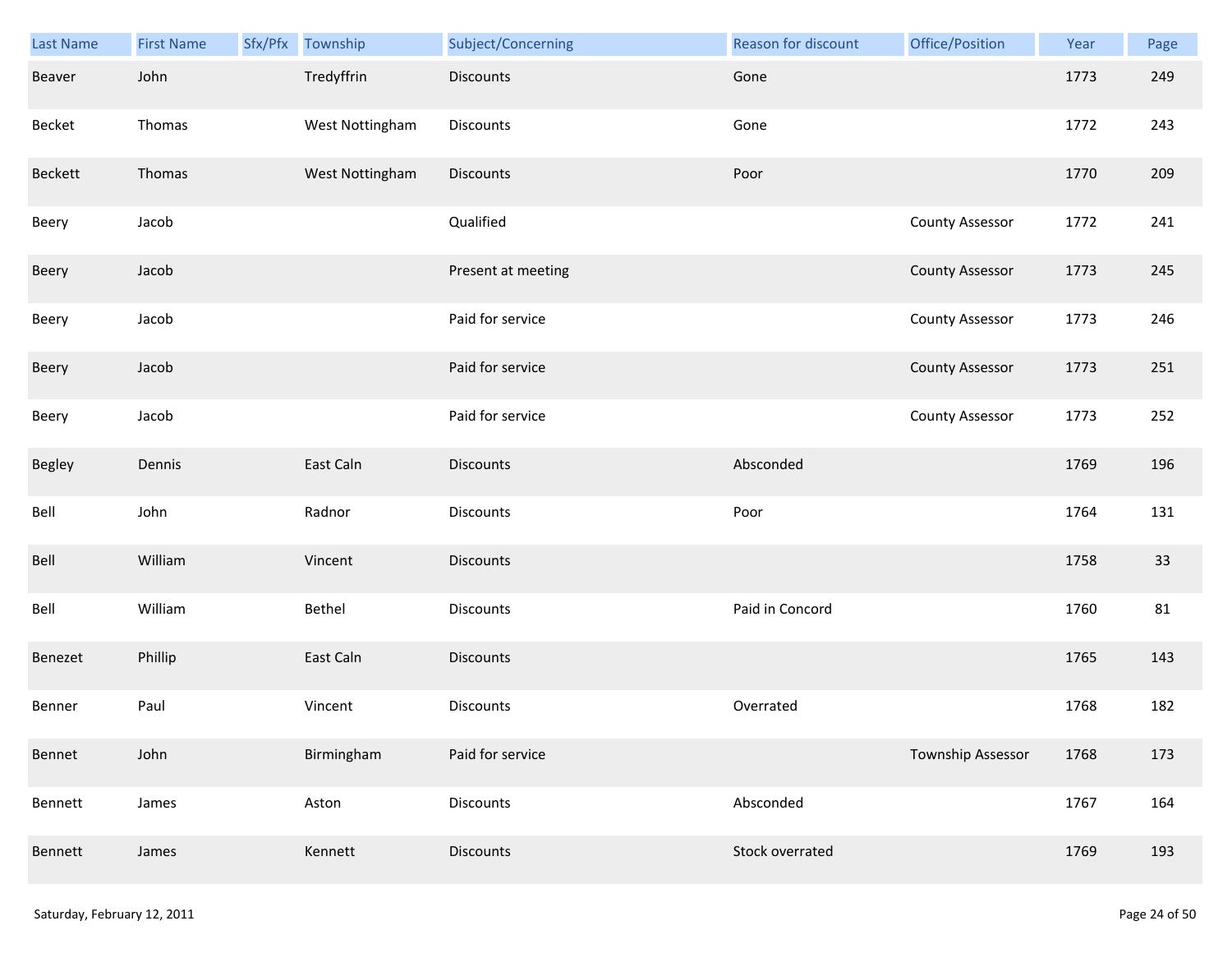| Last Name | First Name | Sfx/Pfx | Township | Subject/Concerning | Reason for discount | Office/Position | Year | Page |
|---|---|---|---|---|---|---|---|---|
| Beaver | John | | Tredyffrin | Discounts | Gone | | 1773 | 249 |
| Becket | Thomas | | West Nottingham | Discounts | Gone | | 1772 | 243 |
| Beckett | Thomas | | West Nottingham | Discounts | Poor | | 1770 | 209 |
| Beery | Jacob | | | Qualified | | County Assessor | 1772 | 241 |
| Beery | Jacob | | | Present at meeting | | County Assessor | 1773 | 245 |
| Beery | Jacob | | | Paid for service | | County Assessor | 1773 | 246 |
| Beery | Jacob | | | Paid for service | | County Assessor | 1773 | 251 |
| Beery | Jacob | | | Paid for service | | County Assessor | 1773 | 252 |
| Begley | Dennis | | East Caln | Discounts | Absconded | | 1769 | 196 |
| Bell | John | | Radnor | Discounts | Poor | | 1764 | 131 |
| Bell | William | | Vincent | Discounts | | | 1758 | 33 |
| Bell | William | | Bethel | Discounts | Paid in Concord | | 1760 | 81 |
| Benezet | Phillip | | East Caln | Discounts | | | 1765 | 143 |
| Benner | Paul | | Vincent | Discounts | Overrated | | 1768 | 182 |
| Bennet | John | | Birmingham | Paid for service | | Township Assessor | 1768 | 173 |
| Bennett | James | | Aston | Discounts | Absconded | | 1767 | 164 |
| Bennett | James | | Kennett | Discounts | Stock overrated | | 1769 | 193 |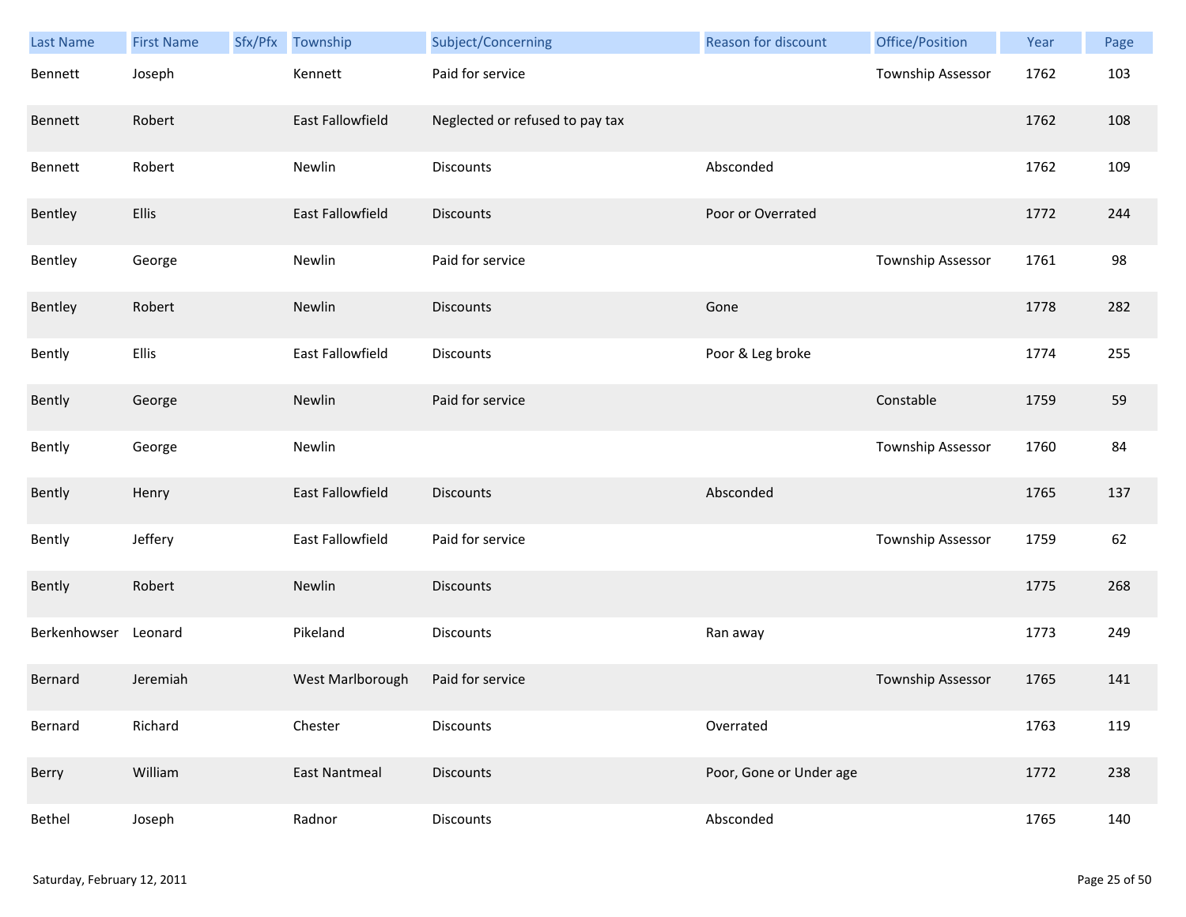| Last Name | First Name | Sfx/Pfx | Township | Subject/Concerning | Reason for discount | Office/Position | Year | Page |
|---|---|---|---|---|---|---|---|---|
| Bennett | Joseph | | Kennett | Paid for service | | Township Assessor | 1762 | 103 |
| Bennett | Robert | | East Fallowfield | Neglected or refused to pay tax | | | 1762 | 108 |
| Bennett | Robert | | Newlin | Discounts | Absconded | | 1762 | 109 |
| Bentley | Ellis | | East Fallowfield | Discounts | Poor or Overrated | | 1772 | 244 |
| Bentley | George | | Newlin | Paid for service | | Township Assessor | 1761 | 98 |
| Bentley | Robert | | Newlin | Discounts | Gone | | 1778 | 282 |
| Bently | Ellis | | East Fallowfield | Discounts | Poor & Leg broke | | 1774 | 255 |
| Bently | George | | Newlin | Paid for service | | Constable | 1759 | 59 |
| Bently | George | | Newlin | | | Township Assessor | 1760 | 84 |
| Bently | Henry | | East Fallowfield | Discounts | Absconded | | 1765 | 137 |
| Bently | Jeffery | | East Fallowfield | Paid for service | | Township Assessor | 1759 | 62 |
| Bently | Robert | | Newlin | Discounts | | | 1775 | 268 |
| Berkenhowser | Leonard | | Pikeland | Discounts | Ran away | | 1773 | 249 |
| Bernard | Jeremiah | | West Marlborough | Paid for service | | Township Assessor | 1765 | 141 |
| Bernard | Richard | | Chester | Discounts | Overrated | | 1763 | 119 |
| Berry | William | | East Nantmeal | Discounts | Poor, Gone or Under age | | 1772 | 238 |
| Bethel | Joseph | | Radnor | Discounts | Absconded | | 1765 | 140 |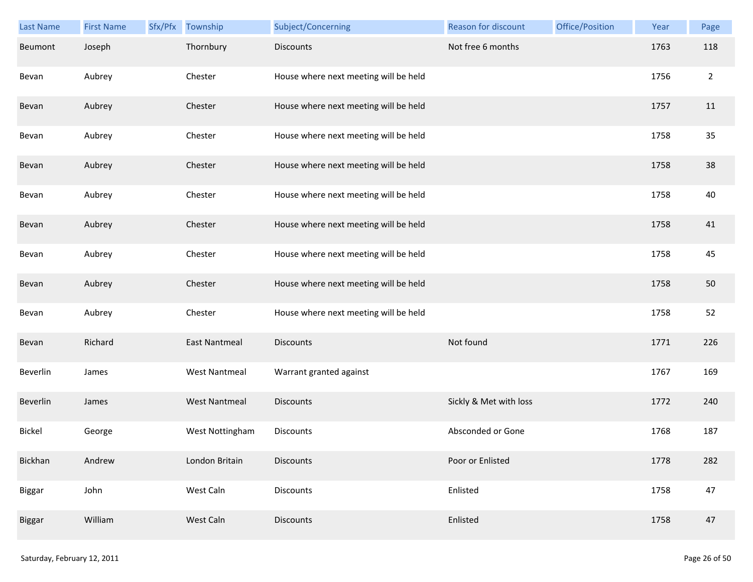| Last Name | First Name | Sfx/Pfx | Township | Subject/Concerning | Reason for discount | Office/Position | Year | Page |
|---|---|---|---|---|---|---|---|---|
| Beumont | Joseph | | Thornbury | Discounts | Not free 6 months | | 1763 | 118 |
| Bevan | Aubrey | | Chester | House where next meeting will be held | | | 1756 | 2 |
| Bevan | Aubrey | | Chester | House where next meeting will be held | | | 1757 | 11 |
| Bevan | Aubrey | | Chester | House where next meeting will be held | | | 1758 | 35 |
| Bevan | Aubrey | | Chester | House where next meeting will be held | | | 1758 | 38 |
| Bevan | Aubrey | | Chester | House where next meeting will be held | | | 1758 | 40 |
| Bevan | Aubrey | | Chester | House where next meeting will be held | | | 1758 | 41 |
| Bevan | Aubrey | | Chester | House where next meeting will be held | | | 1758 | 45 |
| Bevan | Aubrey | | Chester | House where next meeting will be held | | | 1758 | 50 |
| Bevan | Aubrey | | Chester | House where next meeting will be held | | | 1758 | 52 |
| Bevan | Richard | | East Nantmeal | Discounts | Not found | | 1771 | 226 |
| Beverlin | James | | West Nantmeal | Warrant granted against | | | 1767 | 169 |
| Beverlin | James | | West Nantmeal | Discounts | Sickly & Met with loss | | 1772 | 240 |
| Bickel | George | | West Nottingham | Discounts | Absconded or Gone | | 1768 | 187 |
| Bickhan | Andrew | | London Britain | Discounts | Poor or Enlisted | | 1778 | 282 |
| Biggar | John | | West Caln | Discounts | Enlisted | | 1758 | 47 |
| Biggar | William | | West Caln | Discounts | Enlisted | | 1758 | 47 |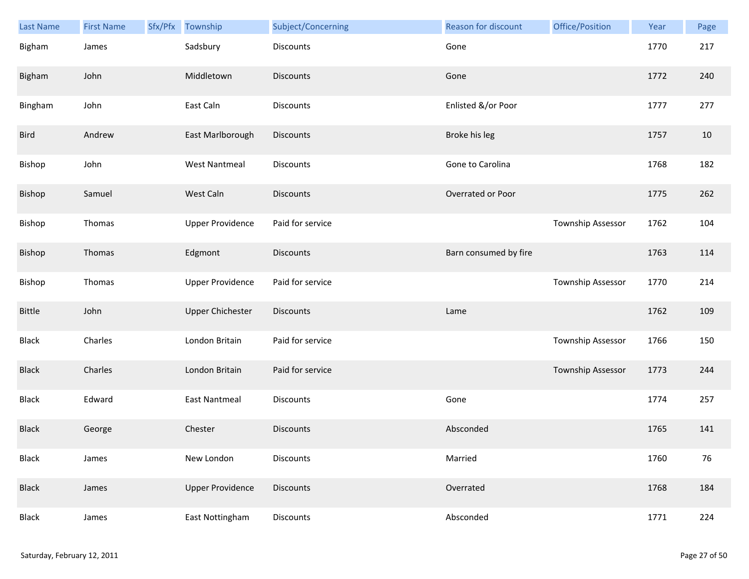| Last Name | First Name | Sfx/Pfx | Township | Subject/Concerning | Reason for discount | Office/Position | Year | Page |
|---|---|---|---|---|---|---|---|---|
| Bigham | James | | Sadsbury | Discounts | Gone | | 1770 | 217 |
| Bigham | John | | Middletown | Discounts | Gone | | 1772 | 240 |
| Bingham | John | | East Caln | Discounts | Enlisted &/or Poor | | 1777 | 277 |
| Bird | Andrew | | East Marlborough | Discounts | Broke his leg | | 1757 | 10 |
| Bishop | John | | West Nantmeal | Discounts | Gone to Carolina | | 1768 | 182 |
| Bishop | Samuel | | West Caln | Discounts | Overrated or Poor | | 1775 | 262 |
| Bishop | Thomas | | Upper Providence | Paid for service | | Township Assessor | 1762 | 104 |
| Bishop | Thomas | | Edgmont | Discounts | Barn consumed by fire | | 1763 | 114 |
| Bishop | Thomas | | Upper Providence | Paid for service | | Township Assessor | 1770 | 214 |
| Bittle | John | | Upper Chichester | Discounts | Lame | | 1762 | 109 |
| Black | Charles | | London Britain | Paid for service | | Township Assessor | 1766 | 150 |
| Black | Charles | | London Britain | Paid for service | | Township Assessor | 1773 | 244 |
| Black | Edward | | East Nantmeal | Discounts | Gone | | 1774 | 257 |
| Black | George | | Chester | Discounts | Absconded | | 1765 | 141 |
| Black | James | | New London | Discounts | Married | | 1760 | 76 |
| Black | James | | Upper Providence | Discounts | Overrated | | 1768 | 184 |
| Black | James | | East Nottingham | Discounts | Absconded | | 1771 | 224 |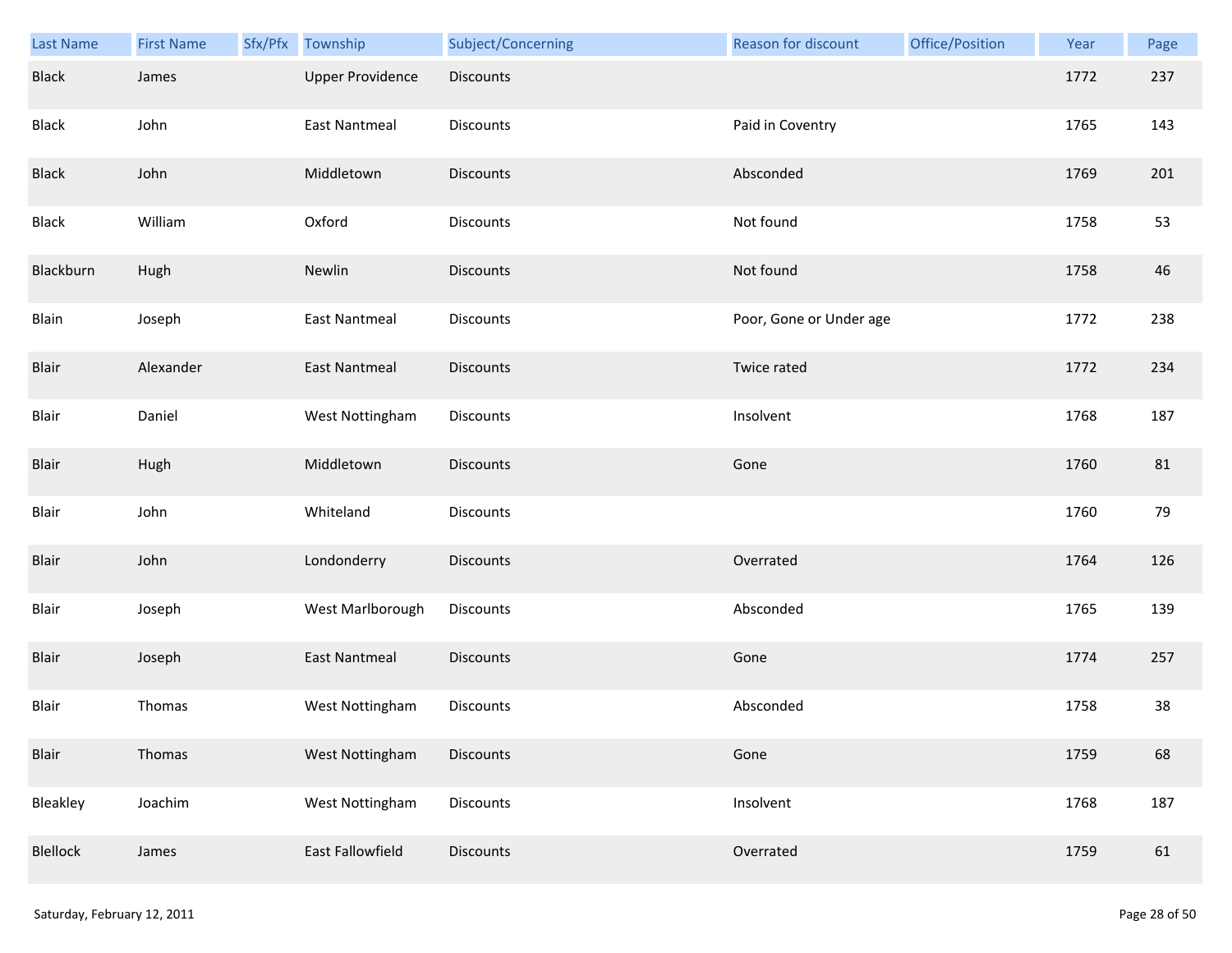| Last Name | First Name | Sfx/Pfx | Township | Subject/Concerning | Reason for discount | Office/Position | Year | Page |
|---|---|---|---|---|---|---|---|---|
| Black | James | | Upper Providence | Discounts | | | 1772 | 237 |
| Black | John | | East Nantmeal | Discounts | Paid in Coventry | | 1765 | 143 |
| Black | John | | Middletown | Discounts | Absconded | | 1769 | 201 |
| Black | William | | Oxford | Discounts | Not found | | 1758 | 53 |
| Blackburn | Hugh | | Newlin | Discounts | Not found | | 1758 | 46 |
| Blain | Joseph | | East Nantmeal | Discounts | Poor, Gone or Under age | | 1772 | 238 |
| Blair | Alexander | | East Nantmeal | Discounts | Twice rated | | 1772 | 234 |
| Blair | Daniel | | West Nottingham | Discounts | Insolvent | | 1768 | 187 |
| Blair | Hugh | | Middletown | Discounts | Gone | | 1760 | 81 |
| Blair | John | | Whiteland | Discounts | | | 1760 | 79 |
| Blair | John | | Londonderry | Discounts | Overrated | | 1764 | 126 |
| Blair | Joseph | | West Marlborough | Discounts | Absconded | | 1765 | 139 |
| Blair | Joseph | | East Nantmeal | Discounts | Gone | | 1774 | 257 |
| Blair | Thomas | | West Nottingham | Discounts | Absconded | | 1758 | 38 |
| Blair | Thomas | | West Nottingham | Discounts | Gone | | 1759 | 68 |
| Bleakley | Joachim | | West Nottingham | Discounts | Insolvent | | 1768 | 187 |
| Blellock | James | | East Fallowfield | Discounts | Overrated | | 1759 | 61 |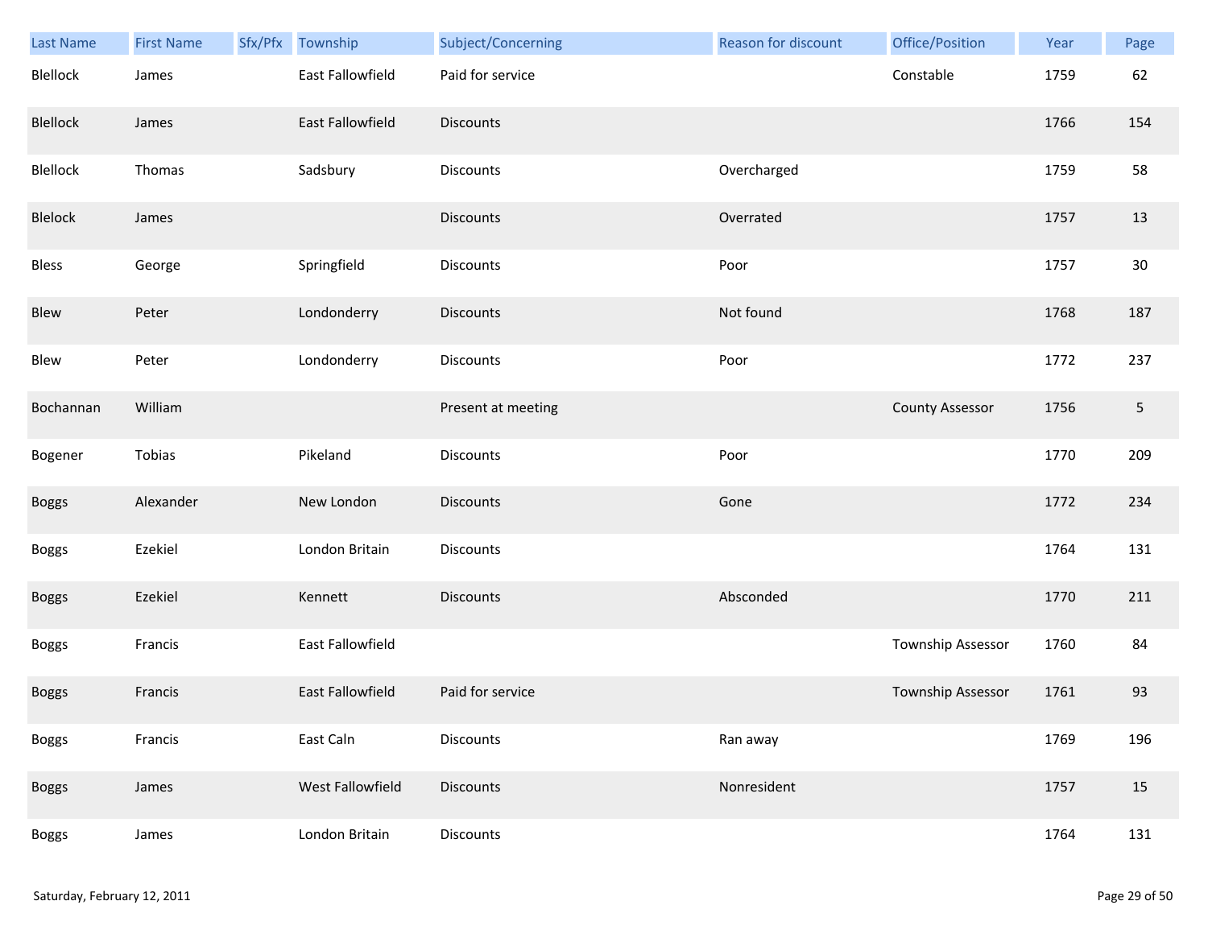| Last Name | First Name | Sfx/Pfx | Township | Subject/Concerning | Reason for discount | Office/Position | Year | Page |
|---|---|---|---|---|---|---|---|---|
| Blellock | James | | East Fallowfield | Paid for service | | Constable | 1759 | 62 |
| Blellock | James | | East Fallowfield | Discounts | | | 1766 | 154 |
| Blellock | Thomas | | Sadsbury | Discounts | Overcharged | | 1759 | 58 |
| Blelock | James | | | Discounts | Overrated | | 1757 | 13 |
| Bless | George | | Springfield | Discounts | Poor | | 1757 | 30 |
| Blew | Peter | | Londonderry | Discounts | Not found | | 1768 | 187 |
| Blew | Peter | | Londonderry | Discounts | Poor | | 1772 | 237 |
| Bochannan | William | | | Present at meeting | | County Assessor | 1756 | 5 |
| Bogener | Tobias | | Pikeland | Discounts | Poor | | 1770 | 209 |
| Boggs | Alexander | | New London | Discounts | Gone | | 1772 | 234 |
| Boggs | Ezekiel | | London Britain | Discounts | | | 1764 | 131 |
| Boggs | Ezekiel | | Kennett | Discounts | Absconded | | 1770 | 211 |
| Boggs | Francis | | East Fallowfield | | | Township Assessor | 1760 | 84 |
| Boggs | Francis | | East Fallowfield | Paid for service | | Township Assessor | 1761 | 93 |
| Boggs | Francis | | East Caln | Discounts | Ran away | | 1769 | 196 |
| Boggs | James | | West Fallowfield | Discounts | Nonresident | | 1757 | 15 |
| Boggs | James | | London Britain | Discounts | | | 1764 | 131 |

Saturday, February 12, 2011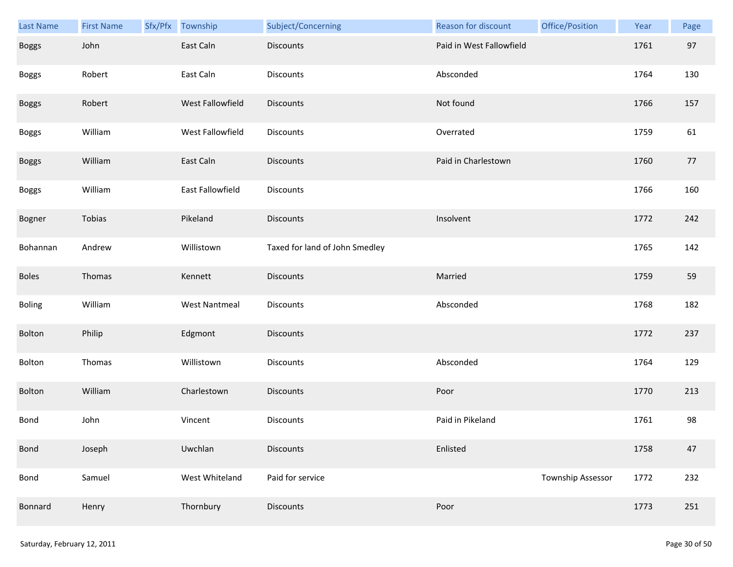| Last Name | First Name | Sfx/Pfx | Township | Subject/Concerning | Reason for discount | Office/Position | Year | Page |
| --- | --- | --- | --- | --- | --- | --- | --- | --- |
| Boggs | John | | East Caln | Discounts | Paid in West Fallowfield | | 1761 | 97 |
| Boggs | Robert | | East Caln | Discounts | Absconded | | 1764 | 130 |
| Boggs | Robert | | West Fallowfield | Discounts | Not found | | 1766 | 157 |
| Boggs | William | | West Fallowfield | Discounts | Overrated | | 1759 | 61 |
| Boggs | William | | East Caln | Discounts | Paid in Charlestown | | 1760 | 77 |
| Boggs | William | | East Fallowfield | Discounts | | | 1766 | 160 |
| Bogner | Tobias | | Pikeland | Discounts | Insolvent | | 1772 | 242 |
| Bohannan | Andrew | | Willistown | Taxed for land of John Smedley | | | 1765 | 142 |
| Boles | Thomas | | Kennett | Discounts | Married | | 1759 | 59 |
| Boling | William | | West Nantmeal | Discounts | Absconded | | 1768 | 182 |
| Bolton | Philip | | Edgmont | Discounts | | | 1772 | 237 |
| Bolton | Thomas | | Willistown | Discounts | Absconded | | 1764 | 129 |
| Bolton | William | | Charlestown | Discounts | Poor | | 1770 | 213 |
| Bond | John | | Vincent | Discounts | Paid in Pikeland | | 1761 | 98 |
| Bond | Joseph | | Uwchlan | Discounts | Enlisted | | 1758 | 47 |
| Bond | Samuel | | West Whiteland | Paid for service | | Township Assessor | 1772 | 232 |
| Bonnard | Henry | | Thornbury | Discounts | Poor | | 1773 | 251 |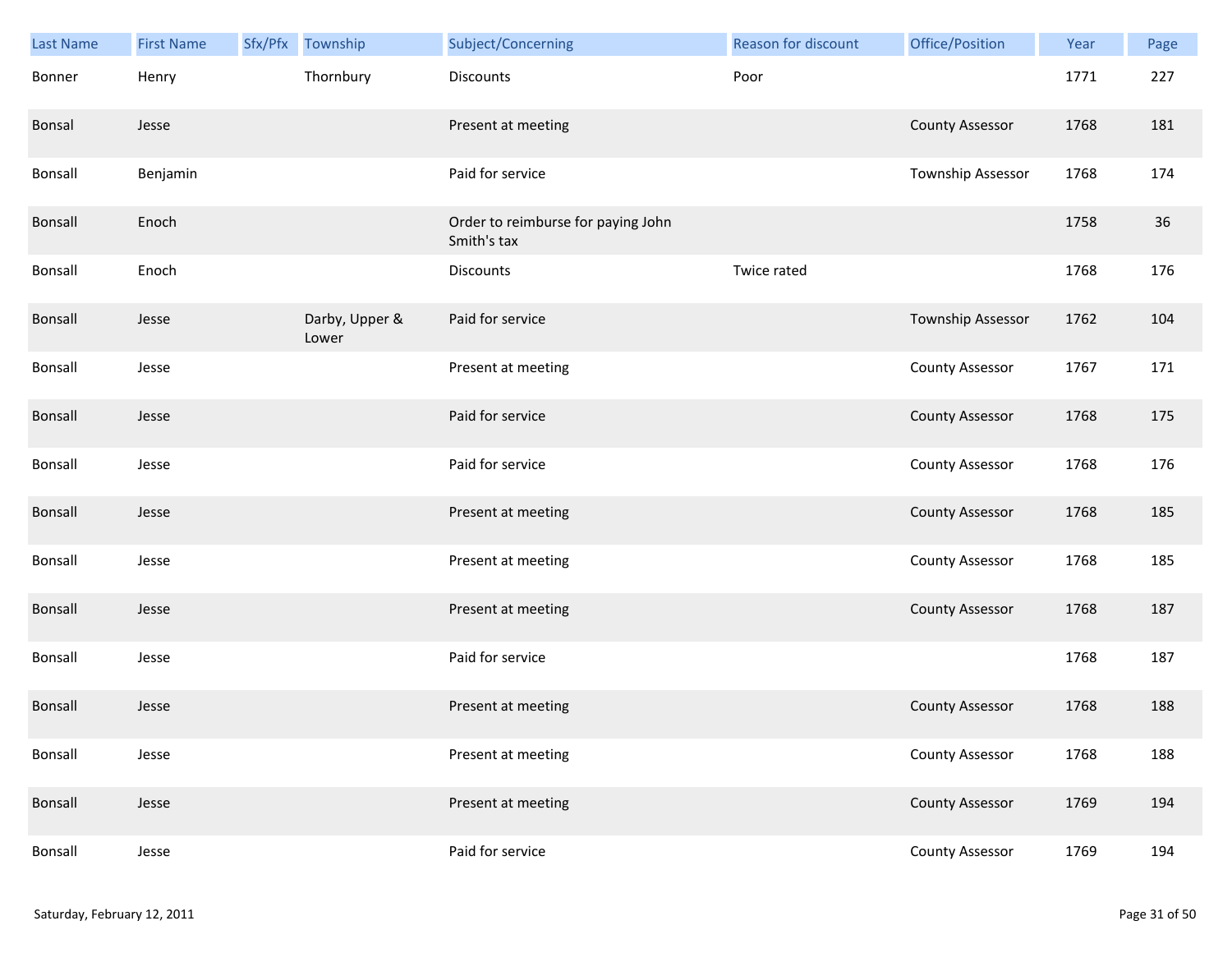| Last Name | First Name | Sfx/Pfx | Township | Subject/Concerning | Reason for discount | Office/Position | Year | Page |
|---|---|---|---|---|---|---|---|---|
| Bonner | Henry | | Thornbury | Discounts | Poor | | 1771 | 227 |
| Bonsal | Jesse | | | Present at meeting | | County Assessor | 1768 | 181 |
| Bonsall | Benjamin | | | Paid for service | | Township Assessor | 1768 | 174 |
| Bonsall | Enoch | | | Order to reimburse for paying John Smith's tax | | | 1758 | 36 |
| Bonsall | Enoch | | | Discounts | Twice rated | | 1768 | 176 |
| Bonsall | Jesse | | Darby, Upper & Lower | Paid for service | | Township Assessor | 1762 | 104 |
| Bonsall | Jesse | | | Present at meeting | | County Assessor | 1767 | 171 |
| Bonsall | Jesse | | | Paid for service | | County Assessor | 1768 | 175 |
| Bonsall | Jesse | | | Paid for service | | County Assessor | 1768 | 176 |
| Bonsall | Jesse | | | Present at meeting | | County Assessor | 1768 | 185 |
| Bonsall | Jesse | | | Present at meeting | | County Assessor | 1768 | 185 |
| Bonsall | Jesse | | | Present at meeting | | County Assessor | 1768 | 187 |
| Bonsall | Jesse | | | Paid for service | | | 1768 | 187 |
| Bonsall | Jesse | | | Present at meeting | | County Assessor | 1768 | 188 |
| Bonsall | Jesse | | | Present at meeting | | County Assessor | 1768 | 188 |
| Bonsall | Jesse | | | Present at meeting | | County Assessor | 1769 | 194 |
| Bonsall | Jesse | | | Paid for service | | County Assessor | 1769 | 194 |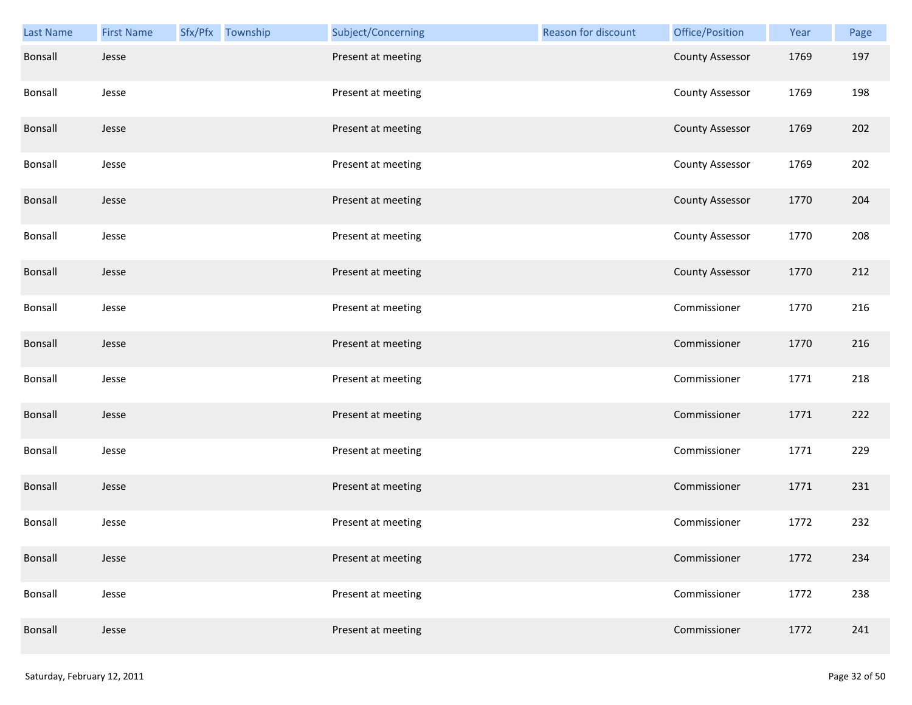| Last Name | First Name | Sfx/Pfx | Township | Subject/Concerning | Reason for discount | Office/Position | Year | Page |
|---|---|---|---|---|---|---|---|---|
| Bonsall | Jesse | | | Present at meeting | | County Assessor | 1769 | 197 |
| Bonsall | Jesse | | | Present at meeting | | County Assessor | 1769 | 198 |
| Bonsall | Jesse | | | Present at meeting | | County Assessor | 1769 | 202 |
| Bonsall | Jesse | | | Present at meeting | | County Assessor | 1769 | 202 |
| Bonsall | Jesse | | | Present at meeting | | County Assessor | 1770 | 204 |
| Bonsall | Jesse | | | Present at meeting | | County Assessor | 1770 | 208 |
| Bonsall | Jesse | | | Present at meeting | | County Assessor | 1770 | 212 |
| Bonsall | Jesse | | | Present at meeting | | Commissioner | 1770 | 216 |
| Bonsall | Jesse | | | Present at meeting | | Commissioner | 1770 | 216 |
| Bonsall | Jesse | | | Present at meeting | | Commissioner | 1771 | 218 |
| Bonsall | Jesse | | | Present at meeting | | Commissioner | 1771 | 222 |
| Bonsall | Jesse | | | Present at meeting | | Commissioner | 1771 | 229 |
| Bonsall | Jesse | | | Present at meeting | | Commissioner | 1771 | 231 |
| Bonsall | Jesse | | | Present at meeting | | Commissioner | 1772 | 232 |
| Bonsall | Jesse | | | Present at meeting | | Commissioner | 1772 | 234 |
| Bonsall | Jesse | | | Present at meeting | | Commissioner | 1772 | 238 |
| Bonsall | Jesse | | | Present at meeting | | Commissioner | 1772 | 241 |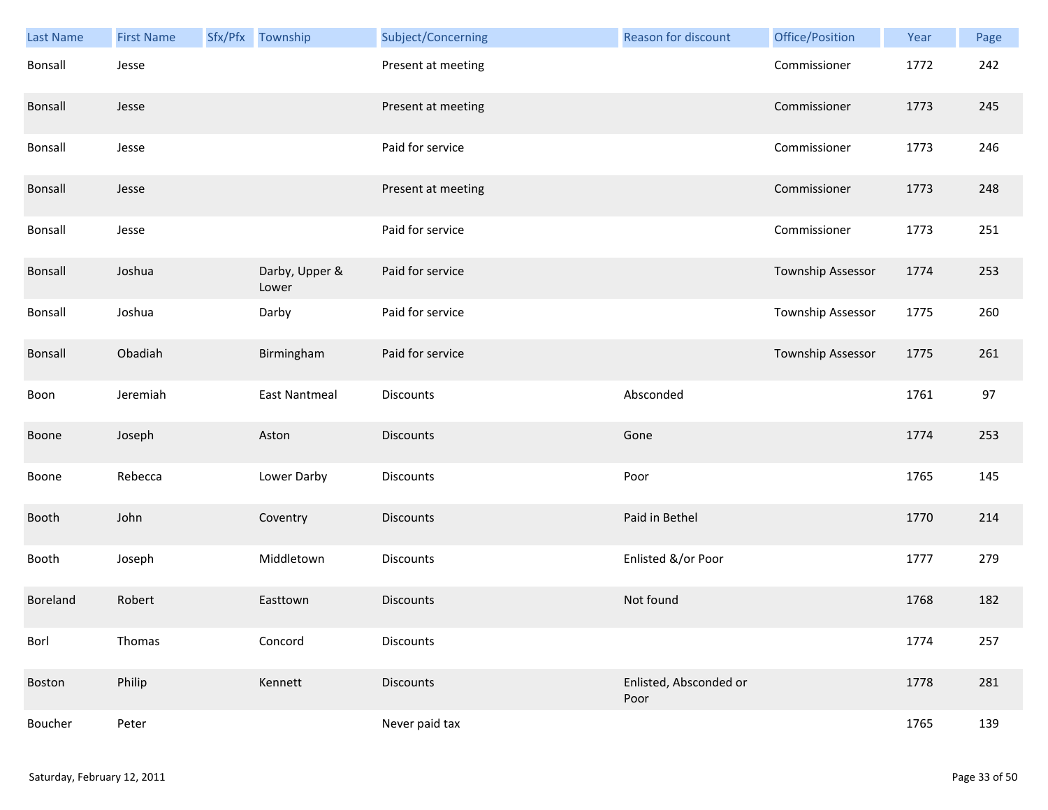| Last Name | First Name | Sfx/Pfx | Township | Subject/Concerning | Reason for discount | Office/Position | Year | Page |
|---|---|---|---|---|---|---|---|---|
| Bonsall | Jesse | | | Present at meeting | | Commissioner | 1772 | 242 |
| Bonsall | Jesse | | | Present at meeting | | Commissioner | 1773 | 245 |
| Bonsall | Jesse | | | Paid for service | | Commissioner | 1773 | 246 |
| Bonsall | Jesse | | | Present at meeting | | Commissioner | 1773 | 248 |
| Bonsall | Jesse | | | Paid for service | | Commissioner | 1773 | 251 |
| Bonsall | Joshua | | Darby, Upper & Lower | Paid for service | | Township Assessor | 1774 | 253 |
| Bonsall | Joshua | | Darby | Paid for service | | Township Assessor | 1775 | 260 |
| Bonsall | Obadiah | | Birmingham | Paid for service | | Township Assessor | 1775 | 261 |
| Boon | Jeremiah | | East Nantmeal | Discounts | Absconded | | 1761 | 97 |
| Boone | Joseph | | Aston | Discounts | Gone | | 1774 | 253 |
| Boone | Rebecca | | Lower Darby | Discounts | Poor | | 1765 | 145 |
| Booth | John | | Coventry | Discounts | Paid in Bethel | | 1770 | 214 |
| Booth | Joseph | | Middletown | Discounts | Enlisted &/or Poor | | 1777 | 279 |
| Boreland | Robert | | Easttown | Discounts | Not found | | 1768 | 182 |
| Borl | Thomas | | Concord | Discounts | | | 1774 | 257 |
| Boston | Philip | | Kennett | Discounts | Enlisted, Absconded or Poor | | 1778 | 281 |
| Boucher | Peter | | | Never paid tax | | | 1765 | 139 |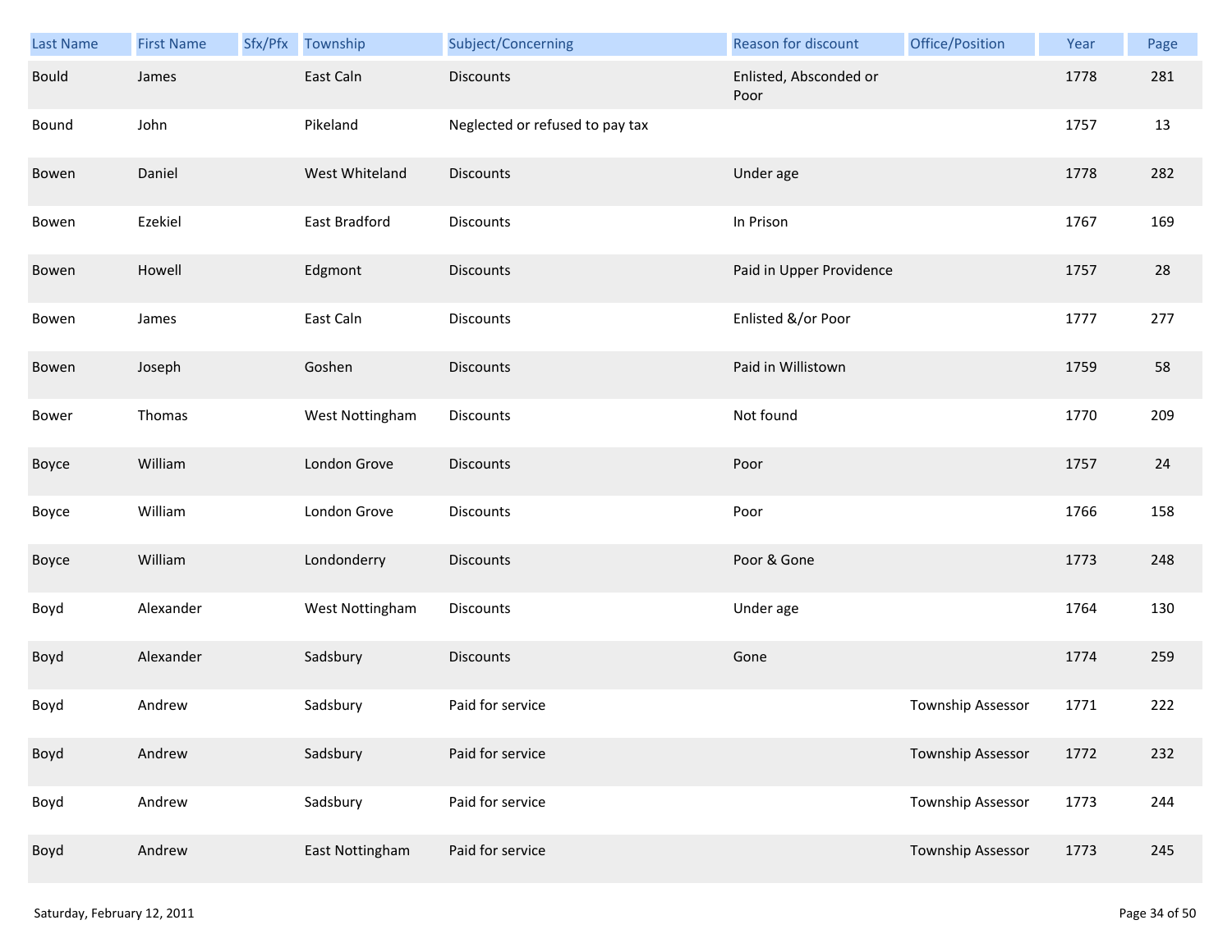| Last Name | First Name | Sfx/Pfx | Township | Subject/Concerning | Reason for discount | Office/Position | Year | Page |
|---|---|---|---|---|---|---|---|---|
| Bould | James | | East Caln | Discounts | Enlisted, Absconded or Poor | | 1778 | 281 |
| Bound | John | | Pikeland | Neglected or refused to pay tax | | | 1757 | 13 |
| Bowen | Daniel | | West Whiteland | Discounts | Under age | | 1778 | 282 |
| Bowen | Ezekiel | | East Bradford | Discounts | In Prison | | 1767 | 169 |
| Bowen | Howell | | Edgmont | Discounts | Paid in Upper Providence | | 1757 | 28 |
| Bowen | James | | East Caln | Discounts | Enlisted &/or Poor | | 1777 | 277 |
| Bowen | Joseph | | Goshen | Discounts | Paid in Willistown | | 1759 | 58 |
| Bower | Thomas | | West Nottingham | Discounts | Not found | | 1770 | 209 |
| Boyce | William | | London Grove | Discounts | Poor | | 1757 | 24 |
| Boyce | William | | London Grove | Discounts | Poor | | 1766 | 158 |
| Boyce | William | | Londonderry | Discounts | Poor & Gone | | 1773 | 248 |
| Boyd | Alexander | | West Nottingham | Discounts | Under age | | 1764 | 130 |
| Boyd | Alexander | | Sadsbury | Discounts | Gone | | 1774 | 259 |
| Boyd | Andrew | | Sadsbury | Paid for service | | Township Assessor | 1771 | 222 |
| Boyd | Andrew | | Sadsbury | Paid for service | | Township Assessor | 1772 | 232 |
| Boyd | Andrew | | Sadsbury | Paid for service | | Township Assessor | 1773 | 244 |
| Boyd | Andrew | | East Nottingham | Paid for service | | Township Assessor | 1773 | 245 |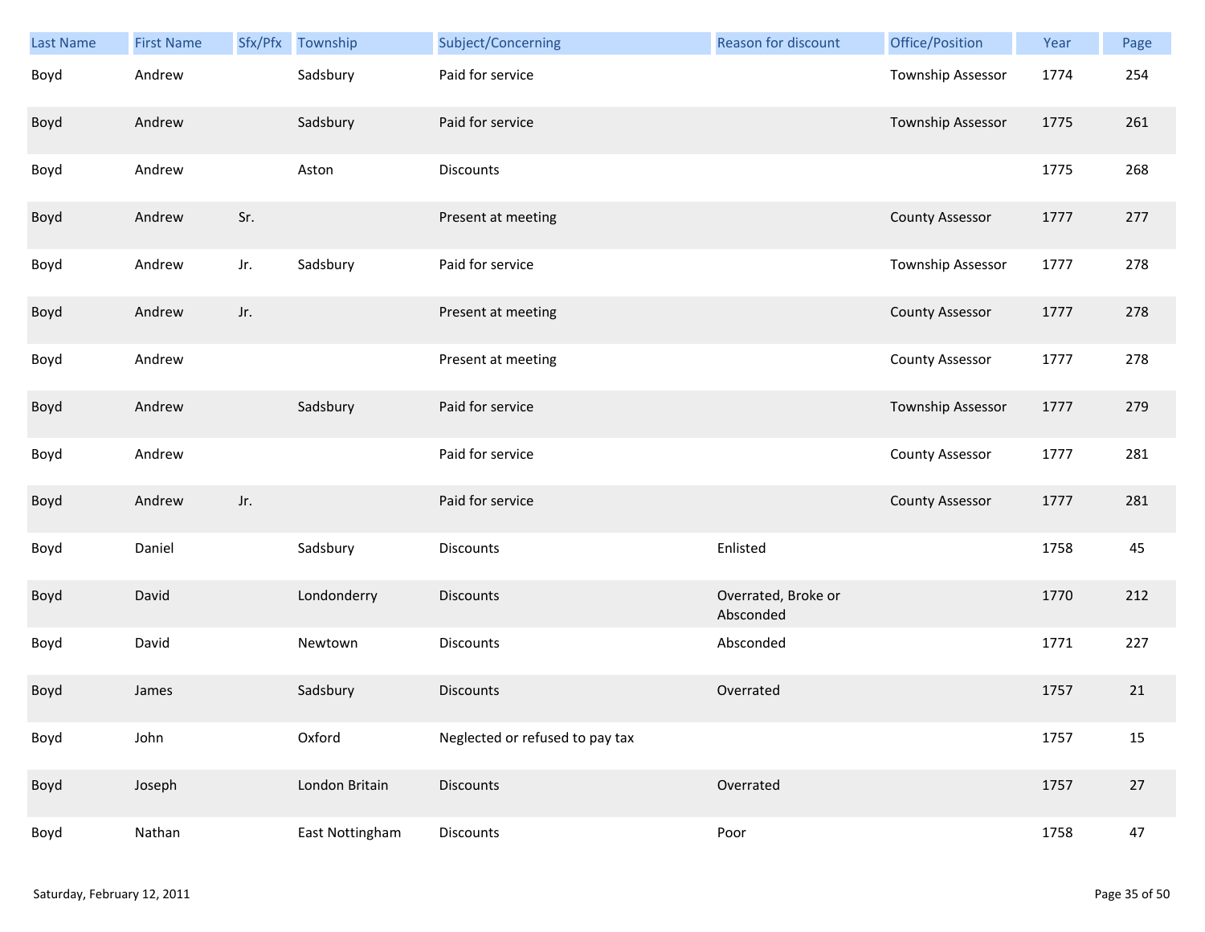| Last Name | First Name | Sfx/Pfx | Township | Subject/Concerning | Reason for discount | Office/Position | Year | Page |
|---|---|---|---|---|---|---|---|---|
| Boyd | Andrew | | Sadsbury | Paid for service | | Township Assessor | 1774 | 254 |
| Boyd | Andrew | | Sadsbury | Paid for service | | Township Assessor | 1775 | 261 |
| Boyd | Andrew | | Aston | Discounts | | | 1775 | 268 |
| Boyd | Andrew | Sr. | | Present at meeting | | County Assessor | 1777 | 277 |
| Boyd | Andrew | Jr. | Sadsbury | Paid for service | | Township Assessor | 1777 | 278 |
| Boyd | Andrew | Jr. | | Present at meeting | | County Assessor | 1777 | 278 |
| Boyd | Andrew | | | Present at meeting | | County Assessor | 1777 | 278 |
| Boyd | Andrew | | Sadsbury | Paid for service | | Township Assessor | 1777 | 279 |
| Boyd | Andrew | | | Paid for service | | County Assessor | 1777 | 281 |
| Boyd | Andrew | Jr. | | Paid for service | | County Assessor | 1777 | 281 |
| Boyd | Daniel | | Sadsbury | Discounts | Enlisted | | 1758 | 45 |
| Boyd | David | | Londonderry | Discounts | Overrated, Broke or Absconded | | 1770 | 212 |
| Boyd | David | | Newtown | Discounts | Absconded | | 1771 | 227 |
| Boyd | James | | Sadsbury | Discounts | Overrated | | 1757 | 21 |
| Boyd | John | | Oxford | Neglected or refused to pay tax | | | 1757 | 15 |
| Boyd | Joseph | | London Britain | Discounts | Overrated | | 1757 | 27 |
| Boyd | Nathan | | East Nottingham | Discounts | Poor | | 1758 | 47 |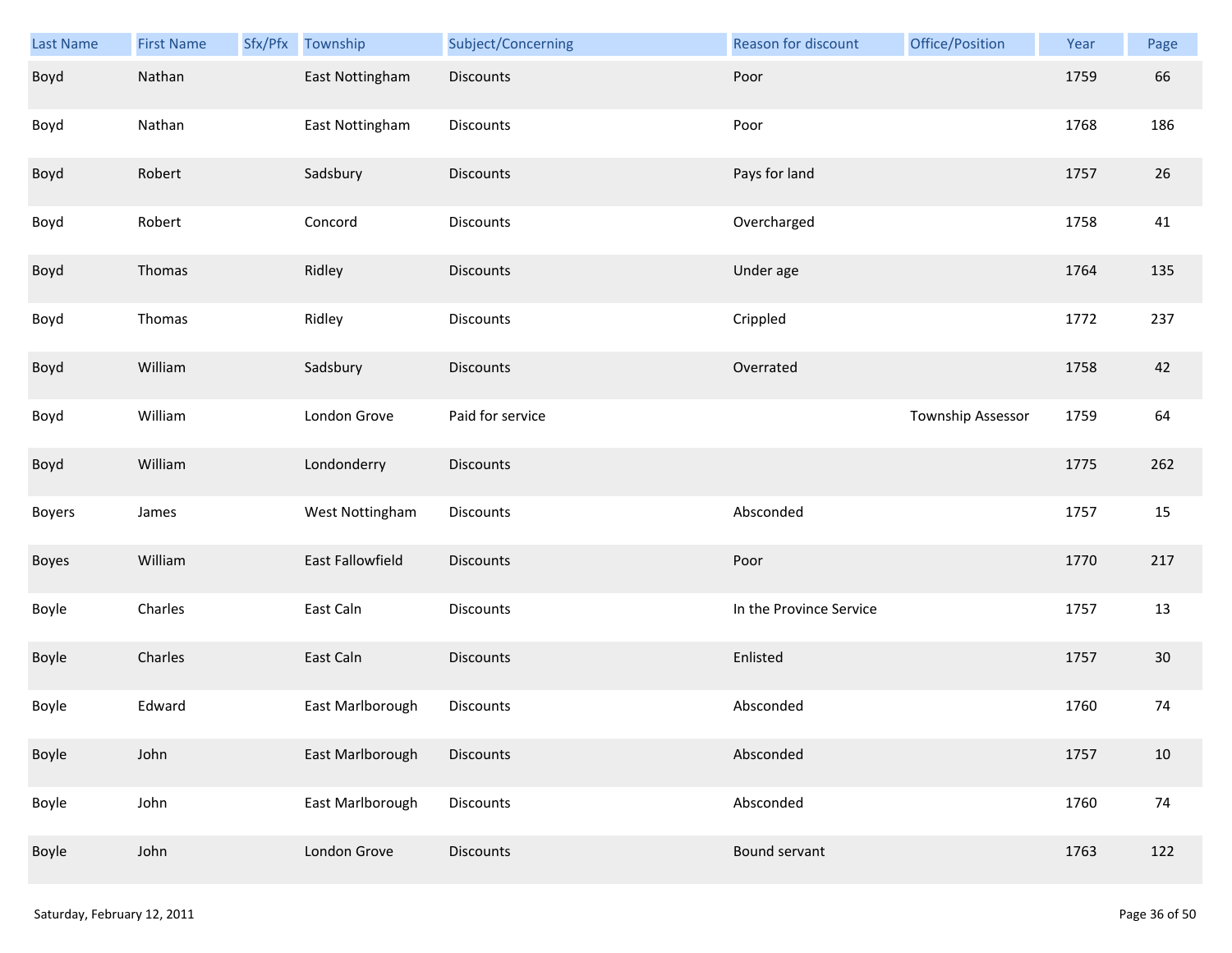| Last Name | First Name | Sfx/Pfx | Township | Subject/Concerning | Reason for discount | Office/Position | Year | Page |
|---|---|---|---|---|---|---|---|---|
| Boyd | Nathan | | East Nottingham | Discounts | Poor | | 1759 | 66 |
| Boyd | Nathan | | East Nottingham | Discounts | Poor | | 1768 | 186 |
| Boyd | Robert | | Sadsbury | Discounts | Pays for land | | 1757 | 26 |
| Boyd | Robert | | Concord | Discounts | Overcharged | | 1758 | 41 |
| Boyd | Thomas | | Ridley | Discounts | Under age | | 1764 | 135 |
| Boyd | Thomas | | Ridley | Discounts | Crippled | | 1772 | 237 |
| Boyd | William | | Sadsbury | Discounts | Overrated | | 1758 | 42 |
| Boyd | William | | London Grove | Paid for service | | Township Assessor | 1759 | 64 |
| Boyd | William | | Londonderry | Discounts | | | 1775 | 262 |
| Boyers | James | | West Nottingham | Discounts | Absconded | | 1757 | 15 |
| Boyes | William | | East Fallowfield | Discounts | Poor | | 1770 | 217 |
| Boyle | Charles | | East Caln | Discounts | In the Province Service | | 1757 | 13 |
| Boyle | Charles | | East Caln | Discounts | Enlisted | | 1757 | 30 |
| Boyle | Edward | | East Marlborough | Discounts | Absconded | | 1760 | 74 |
| Boyle | John | | East Marlborough | Discounts | Absconded | | 1757 | 10 |
| Boyle | John | | East Marlborough | Discounts | Absconded | | 1760 | 74 |
| Boyle | John | | London Grove | Discounts | Bound servant | | 1763 | 122 |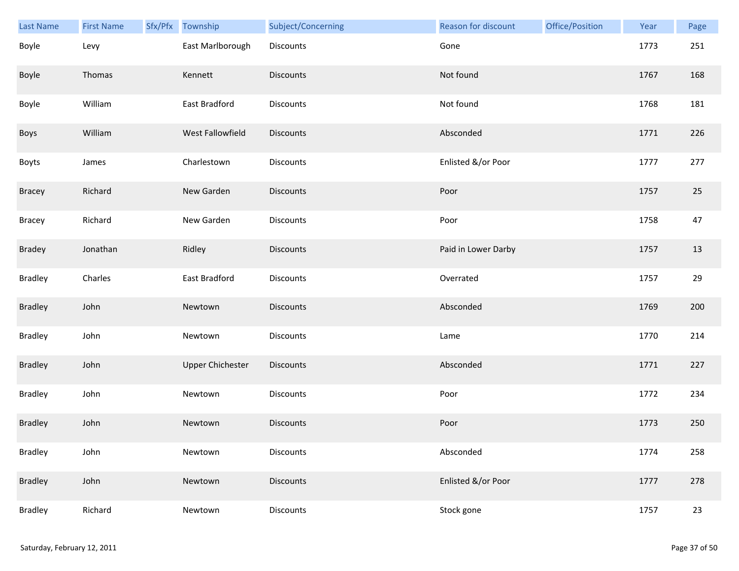| Last Name | First Name | Sfx/Pfx | Township | Subject/Concerning | Reason for discount | Office/Position | Year | Page |
|---|---|---|---|---|---|---|---|---|
| Boyle | Levy | | East Marlborough | Discounts | Gone | | 1773 | 251 |
| Boyle | Thomas | | Kennett | Discounts | Not found | | 1767 | 168 |
| Boyle | William | | East Bradford | Discounts | Not found | | 1768 | 181 |
| Boys | William | | West Fallowfield | Discounts | Absconded | | 1771 | 226 |
| Boyts | James | | Charlestown | Discounts | Enlisted &/or Poor | | 1777 | 277 |
| Bracey | Richard | | New Garden | Discounts | Poor | | 1757 | 25 |
| Bracey | Richard | | New Garden | Discounts | Poor | | 1758 | 47 |
| Bradey | Jonathan | | Ridley | Discounts | Paid in Lower Darby | | 1757 | 13 |
| Bradley | Charles | | East Bradford | Discounts | Overrated | | 1757 | 29 |
| Bradley | John | | Newtown | Discounts | Absconded | | 1769 | 200 |
| Bradley | John | | Newtown | Discounts | Lame | | 1770 | 214 |
| Bradley | John | | Upper Chichester | Discounts | Absconded | | 1771 | 227 |
| Bradley | John | | Newtown | Discounts | Poor | | 1772 | 234 |
| Bradley | John | | Newtown | Discounts | Poor | | 1773 | 250 |
| Bradley | John | | Newtown | Discounts | Absconded | | 1774 | 258 |
| Bradley | John | | Newtown | Discounts | Enlisted &/or Poor | | 1777 | 278 |
| Bradley | Richard | | Newtown | Discounts | Stock gone | | 1757 | 23 |

Saturday, February 12, 2011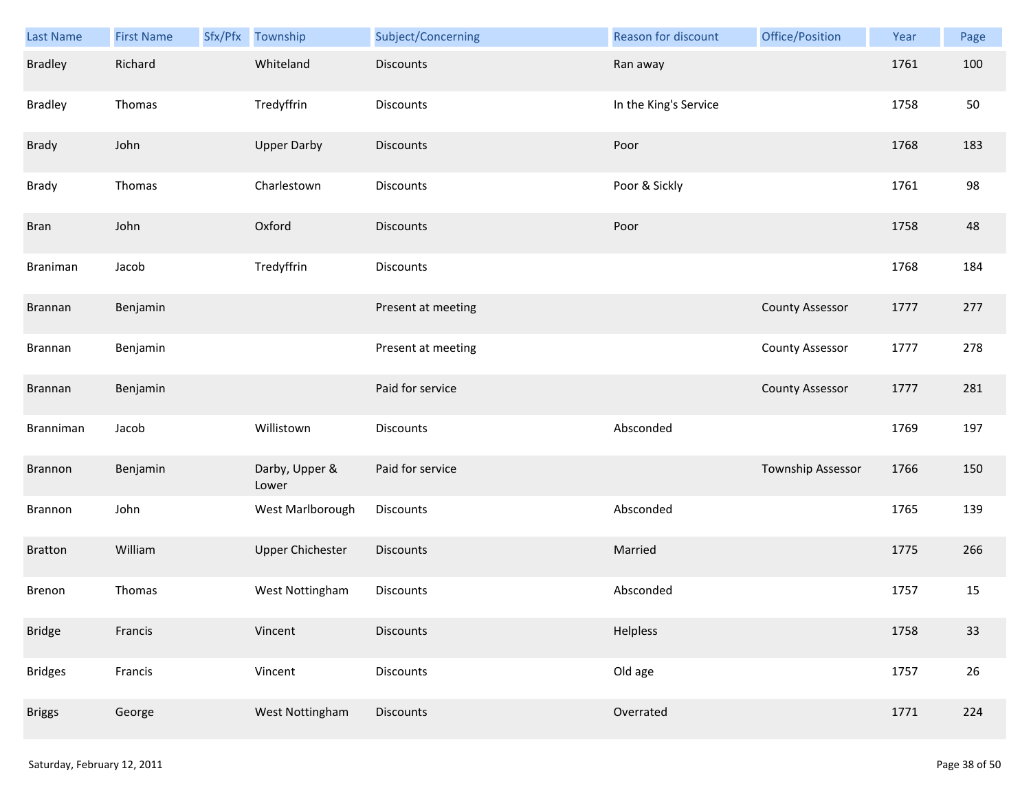| Last Name | First Name | Sfx/Pfx | Township | Subject/Concerning | Reason for discount | Office/Position | Year | Page |
|---|---|---|---|---|---|---|---|---|
| Bradley | Richard | | Whiteland | Discounts | Ran away | | 1761 | 100 |
| Bradley | Thomas | | Tredyffrin | Discounts | In the King's Service | | 1758 | 50 |
| Brady | John | | Upper Darby | Discounts | Poor | | 1768 | 183 |
| Brady | Thomas | | Charlestown | Discounts | Poor & Sickly | | 1761 | 98 |
| Bran | John | | Oxford | Discounts | Poor | | 1758 | 48 |
| Braniman | Jacob | | Tredyffrin | Discounts | | | 1768 | 184 |
| Brannan | Benjamin | | | Present at meeting | | County Assessor | 1777 | 277 |
| Brannan | Benjamin | | | Present at meeting | | County Assessor | 1777 | 278 |
| Brannan | Benjamin | | | Paid for service | | County Assessor | 1777 | 281 |
| Branniman | Jacob | | Willistown | Discounts | Absconded | | 1769 | 197 |
| Brannon | Benjamin | | Darby, Upper & Lower | Paid for service | | Township Assessor | 1766 | 150 |
| Brannon | John | | West Marlborough | Discounts | Absconded | | 1765 | 139 |
| Bratton | William | | Upper Chichester | Discounts | Married | | 1775 | 266 |
| Brenon | Thomas | | West Nottingham | Discounts | Absconded | | 1757 | 15 |
| Bridge | Francis | | Vincent | Discounts | Helpless | | 1758 | 33 |
| Bridges | Francis | | Vincent | Discounts | Old age | | 1757 | 26 |
| Briggs | George | | West Nottingham | Discounts | Overrated | | 1771 | 224 |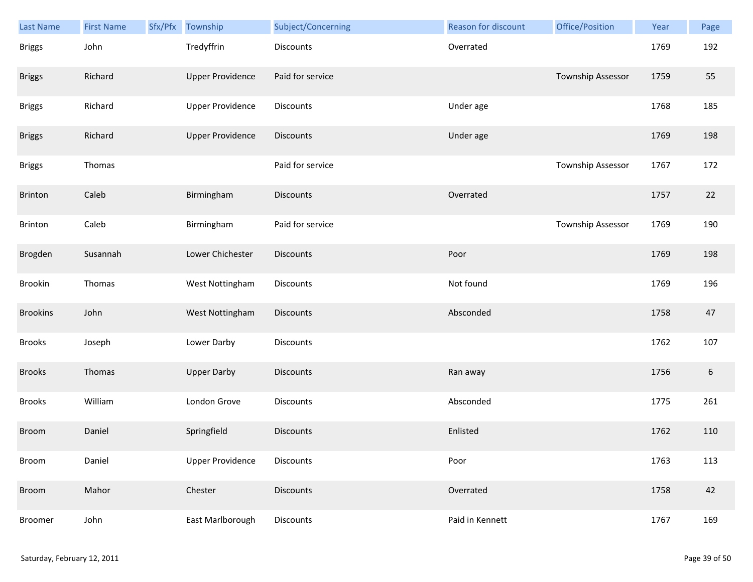| Last Name | First Name | Sfx/Pfx | Township | Subject/Concerning | Reason for discount | Office/Position | Year | Page |
|---|---|---|---|---|---|---|---|---|
| Briggs | John | | Tredyffrin | Discounts | Overrated | | 1769 | 192 |
| Briggs | Richard | | Upper Providence | Paid for service | | Township Assessor | 1759 | 55 |
| Briggs | Richard | | Upper Providence | Discounts | Under age | | 1768 | 185 |
| Briggs | Richard | | Upper Providence | Discounts | Under age | | 1769 | 198 |
| Briggs | Thomas | | | Paid for service | | Township Assessor | 1767 | 172 |
| Brinton | Caleb | | Birmingham | Discounts | Overrated | | 1757 | 22 |
| Brinton | Caleb | | Birmingham | Paid for service | | Township Assessor | 1769 | 190 |
| Brogden | Susannah | | Lower Chichester | Discounts | Poor | | 1769 | 198 |
| Brookin | Thomas | | West Nottingham | Discounts | Not found | | 1769 | 196 |
| Brookins | John | | West Nottingham | Discounts | Absconded | | 1758 | 47 |
| Brooks | Joseph | | Lower Darby | Discounts | | | 1762 | 107 |
| Brooks | Thomas | | Upper Darby | Discounts | Ran away | | 1756 | 6 |
| Brooks | William | | London Grove | Discounts | Absconded | | 1775 | 261 |
| Broom | Daniel | | Springfield | Discounts | Enlisted | | 1762 | 110 |
| Broom | Daniel | | Upper Providence | Discounts | Poor | | 1763 | 113 |
| Broom | Mahor | | Chester | Discounts | Overrated | | 1758 | 42 |
| Broomer | John | | East Marlborough | Discounts | Paid in Kennett | | 1767 | 169 |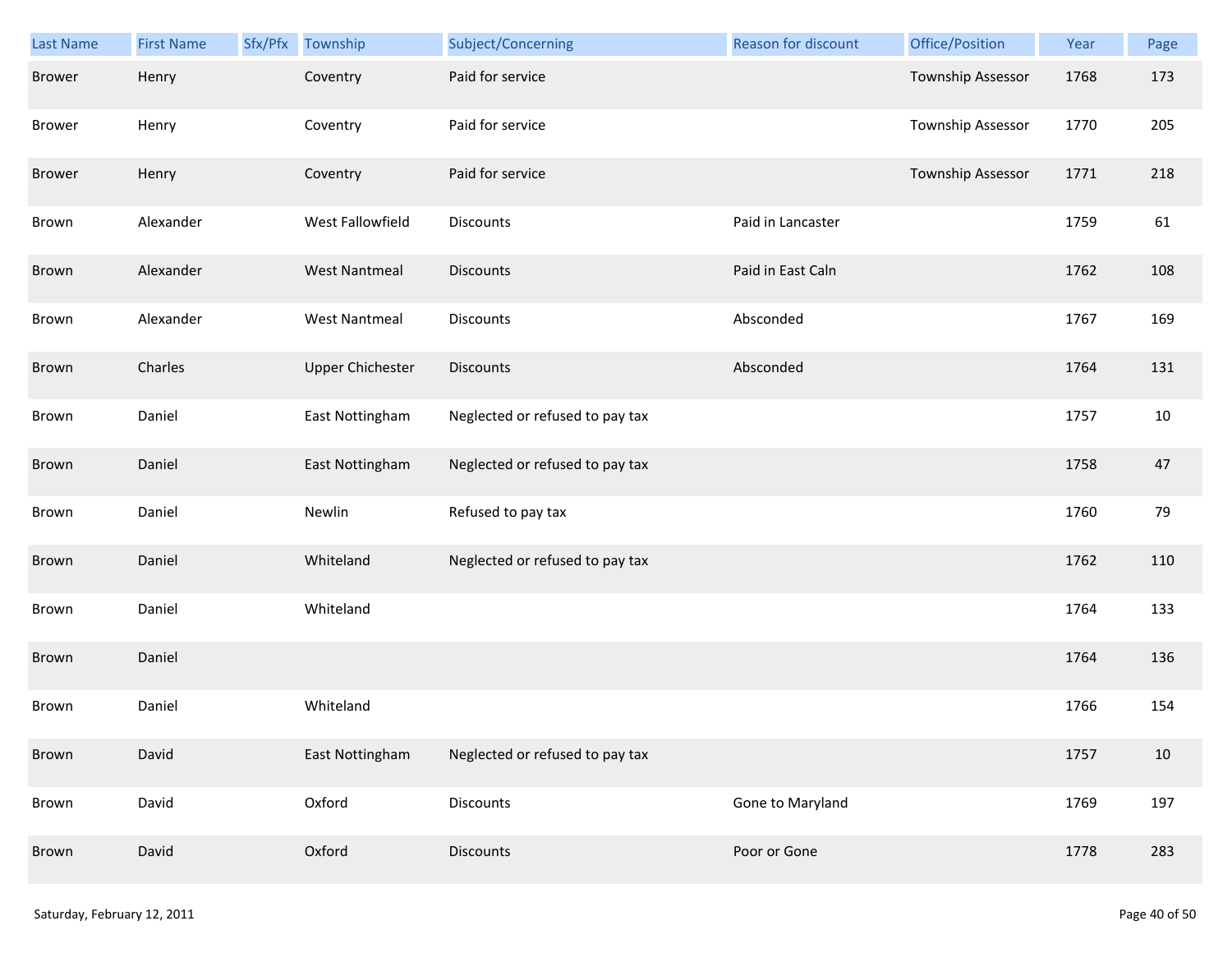| Last Name | First Name | Sfx/Pfx | Township | Subject/Concerning | Reason for discount | Office/Position | Year | Page |
|---|---|---|---|---|---|---|---|---|
| Brower | Henry | | Coventry | Paid for service | | Township Assessor | 1768 | 173 |
| Brower | Henry | | Coventry | Paid for service | | Township Assessor | 1770 | 205 |
| Brower | Henry | | Coventry | Paid for service | | Township Assessor | 1771 | 218 |
| Brown | Alexander | | West Fallowfield | Discounts | Paid in Lancaster | | 1759 | 61 |
| Brown | Alexander | | West Nantmeal | Discounts | Paid in East Caln | | 1762 | 108 |
| Brown | Alexander | | West Nantmeal | Discounts | Absconded | | 1767 | 169 |
| Brown | Charles | | Upper Chichester | Discounts | Absconded | | 1764 | 131 |
| Brown | Daniel | | East Nottingham | Neglected or refused to pay tax | | | 1757 | 10 |
| Brown | Daniel | | East Nottingham | Neglected or refused to pay tax | | | 1758 | 47 |
| Brown | Daniel | | Newlin | Refused to pay tax | | | 1760 | 79 |
| Brown | Daniel | | Whiteland | Neglected or refused to pay tax | | | 1762 | 110 |
| Brown | Daniel | | Whiteland | | | | 1764 | 133 |
| Brown | Daniel | | | | | | 1764 | 136 |
| Brown | Daniel | | Whiteland | | | | 1766 | 154 |
| Brown | David | | East Nottingham | Neglected or refused to pay tax | | | 1757 | 10 |
| Brown | David | | Oxford | Discounts | Gone to Maryland | | 1769 | 197 |
| Brown | David | | Oxford | Discounts | Poor or Gone | | 1778 | 283 |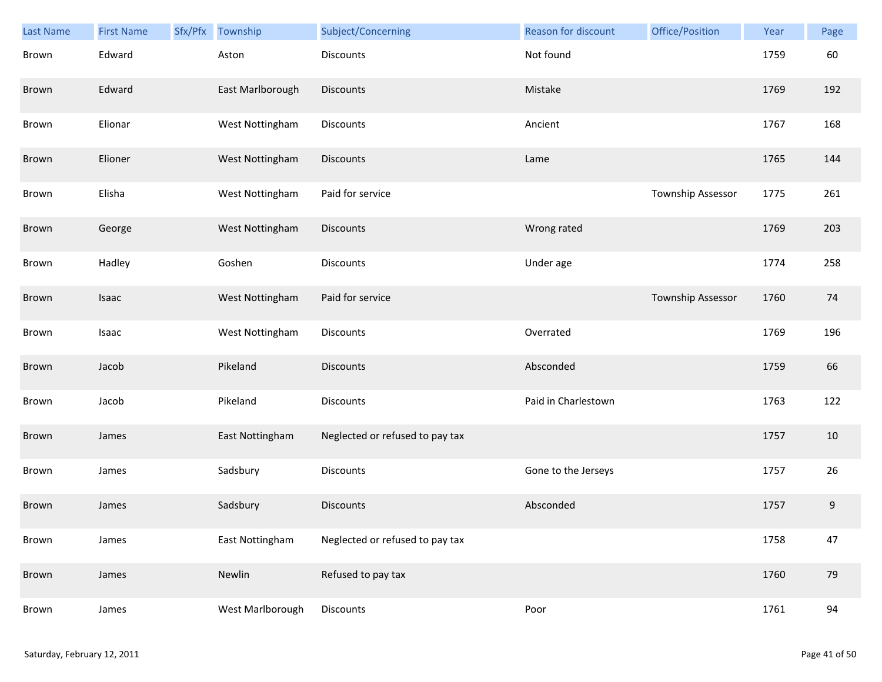| Last Name | First Name | Sfx/Pfx | Township | Subject/Concerning | Reason for discount | Office/Position | Year | Page |
|---|---|---|---|---|---|---|---|---|
| Brown | Edward | | Aston | Discounts | Not found | | 1759 | 60 |
| Brown | Edward | | East Marlborough | Discounts | Mistake | | 1769 | 192 |
| Brown | Elionar | | West Nottingham | Discounts | Ancient | | 1767 | 168 |
| Brown | Elioner | | West Nottingham | Discounts | Lame | | 1765 | 144 |
| Brown | Elisha | | West Nottingham | Paid for service | | Township Assessor | 1775 | 261 |
| Brown | George | | West Nottingham | Discounts | Wrong rated | | 1769 | 203 |
| Brown | Hadley | | Goshen | Discounts | Under age | | 1774 | 258 |
| Brown | Isaac | | West Nottingham | Paid for service | | Township Assessor | 1760 | 74 |
| Brown | Isaac | | West Nottingham | Discounts | Overrated | | 1769 | 196 |
| Brown | Jacob | | Pikeland | Discounts | Absconded | | 1759 | 66 |
| Brown | Jacob | | Pikeland | Discounts | Paid in Charlestown | | 1763 | 122 |
| Brown | James | | East Nottingham | Neglected or refused to pay tax | | | 1757 | 10 |
| Brown | James | | Sadsbury | Discounts | Gone to the Jerseys | | 1757 | 26 |
| Brown | James | | Sadsbury | Discounts | Absconded | | 1757 | 9 |
| Brown | James | | East Nottingham | Neglected or refused to pay tax | | | 1758 | 47 |
| Brown | James | | Newlin | Refused to pay tax | | | 1760 | 79 |
| Brown | James | | West Marlborough | Discounts | Poor | | 1761 | 94 |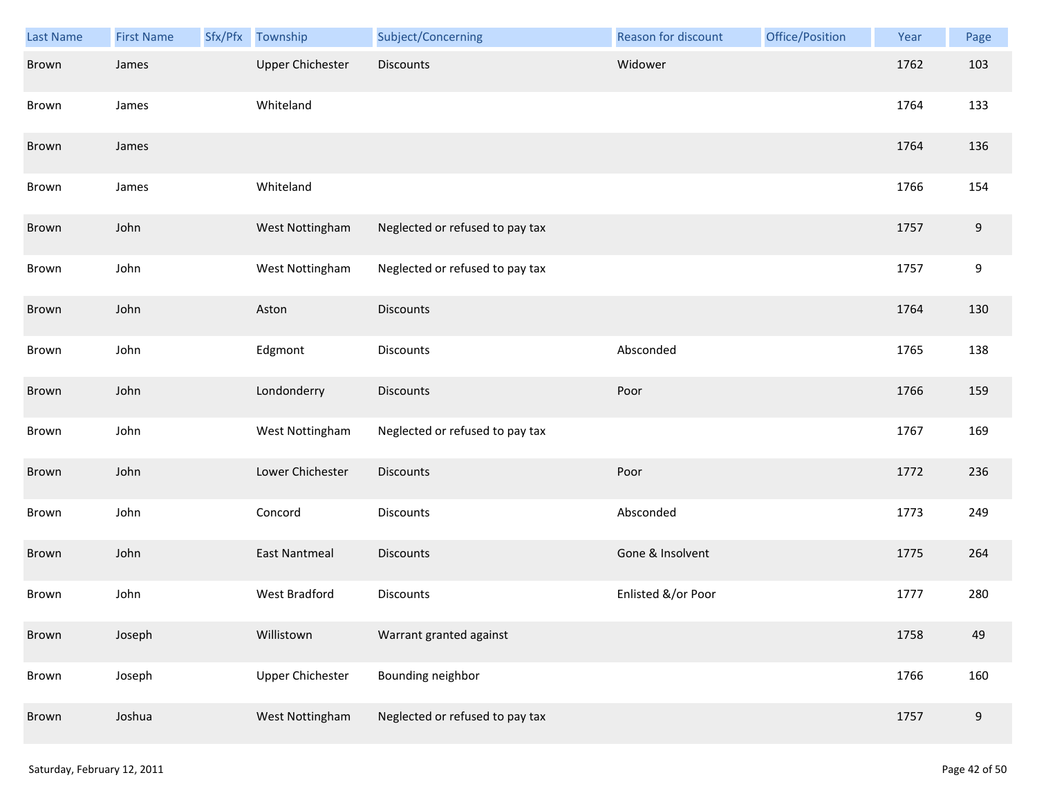| Last Name | First Name | Sfx/Pfx | Township | Subject/Concerning | Reason for discount | Office/Position | Year | Page |
|---|---|---|---|---|---|---|---|---|
| Brown | James | | Upper Chichester | Discounts | Widower | | 1762 | 103 |
| Brown | James | | Whiteland | | | | 1764 | 133 |
| Brown | James | | | | | | 1764 | 136 |
| Brown | James | | Whiteland | | | | 1766 | 154 |
| Brown | John | | West Nottingham | Neglected or refused to pay tax | | | 1757 | 9 |
| Brown | John | | West Nottingham | Neglected or refused to pay tax | | | 1757 | 9 |
| Brown | John | | Aston | Discounts | | | 1764 | 130 |
| Brown | John | | Edgmont | Discounts | Absconded | | 1765 | 138 |
| Brown | John | | Londonderry | Discounts | Poor | | 1766 | 159 |
| Brown | John | | West Nottingham | Neglected or refused to pay tax | | | 1767 | 169 |
| Brown | John | | Lower Chichester | Discounts | Poor | | 1772 | 236 |
| Brown | John | | Concord | Discounts | Absconded | | 1773 | 249 |
| Brown | John | | East Nantmeal | Discounts | Gone & Insolvent | | 1775 | 264 |
| Brown | John | | West Bradford | Discounts | Enlisted &/or Poor | | 1777 | 280 |
| Brown | Joseph | | Willistown | Warrant granted against | | | 1758 | 49 |
| Brown | Joseph | | Upper Chichester | Bounding neighbor | | | 1766 | 160 |
| Brown | Joshua | | West Nottingham | Neglected or refused to pay tax | | | 1757 | 9 |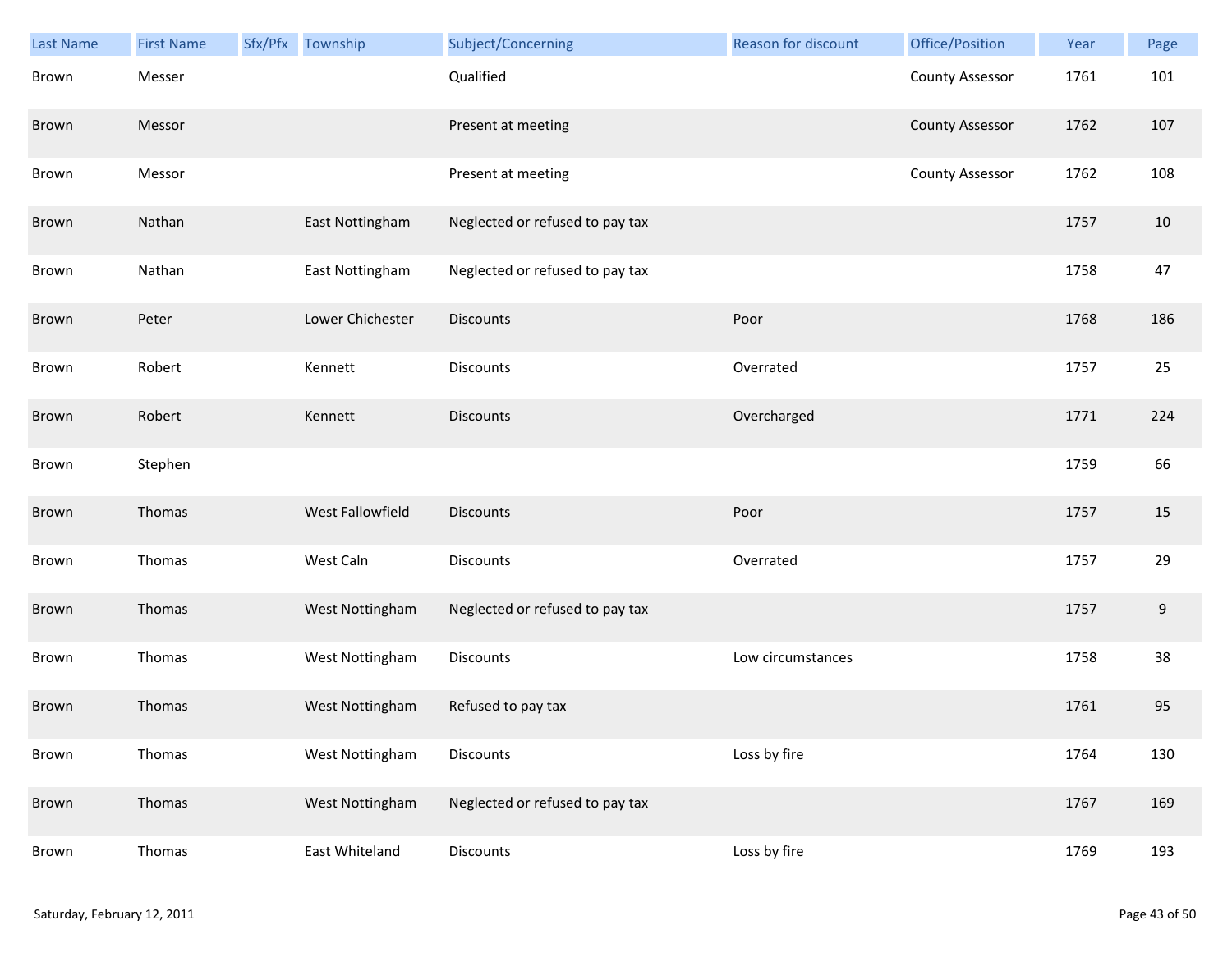| Last Name | First Name | Sfx/Pfx | Township | Subject/Concerning | Reason for discount | Office/Position | Year | Page |
|---|---|---|---|---|---|---|---|---|
| Brown | Messer | | | Qualified | | County Assessor | 1761 | 101 |
| Brown | Messor | | | Present at meeting | | County Assessor | 1762 | 107 |
| Brown | Messor | | | Present at meeting | | County Assessor | 1762 | 108 |
| Brown | Nathan | | East Nottingham | Neglected or refused to pay tax | | | 1757 | 10 |
| Brown | Nathan | | East Nottingham | Neglected or refused to pay tax | | | 1758 | 47 |
| Brown | Peter | | Lower Chichester | Discounts | Poor | | 1768 | 186 |
| Brown | Robert | | Kennett | Discounts | Overrated | | 1757 | 25 |
| Brown | Robert | | Kennett | Discounts | Overcharged | | 1771 | 224 |
| Brown | Stephen | | | | | | 1759 | 66 |
| Brown | Thomas | | West Fallowfield | Discounts | Poor | | 1757 | 15 |
| Brown | Thomas | | West Caln | Discounts | Overrated | | 1757 | 29 |
| Brown | Thomas | | West Nottingham | Neglected or refused to pay tax | | | 1757 | 9 |
| Brown | Thomas | | West Nottingham | Discounts | Low circumstances | | 1758 | 38 |
| Brown | Thomas | | West Nottingham | Refused to pay tax | | | 1761 | 95 |
| Brown | Thomas | | West Nottingham | Discounts | Loss by fire | | 1764 | 130 |
| Brown | Thomas | | West Nottingham | Neglected or refused to pay tax | | | 1767 | 169 |
| Brown | Thomas | | East Whiteland | Discounts | Loss by fire | | 1769 | 193 |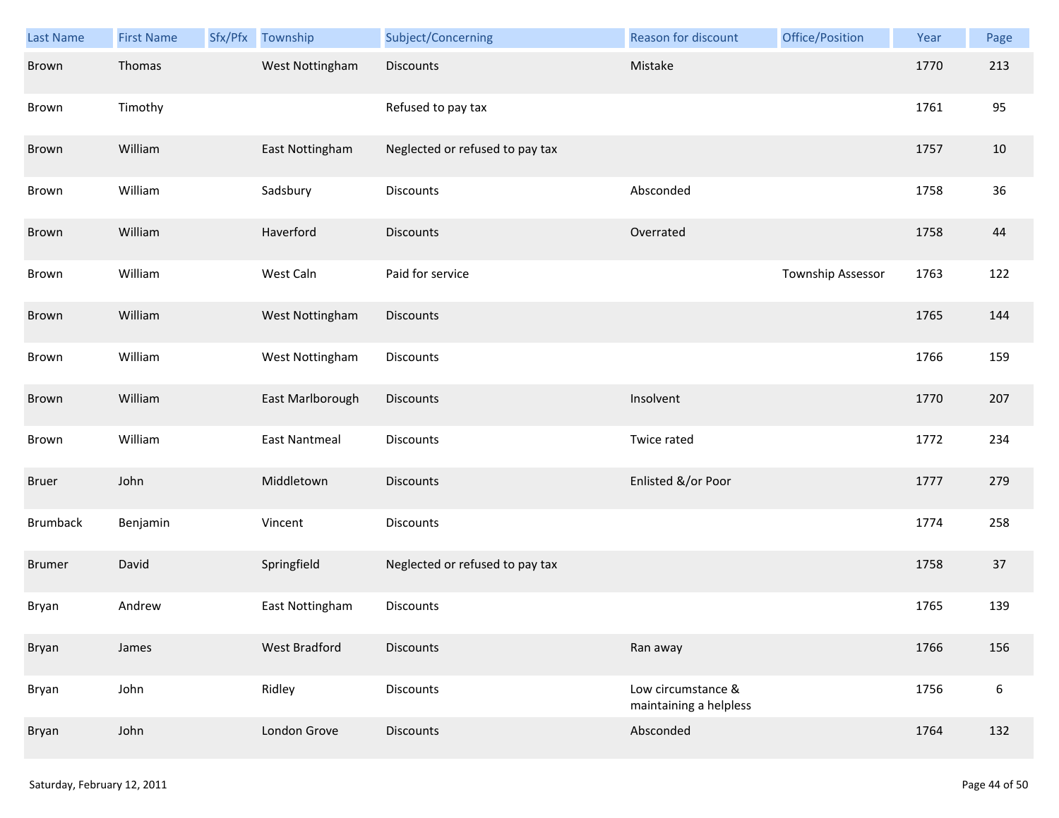| Last Name | First Name | Sfx/Pfx | Township | Subject/Concerning | Reason for discount | Office/Position | Year | Page |
|---|---|---|---|---|---|---|---|---|
| Brown | Thomas | | West Nottingham | Discounts | Mistake | | 1770 | 213 |
| Brown | Timothy | | | Refused to pay tax | | | 1761 | 95 |
| Brown | William | | East Nottingham | Neglected or refused to pay tax | | | 1757 | 10 |
| Brown | William | | Sadsbury | Discounts | Absconded | | 1758 | 36 |
| Brown | William | | Haverford | Discounts | Overrated | | 1758 | 44 |
| Brown | William | | West Caln | Paid for service | | Township Assessor | 1763 | 122 |
| Brown | William | | West Nottingham | Discounts | | | 1765 | 144 |
| Brown | William | | West Nottingham | Discounts | | | 1766 | 159 |
| Brown | William | | East Marlborough | Discounts | Insolvent | | 1770 | 207 |
| Brown | William | | East Nantmeal | Discounts | Twice rated | | 1772 | 234 |
| Bruer | John | | Middletown | Discounts | Enlisted &/or Poor | | 1777 | 279 |
| Brumback | Benjamin | | Vincent | Discounts | | | 1774 | 258 |
| Brumer | David | | Springfield | Neglected or refused to pay tax | | | 1758 | 37 |
| Bryan | Andrew | | East Nottingham | Discounts | | | 1765 | 139 |
| Bryan | James | | West Bradford | Discounts | Ran away | | 1766 | 156 |
| Bryan | John | | Ridley | Discounts | Low circumstance & maintaining a helpless | | 1756 | 6 |
| Bryan | John | | London Grove | Discounts | Absconded | | 1764 | 132 |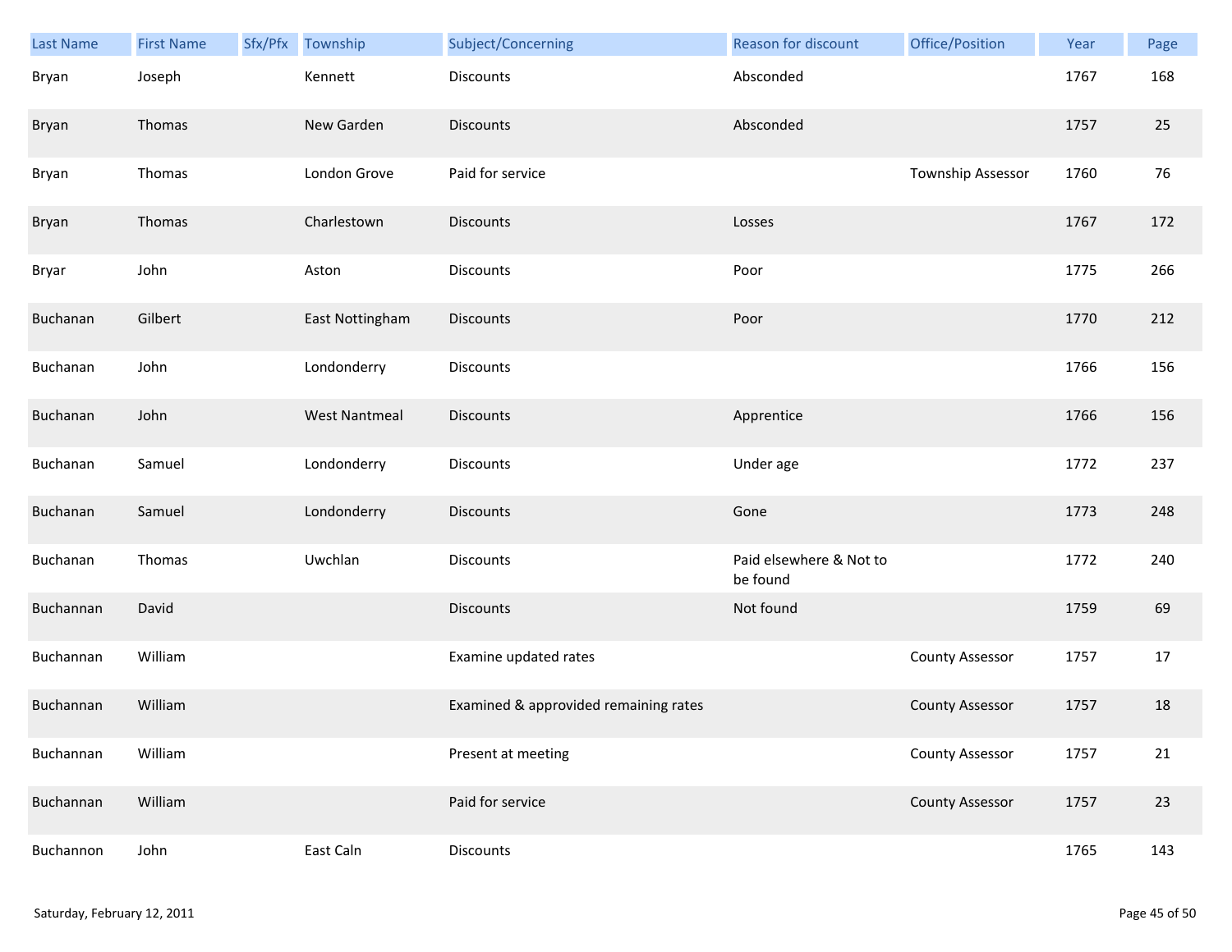| Last Name | First Name | Sfx/Pfx | Township | Subject/Concerning | Reason for discount | Office/Position | Year | Page |
|---|---|---|---|---|---|---|---|---|
| Bryan | Joseph | | Kennett | Discounts | Absconded | | 1767 | 168 |
| Bryan | Thomas | | New Garden | Discounts | Absconded | | 1757 | 25 |
| Bryan | Thomas | | London Grove | Paid for service | | Township Assessor | 1760 | 76 |
| Bryan | Thomas | | Charlestown | Discounts | Losses | | 1767 | 172 |
| Bryar | John | | Aston | Discounts | Poor | | 1775 | 266 |
| Buchanan | Gilbert | | East Nottingham | Discounts | Poor | | 1770 | 212 |
| Buchanan | John | | Londonderry | Discounts | | | 1766 | 156 |
| Buchanan | John | | West Nantmeal | Discounts | Apprentice | | 1766 | 156 |
| Buchanan | Samuel | | Londonderry | Discounts | Under age | | 1772 | 237 |
| Buchanan | Samuel | | Londonderry | Discounts | Gone | | 1773 | 248 |
| Buchanan | Thomas | | Uwchlan | Discounts | Paid elsewhere & Not to be found | | 1772 | 240 |
| Buchannan | David | | | Discounts | Not found | | 1759 | 69 |
| Buchannan | William | | | Examine updated rates | | County Assessor | 1757 | 17 |
| Buchannan | William | | | Examined & approvided remaining rates | | County Assessor | 1757 | 18 |
| Buchannan | William | | | Present at meeting | | County Assessor | 1757 | 21 |
| Buchannan | William | | | Paid for service | | County Assessor | 1757 | 23 |
| Buchannon | John | | East Caln | Discounts | | | 1765 | 143 |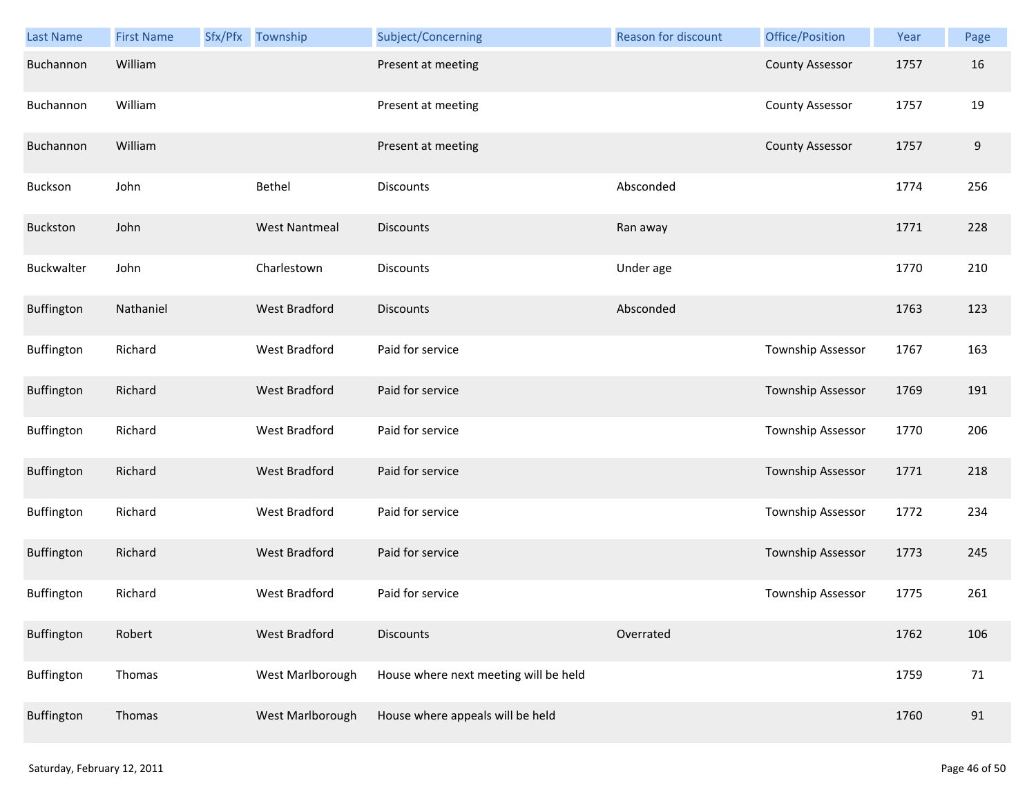| Last Name | First Name | Sfx/Pfx | Township | Subject/Concerning | Reason for discount | Office/Position | Year | Page |
|---|---|---|---|---|---|---|---|---|
| Buchannon | William | | | Present at meeting | | County Assessor | 1757 | 16 |
| Buchannon | William | | | Present at meeting | | County Assessor | 1757 | 19 |
| Buchannon | William | | | Present at meeting | | County Assessor | 1757 | 9 |
| Buckson | John | | Bethel | Discounts | Absconded | | 1774 | 256 |
| Buckston | John | | West Nantmeal | Discounts | Ran away | | 1771 | 228 |
| Buckwalter | John | | Charlestown | Discounts | Under age | | 1770 | 210 |
| Buffington | Nathaniel | | West Bradford | Discounts | Absconded | | 1763 | 123 |
| Buffington | Richard | | West Bradford | Paid for service | | Township Assessor | 1767 | 163 |
| Buffington | Richard | | West Bradford | Paid for service | | Township Assessor | 1769 | 191 |
| Buffington | Richard | | West Bradford | Paid for service | | Township Assessor | 1770 | 206 |
| Buffington | Richard | | West Bradford | Paid for service | | Township Assessor | 1771 | 218 |
| Buffington | Richard | | West Bradford | Paid for service | | Township Assessor | 1772 | 234 |
| Buffington | Richard | | West Bradford | Paid for service | | Township Assessor | 1773 | 245 |
| Buffington | Richard | | West Bradford | Paid for service | | Township Assessor | 1775 | 261 |
| Buffington | Robert | | West Bradford | Discounts | Overrated | | 1762 | 106 |
| Buffington | Thomas | | West Marlborough | House where next meeting will be held | | | 1759 | 71 |
| Buffington | Thomas | | West Marlborough | House where appeals will be held | | | 1760 | 91 |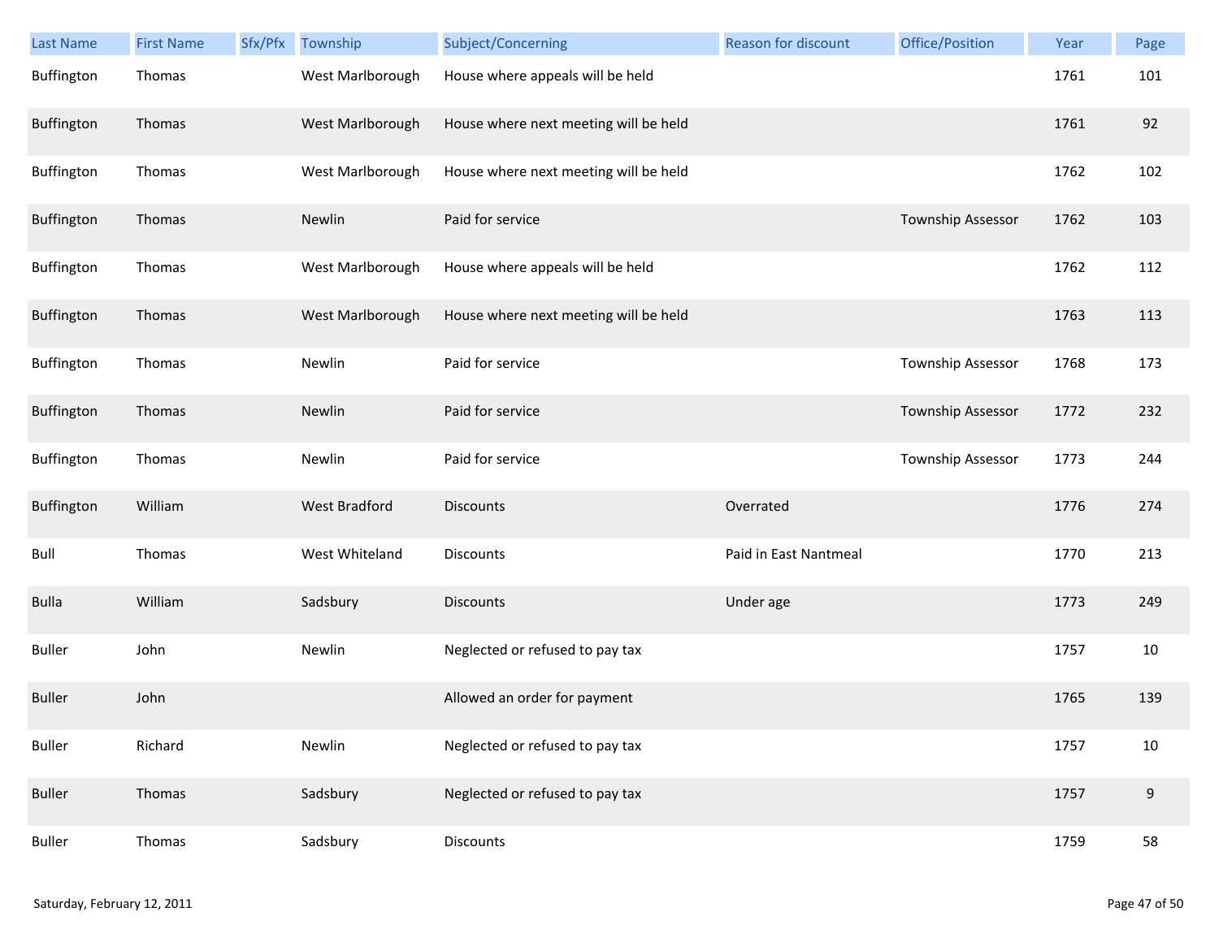| Last Name | First Name | Sfx/Pfx | Township | Subject/Concerning | Reason for discount | Office/Position | Year | Page |
|---|---|---|---|---|---|---|---|---|
| Buffington | Thomas | | West Marlborough | House where appeals will be held | | | 1761 | 101 |
| Buffington | Thomas | | West Marlborough | House where next meeting will be held | | | 1761 | 92 |
| Buffington | Thomas | | West Marlborough | House where next meeting will be held | | | 1762 | 102 |
| Buffington | Thomas | | Newlin | Paid for service | | Township Assessor | 1762 | 103 |
| Buffington | Thomas | | West Marlborough | House where appeals will be held | | | 1762 | 112 |
| Buffington | Thomas | | West Marlborough | House where next meeting will be held | | | 1763 | 113 |
| Buffington | Thomas | | Newlin | Paid for service | | Township Assessor | 1768 | 173 |
| Buffington | Thomas | | Newlin | Paid for service | | Township Assessor | 1772 | 232 |
| Buffington | Thomas | | Newlin | Paid for service | | Township Assessor | 1773 | 244 |
| Buffington | William | | West Bradford | Discounts | Overrated | | 1776 | 274 |
| Bull | Thomas | | West Whiteland | Discounts | Paid in East Nantmeal | | 1770 | 213 |
| Bulla | William | | Sadsbury | Discounts | Under age | | 1773 | 249 |
| Buller | John | | Newlin | Neglected or refused to pay tax | | | 1757 | 10 |
| Buller | John | | | Allowed an order for payment | | | 1765 | 139 |
| Buller | Richard | | Newlin | Neglected or refused to pay tax | | | 1757 | 10 |
| Buller | Thomas | | Sadsbury | Neglected or refused to pay tax | | | 1757 | 9 |
| Buller | Thomas | | Sadsbury | Discounts | | | 1759 | 58 |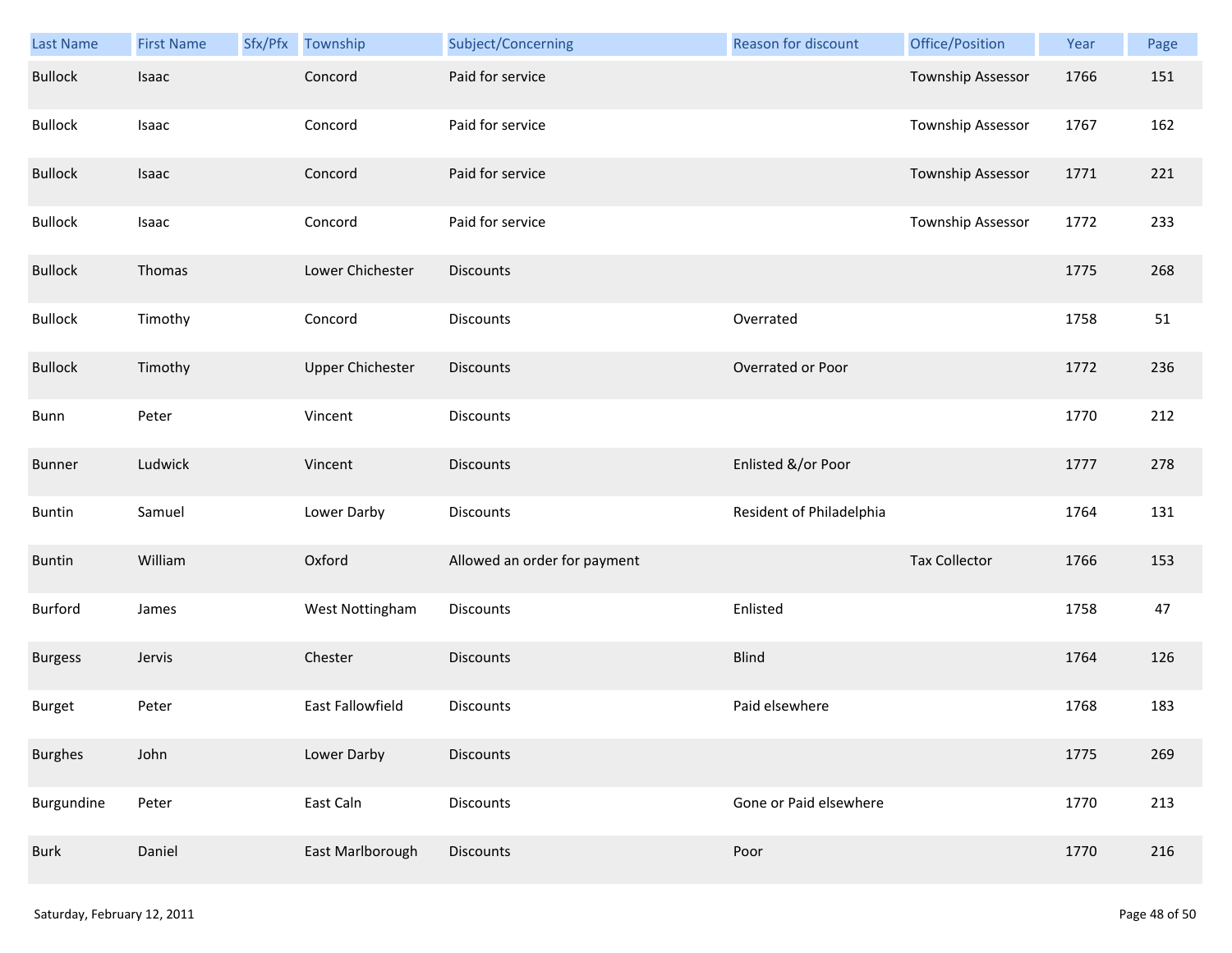| Last Name | First Name | Sfx/Pfx | Township | Subject/Concerning | Reason for discount | Office/Position | Year | Page |
|---|---|---|---|---|---|---|---|---|
| Bullock | Isaac | | Concord | Paid for service | | Township Assessor | 1766 | 151 |
| Bullock | Isaac | | Concord | Paid for service | | Township Assessor | 1767 | 162 |
| Bullock | Isaac | | Concord | Paid for service | | Township Assessor | 1771 | 221 |
| Bullock | Isaac | | Concord | Paid for service | | Township Assessor | 1772 | 233 |
| Bullock | Thomas | | Lower Chichester | Discounts | | | 1775 | 268 |
| Bullock | Timothy | | Concord | Discounts | Overrated | | 1758 | 51 |
| Bullock | Timothy | | Upper Chichester | Discounts | Overrated or Poor | | 1772 | 236 |
| Bunn | Peter | | Vincent | Discounts | | | 1770 | 212 |
| Bunner | Ludwick | | Vincent | Discounts | Enlisted &/or Poor | | 1777 | 278 |
| Buntin | Samuel | | Lower Darby | Discounts | Resident of Philadelphia | | 1764 | 131 |
| Buntin | William | | Oxford | Allowed an order for payment | | Tax Collector | 1766 | 153 |
| Burford | James | | West Nottingham | Discounts | Enlisted | | 1758 | 47 |
| Burgess | Jervis | | Chester | Discounts | Blind | | 1764 | 126 |
| Burget | Peter | | East Fallowfield | Discounts | Paid elsewhere | | 1768 | 183 |
| Burghes | John | | Lower Darby | Discounts | | | 1775 | 269 |
| Burgundine | Peter | | East Caln | Discounts | Gone or Paid elsewhere | | 1770 | 213 |
| Burk | Daniel | | East Marlborough | Discounts | Poor | | 1770 | 216 |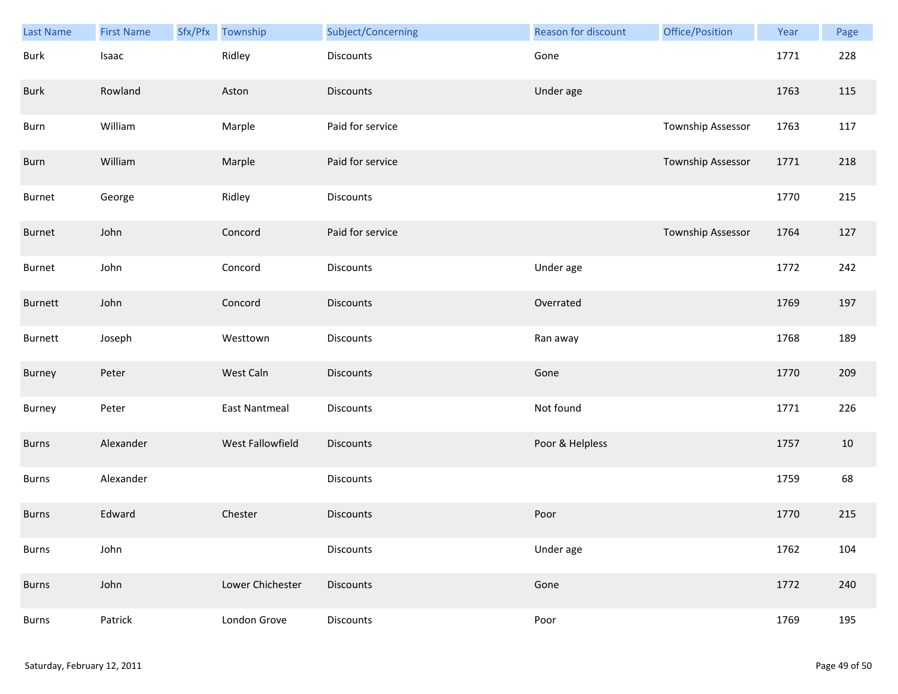| Last Name | First Name | Sfx/Pfx | Township | Subject/Concerning | Reason for discount | Office/Position | Year | Page |
|---|---|---|---|---|---|---|---|---|
| Burk | Isaac | | Ridley | Discounts | Gone | | 1771 | 228 |
| Burk | Rowland | | Aston | Discounts | Under age | | 1763 | 115 |
| Burn | William | | Marple | Paid for service | | Township Assessor | 1763 | 117 |
| Burn | William | | Marple | Paid for service | | Township Assessor | 1771 | 218 |
| Burnet | George | | Ridley | Discounts | | | 1770 | 215 |
| Burnet | John | | Concord | Paid for service | | Township Assessor | 1764 | 127 |
| Burnet | John | | Concord | Discounts | Under age | | 1772 | 242 |
| Burnett | John | | Concord | Discounts | Overrated | | 1769 | 197 |
| Burnett | Joseph | | Westtown | Discounts | Ran away | | 1768 | 189 |
| Burney | Peter | | West Caln | Discounts | Gone | | 1770 | 209 |
| Burney | Peter | | East Nantmeal | Discounts | Not found | | 1771 | 226 |
| Burns | Alexander | | West Fallowfield | Discounts | Poor & Helpless | | 1757 | 10 |
| Burns | Alexander | | | Discounts | | | 1759 | 68 |
| Burns | Edward | | Chester | Discounts | Poor | | 1770 | 215 |
| Burns | John | | | Discounts | Under age | | 1762 | 104 |
| Burns | John | | Lower Chichester | Discounts | Gone | | 1772 | 240 |
| Burns | Patrick | | London Grove | Discounts | Poor | | 1769 | 195 |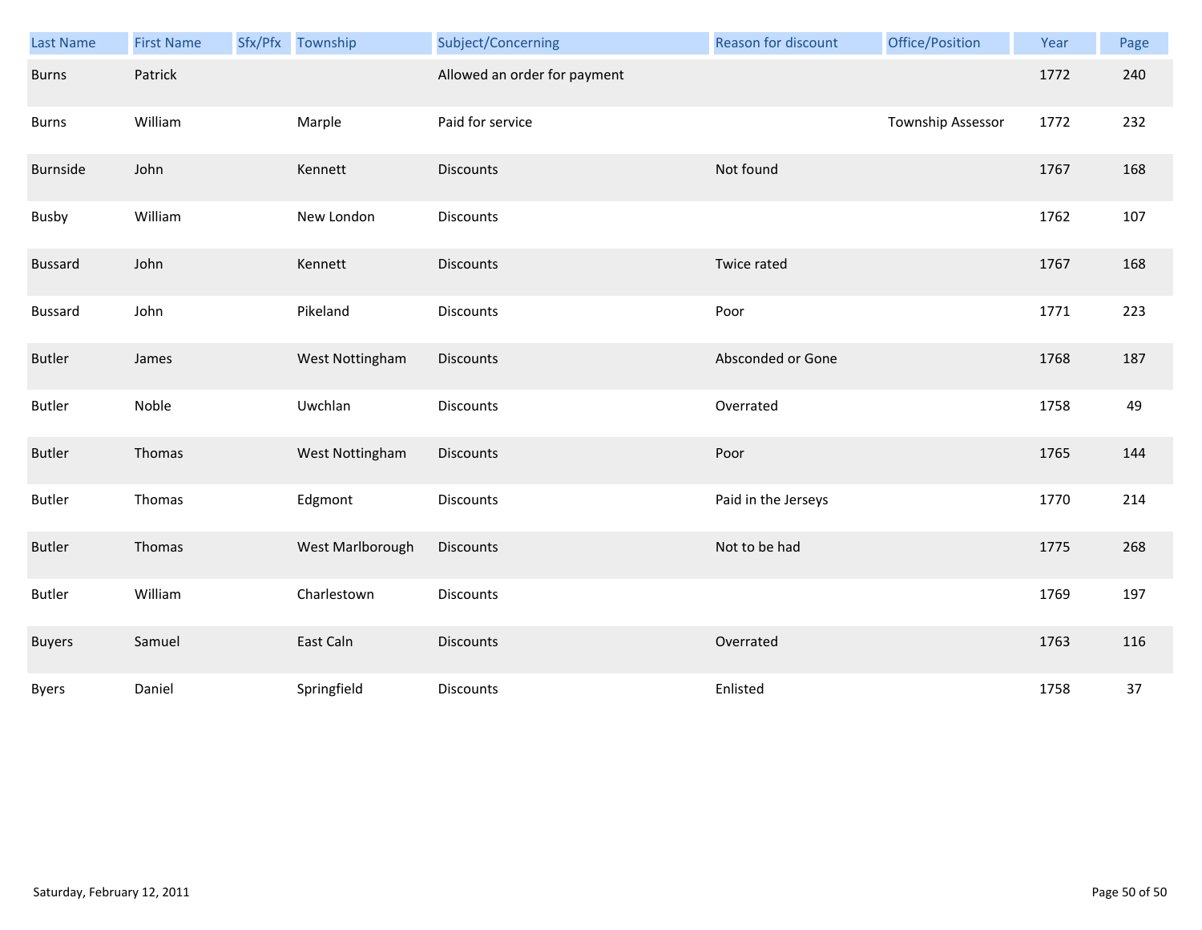| Last Name | First Name | Sfx/Pfx | Township | Subject/Concerning | Reason for discount | Office/Position | Year | Page |
|---|---|---|---|---|---|---|---|---|
| Burns | Patrick | | | Allowed an order for payment | | | 1772 | 240 |
| Burns | William | | Marple | Paid for service | | Township Assessor | 1772 | 232 |
| Burnside | John | | Kennett | Discounts | Not found | | 1767 | 168 |
| Busby | William | | New London | Discounts | | | 1762 | 107 |
| Bussard | John | | Kennett | Discounts | Twice rated | | 1767 | 168 |
| Bussard | John | | Pikeland | Discounts | Poor | | 1771 | 223 |
| Butler | James | | West Nottingham | Discounts | Absconded or Gone | | 1768 | 187 |
| Butler | Noble | | Uwchlan | Discounts | Overrated | | 1758 | 49 |
| Butler | Thomas | | West Nottingham | Discounts | Poor | | 1765 | 144 |
| Butler | Thomas | | Edgmont | Discounts | Paid in the Jerseys | | 1770 | 214 |
| Butler | Thomas | | West Marlborough | Discounts | Not to be had | | 1775 | 268 |
| Butler | William | | Charlestown | Discounts | | | 1769 | 197 |
| Buyers | Samuel | | East Caln | Discounts | Overrated | | 1763 | 116 |
| Byers | Daniel | | Springfield | Discounts | Enlisted | | 1758 | 37 |

Saturday, February 12, 2011